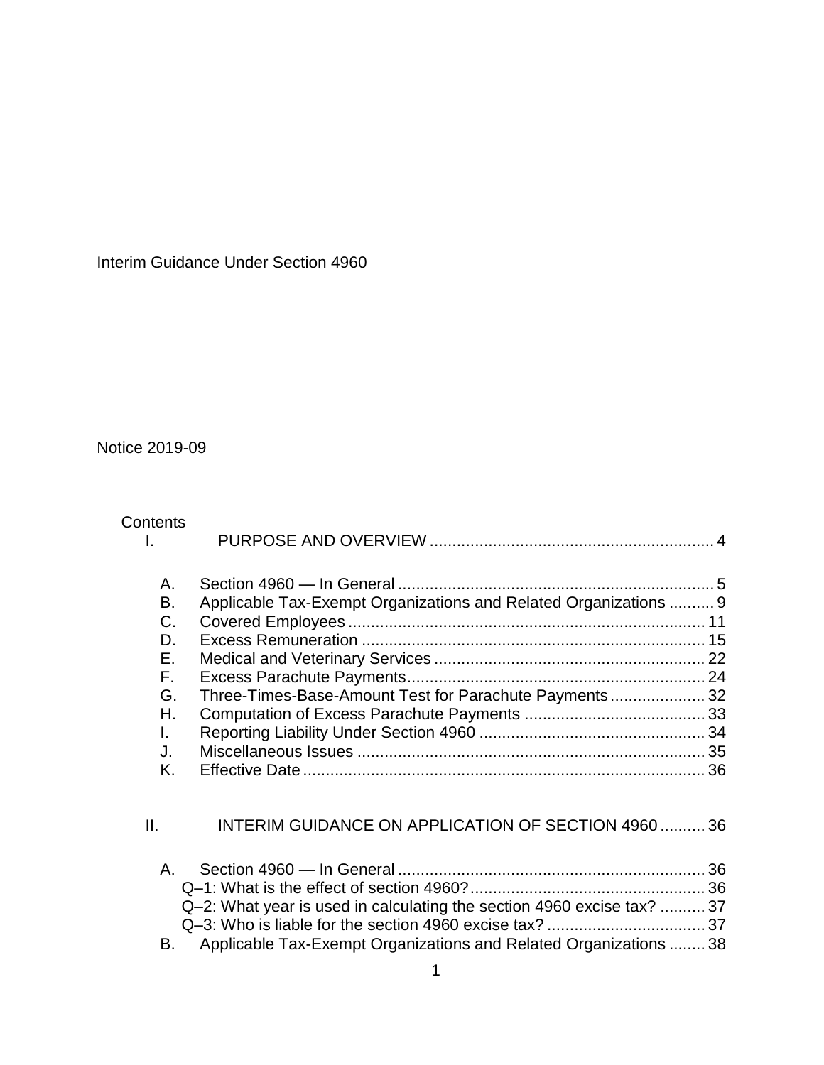Interim Guidance Under Section 4960

Notice 2019-09

Contents

I. PURPOSE AND OVERVIEW .............................................................. 4

- A. Section 4960 — In General ..................................................................... 5
- B. Applicable Tax-Exempt Organizations and Related Organizations .......... 9
- C. Covered Employees ............................................................................... 11
- D. Excess Remuneration ............................................................................ 15
- E. Medical and Veterinary Services ............................................................ 22
- F. Excess Parachute Payments.................................................................. 24
- G. Three-Times-Base-Amount Test for Parachute Payments..................... 32
- H. Computation of Excess Parachute Payments ........................................ 33
- I. Reporting Liability Under Section 4960 .................................................. 34
- J. Miscellaneous Issues ............................................................................. 35
- K. Effective Date ......................................................................................... 36

II. INTERIM GUIDANCE ON APPLICATION OF SECTION 4960 .......... 36

- A. Section 4960 — In General .................................................................... 36
  - Q–1: What is the effect of section 4960?.................................................... 36
  - Q–2: What year is used in calculating the section 4960 excise tax? .......... 37
  - Q–3: Who is liable for the section 4960 excise tax? ................................... 37
- B. Applicable Tax-Exempt Organizations and Related Organizations ........ 38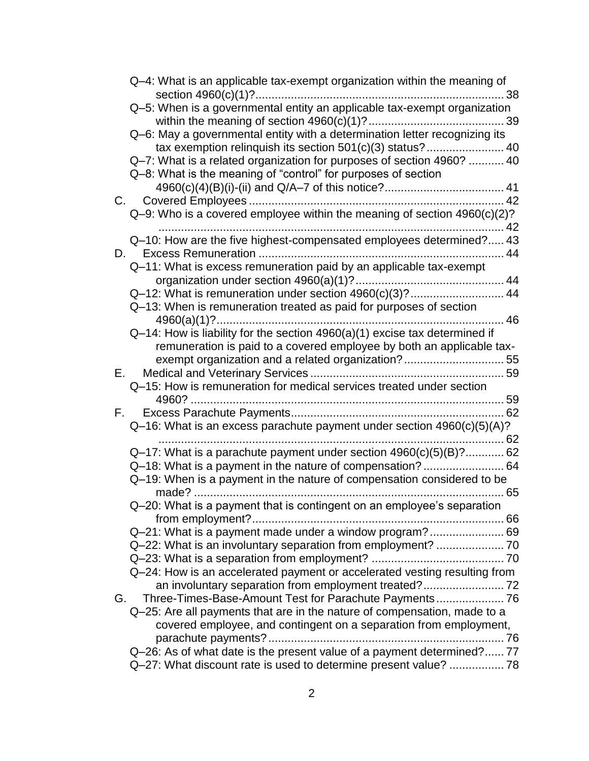Q–4: What is an applicable tax-exempt organization within the meaning of section 4960(c)(1)? ... 38

Q–5: When is a governmental entity an applicable tax-exempt organization within the meaning of section 4960(c)(1)? ... 39

Q–6: May a governmental entity with a determination letter recognizing its tax exemption relinquish its section 501(c)(3) status? ... 40

Q–7: What is a related organization for purposes of section 4960? ... 40

Q–8: What is the meaning of "control" for purposes of section 4960(c)(4)(B)(i)-(ii) and Q/A–7 of this notice? ... 41

C. Covered Employees ... 42

Q–9: Who is a covered employee within the meaning of section 4960(c)(2)? ... 42

Q–10: How are the five highest-compensated employees determined? ... 43

D. Excess Remuneration ... 44

Q–11: What is excess remuneration paid by an applicable tax-exempt organization under section 4960(a)(1)? ... 44

Q–12: What is remuneration under section 4960(c)(3)? ... 44

Q–13: When is remuneration treated as paid for purposes of section 4960(a)(1)? ... 46

Q–14: How is liability for the section 4960(a)(1) excise tax determined if remuneration is paid to a covered employee by both an applicable tax-exempt organization and a related organization? ... 55

E. Medical and Veterinary Services ... 59

Q–15: How is remuneration for medical services treated under section 4960? ... 59

F. Excess Parachute Payments ... 62

Q–16: What is an excess parachute payment under section 4960(c)(5)(A)? ... 62

Q–17: What is a parachute payment under section 4960(c)(5)(B)? ... 62

Q–18: What is a payment in the nature of compensation? ... 64

Q–19: When is a payment in the nature of compensation considered to be made? ... 65

Q–20: What is a payment that is contingent on an employee's separation from employment? ... 66

Q–21: What is a payment made under a window program? ... 69

Q–22: What is an involuntary separation from employment? ... 70

Q–23: What is a separation from employment? ... 70

Q–24: How is an accelerated payment or accelerated vesting resulting from an involuntary separation from employment treated? ... 72

G. Three-Times-Base-Amount Test for Parachute Payments ... 76

Q–25: Are all payments that are in the nature of compensation, made to a covered employee, and contingent on a separation from employment, parachute payments? ... 76

Q–26: As of what date is the present value of a payment determined? ... 77

Q–27: What discount rate is used to determine present value? ... 78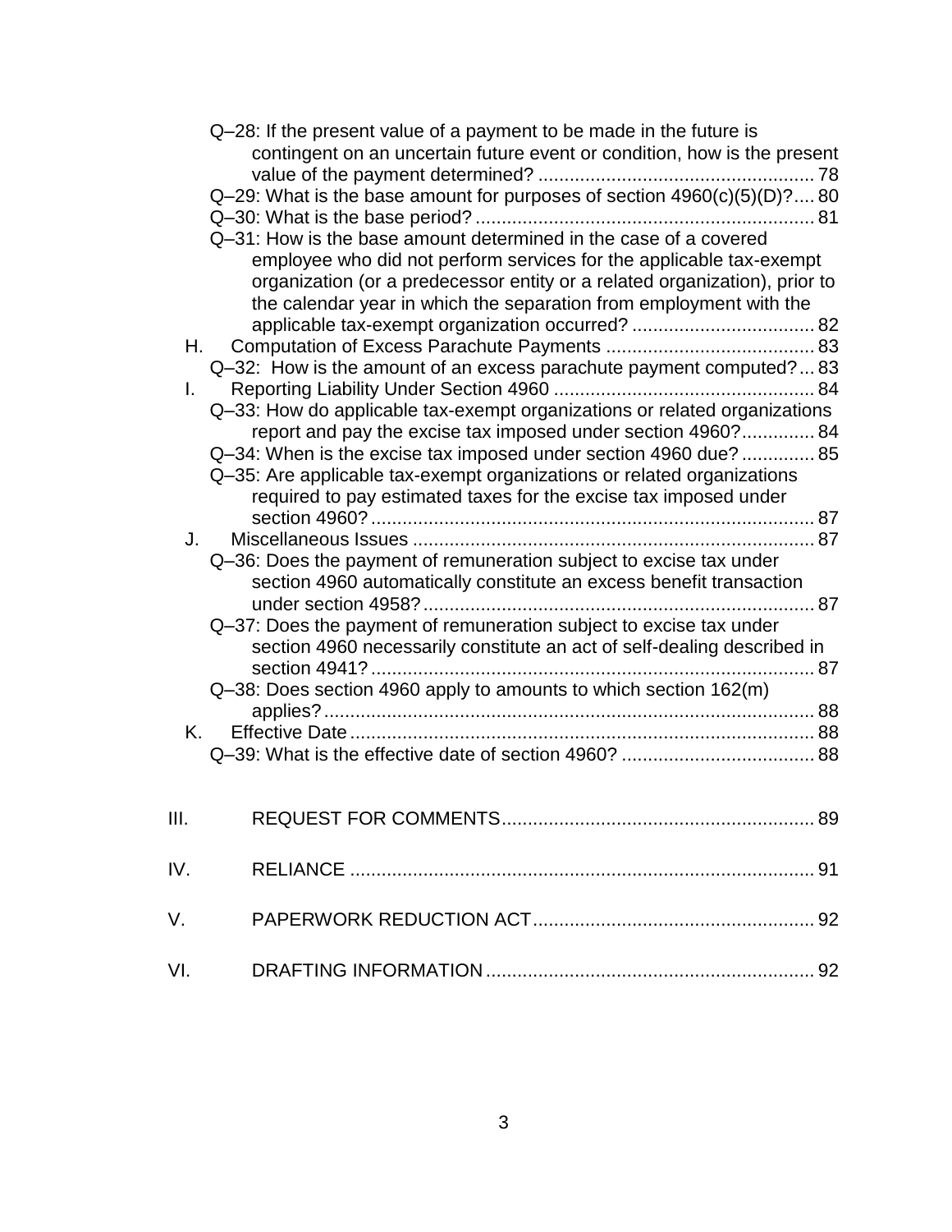Q–28: If the present value of a payment to be made in the future is contingent on an uncertain future event or condition, how is the present value of the payment determined? ..................................................... 78

Q–29: What is the base amount for purposes of section 4960(c)(5)(D)? .... 80

Q–30: What is the base period? ................................................................ 81

Q–31: How is the base amount determined in the case of a covered employee who did not perform services for the applicable tax-exempt organization (or a predecessor entity or a related organization), prior to the calendar year in which the separation from employment with the applicable tax-exempt organization occurred? ................................... 82

H. Computation of Excess Parachute Payments ........................................ 83

Q–32: How is the amount of an excess parachute payment computed? ... 83

I. Reporting Liability Under Section 4960 .................................................. 84

Q–33: How do applicable tax-exempt organizations or related organizations report and pay the excise tax imposed under section 4960? .............. 84

Q–34: When is the excise tax imposed under section 4960 due? .............. 85

Q–35: Are applicable tax-exempt organizations or related organizations required to pay estimated taxes for the excise tax imposed under section 4960? ..................................................................................... 87

J. Miscellaneous Issues ............................................................................. 87

Q–36: Does the payment of remuneration subject to excise tax under section 4960 automatically constitute an excess benefit transaction under section 4958? ........................................................................... 87

Q–37: Does the payment of remuneration subject to excise tax under section 4960 necessarily constitute an act of self-dealing described in section 4941? ..................................................................................... 87

Q–38: Does section 4960 apply to amounts to which section 162(m) applies? ............................................................................................. 88

K. Effective Date ......................................................................................... 88

Q–39: What is the effective date of section 4960? ..................................... 88

III. REQUEST FOR COMMENTS ............................................................ 89

IV. RELIANCE ......................................................................................... 91

V. PAPERWORK REDUCTION ACT ...................................................... 92

VI. DRAFTING INFORMATION ............................................................... 92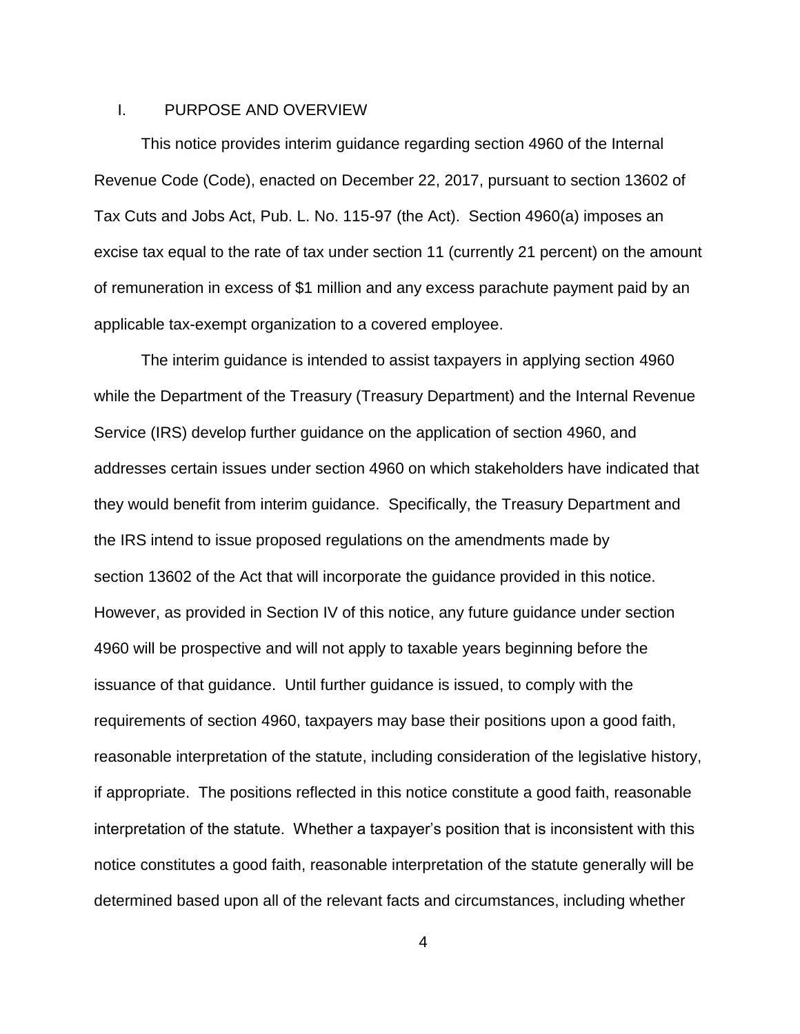## I. PURPOSE AND OVERVIEW

This notice provides interim guidance regarding section 4960 of the Internal Revenue Code (Code), enacted on December 22, 2017, pursuant to section 13602 of Tax Cuts and Jobs Act, Pub. L. No. 115-97 (the Act). Section 4960(a) imposes an excise tax equal to the rate of tax under section 11 (currently 21 percent) on the amount of remuneration in excess of $1 million and any excess parachute payment paid by an applicable tax-exempt organization to a covered employee.

The interim guidance is intended to assist taxpayers in applying section 4960 while the Department of the Treasury (Treasury Department) and the Internal Revenue Service (IRS) develop further guidance on the application of section 4960, and addresses certain issues under section 4960 on which stakeholders have indicated that they would benefit from interim guidance. Specifically, the Treasury Department and the IRS intend to issue proposed regulations on the amendments made by section 13602 of the Act that will incorporate the guidance provided in this notice. However, as provided in Section IV of this notice, any future guidance under section 4960 will be prospective and will not apply to taxable years beginning before the issuance of that guidance. Until further guidance is issued, to comply with the requirements of section 4960, taxpayers may base their positions upon a good faith, reasonable interpretation of the statute, including consideration of the legislative history, if appropriate. The positions reflected in this notice constitute a good faith, reasonable interpretation of the statute. Whether a taxpayer's position that is inconsistent with this notice constitutes a good faith, reasonable interpretation of the statute generally will be determined based upon all of the relevant facts and circumstances, including whether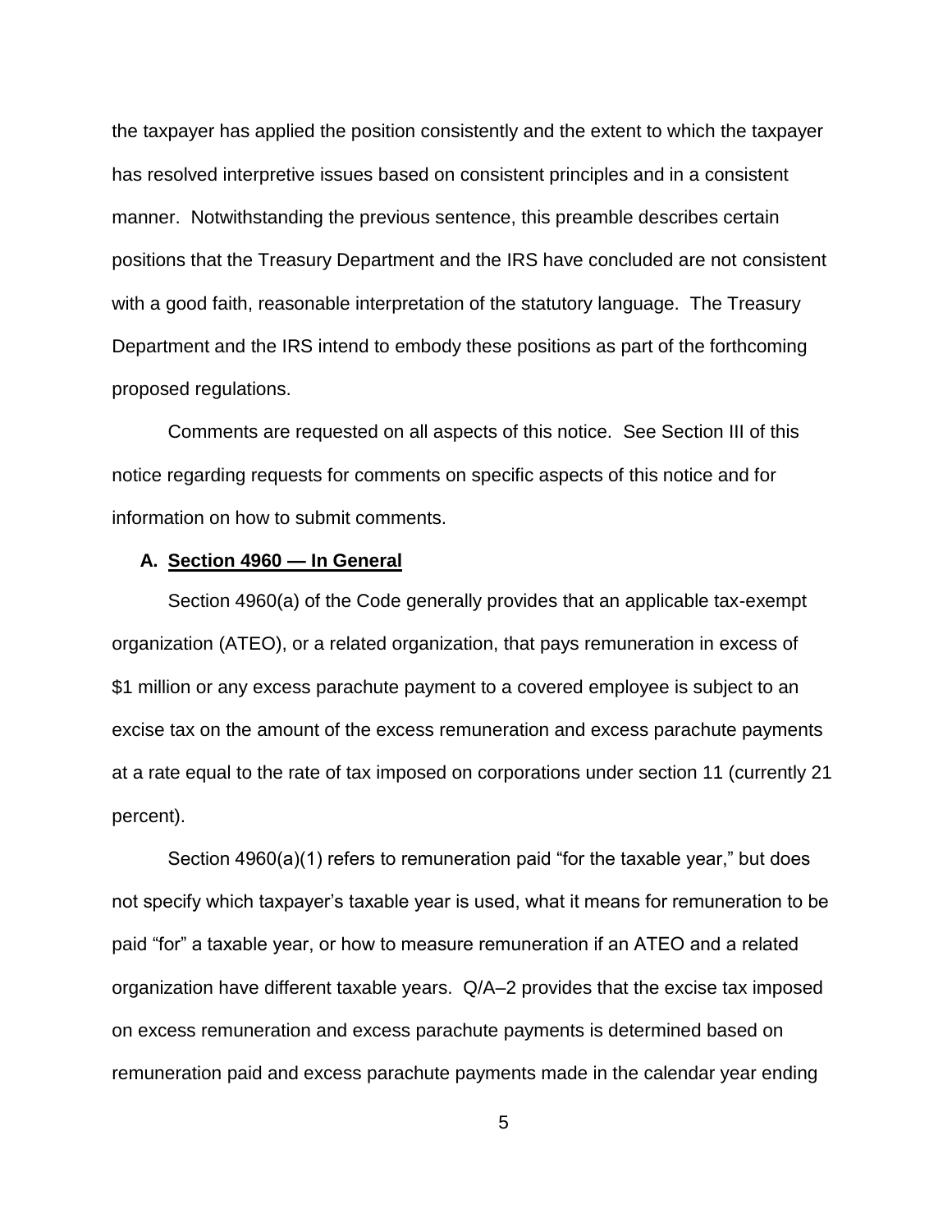the taxpayer has applied the position consistently and the extent to which the taxpayer has resolved interpretive issues based on consistent principles and in a consistent manner. Notwithstanding the previous sentence, this preamble describes certain positions that the Treasury Department and the IRS have concluded are not consistent with a good faith, reasonable interpretation of the statutory language. The Treasury Department and the IRS intend to embody these positions as part of the forthcoming proposed regulations.

Comments are requested on all aspects of this notice. See Section III of this notice regarding requests for comments on specific aspects of this notice and for information on how to submit comments.

### A. Section 4960 — In General

Section 4960(a) of the Code generally provides that an applicable tax-exempt organization (ATEO), or a related organization, that pays remuneration in excess of $1 million or any excess parachute payment to a covered employee is subject to an excise tax on the amount of the excess remuneration and excess parachute payments at a rate equal to the rate of tax imposed on corporations under section 11 (currently 21 percent).

Section 4960(a)(1) refers to remuneration paid "for the taxable year," but does not specify which taxpayer's taxable year is used, what it means for remuneration to be paid "for" a taxable year, or how to measure remuneration if an ATEO and a related organization have different taxable years. Q/A–2 provides that the excise tax imposed on excess remuneration and excess parachute payments is determined based on remuneration paid and excess parachute payments made in the calendar year ending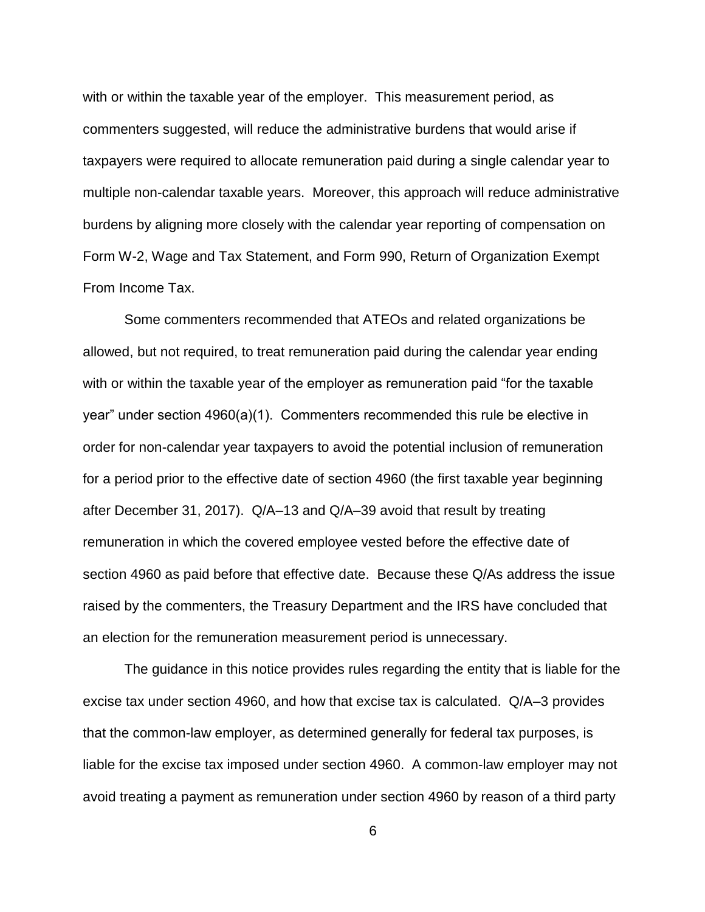with or within the taxable year of the employer. This measurement period, as commenters suggested, will reduce the administrative burdens that would arise if taxpayers were required to allocate remuneration paid during a single calendar year to multiple non-calendar taxable years. Moreover, this approach will reduce administrative burdens by aligning more closely with the calendar year reporting of compensation on Form W-2, Wage and Tax Statement, and Form 990, Return of Organization Exempt From Income Tax.

Some commenters recommended that ATEOs and related organizations be allowed, but not required, to treat remuneration paid during the calendar year ending with or within the taxable year of the employer as remuneration paid "for the taxable year" under section 4960(a)(1). Commenters recommended this rule be elective in order for non-calendar year taxpayers to avoid the potential inclusion of remuneration for a period prior to the effective date of section 4960 (the first taxable year beginning after December 31, 2017). Q/A–13 and Q/A–39 avoid that result by treating remuneration in which the covered employee vested before the effective date of section 4960 as paid before that effective date. Because these Q/As address the issue raised by the commenters, the Treasury Department and the IRS have concluded that an election for the remuneration measurement period is unnecessary.

The guidance in this notice provides rules regarding the entity that is liable for the excise tax under section 4960, and how that excise tax is calculated. Q/A–3 provides that the common-law employer, as determined generally for federal tax purposes, is liable for the excise tax imposed under section 4960. A common-law employer may not avoid treating a payment as remuneration under section 4960 by reason of a third party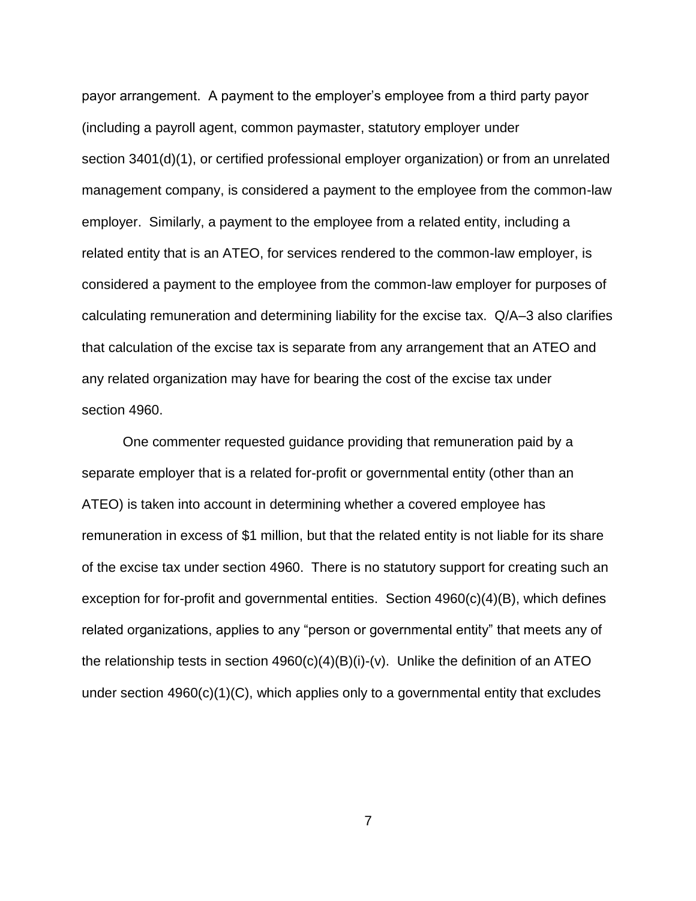payor arrangement. A payment to the employer's employee from a third party payor (including a payroll agent, common paymaster, statutory employer under section 3401(d)(1), or certified professional employer organization) or from an unrelated management company, is considered a payment to the employee from the common-law employer. Similarly, a payment to the employee from a related entity, including a related entity that is an ATEO, for services rendered to the common-law employer, is considered a payment to the employee from the common-law employer for purposes of calculating remuneration and determining liability for the excise tax. Q/A–3 also clarifies that calculation of the excise tax is separate from any arrangement that an ATEO and any related organization may have for bearing the cost of the excise tax under section 4960.

One commenter requested guidance providing that remuneration paid by a separate employer that is a related for-profit or governmental entity (other than an ATEO) is taken into account in determining whether a covered employee has remuneration in excess of $1 million, but that the related entity is not liable for its share of the excise tax under section 4960. There is no statutory support for creating such an exception for for-profit and governmental entities. Section 4960(c)(4)(B), which defines related organizations, applies to any "person or governmental entity" that meets any of the relationship tests in section 4960(c)(4)(B)(i)-(v). Unlike the definition of an ATEO under section 4960(c)(1)(C), which applies only to a governmental entity that excludes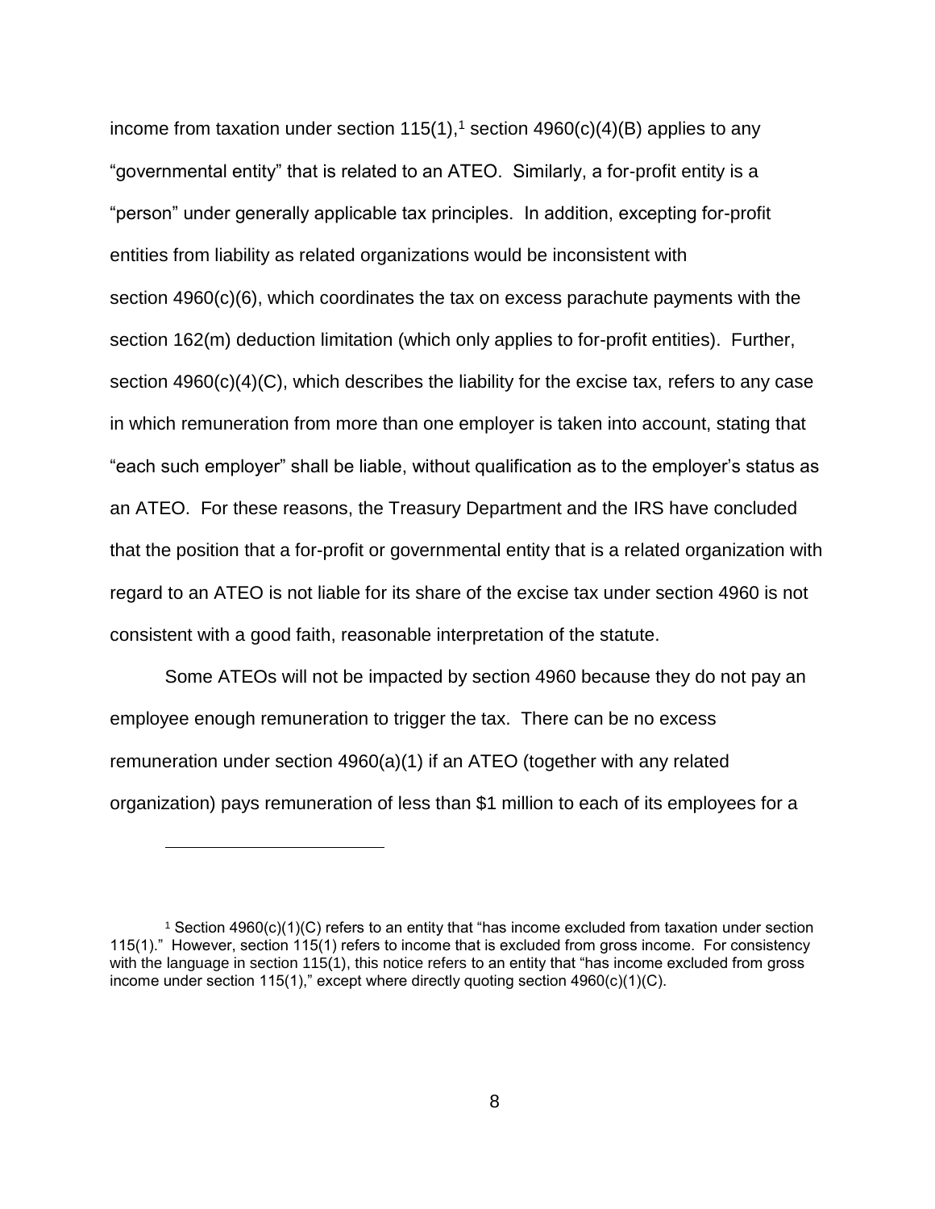income from taxation under section 115(1),[1] section 4960(c)(4)(B) applies to any "governmental entity" that is related to an ATEO. Similarly, a for-profit entity is a "person" under generally applicable tax principles. In addition, excepting for-profit entities from liability as related organizations would be inconsistent with section 4960(c)(6), which coordinates the tax on excess parachute payments with the section 162(m) deduction limitation (which only applies to for-profit entities). Further, section 4960(c)(4)(C), which describes the liability for the excise tax, refers to any case in which remuneration from more than one employer is taken into account, stating that "each such employer" shall be liable, without qualification as to the employer's status as an ATEO. For these reasons, the Treasury Department and the IRS have concluded that the position that a for-profit or governmental entity that is a related organization with regard to an ATEO is not liable for its share of the excise tax under section 4960 is not consistent with a good faith, reasonable interpretation of the statute.

Some ATEOs will not be impacted by section 4960 because they do not pay an employee enough remuneration to trigger the tax. There can be no excess remuneration under section 4960(a)(1) if an ATEO (together with any related organization) pays remuneration of less than $1 million to each of its employees for a

---

[1] Section 4960(c)(1)(C) refers to an entity that "has income excluded from taxation under section 115(1)." However, section 115(1) refers to income that is excluded from gross income. For consistency with the language in section 115(1), this notice refers to an entity that "has income excluded from gross income under section 115(1)," except where directly quoting section 4960(c)(1)(C).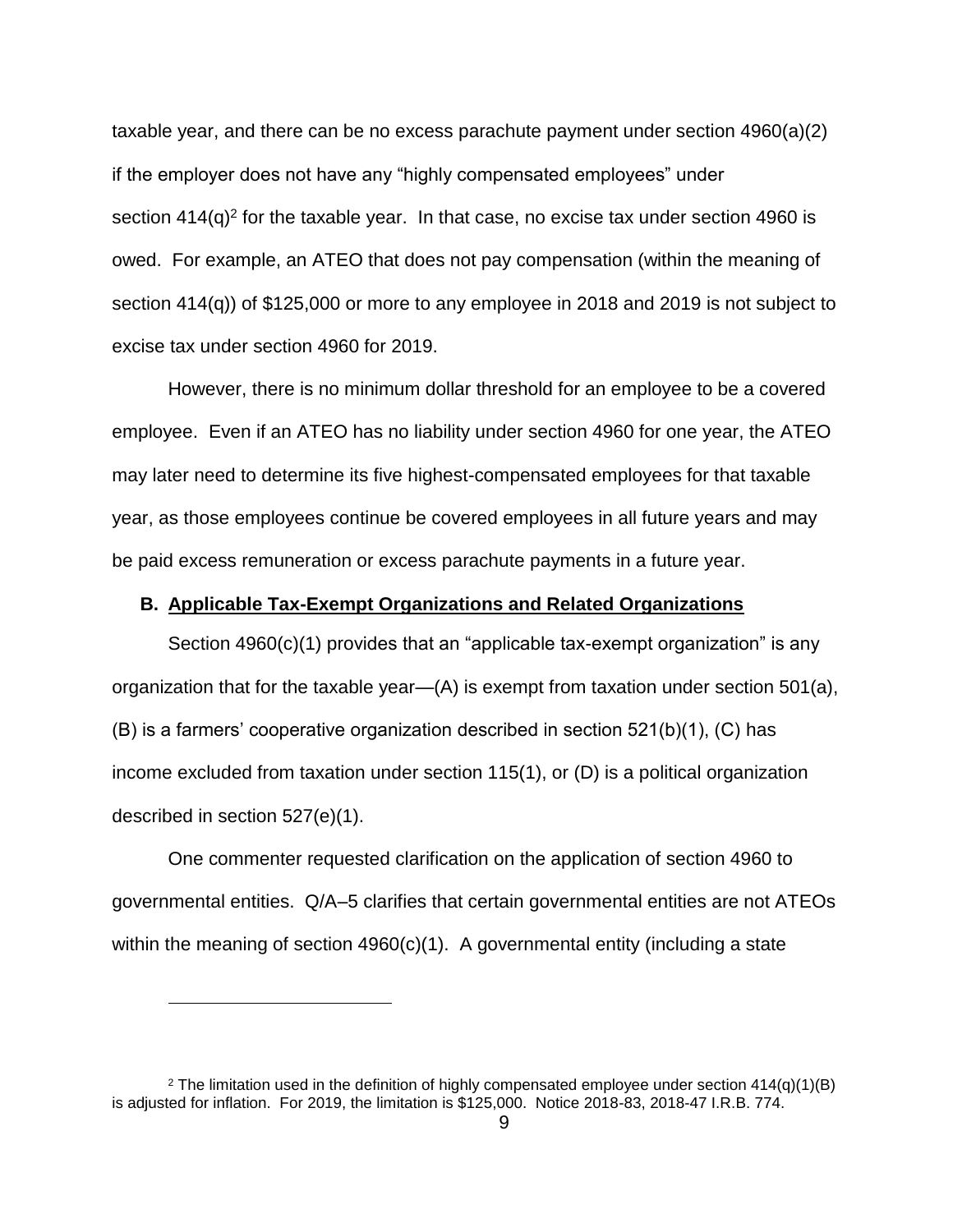taxable year, and there can be no excess parachute payment under section 4960(a)(2) if the employer does not have any "highly compensated employees" under section 414(q)[2] for the taxable year. In that case, no excise tax under section 4960 is owed. For example, an ATEO that does not pay compensation (within the meaning of section 414(q)) of $125,000 or more to any employee in 2018 and 2019 is not subject to excise tax under section 4960 for 2019.

However, there is no minimum dollar threshold for an employee to be a covered employee. Even if an ATEO has no liability under section 4960 for one year, the ATEO may later need to determine its five highest-compensated employees for that taxable year, as those employees continue be covered employees in all future years and may be paid excess remuneration or excess parachute payments in a future year.

### B. Applicable Tax-Exempt Organizations and Related Organizations

Section 4960(c)(1) provides that an "applicable tax-exempt organization" is any organization that for the taxable year—(A) is exempt from taxation under section 501(a), (B) is a farmers' cooperative organization described in section 521(b)(1), (C) has income excluded from taxation under section 115(1), or (D) is a political organization described in section 527(e)(1).

One commenter requested clarification on the application of section 4960 to governmental entities. Q/A–5 clarifies that certain governmental entities are not ATEOs within the meaning of section 4960(c)(1). A governmental entity (including a state

---

[2] The limitation used in the definition of highly compensated employee under section 414(q)(1)(B) is adjusted for inflation. For 2019, the limitation is $125,000. Notice 2018-83, 2018-47 I.R.B. 774.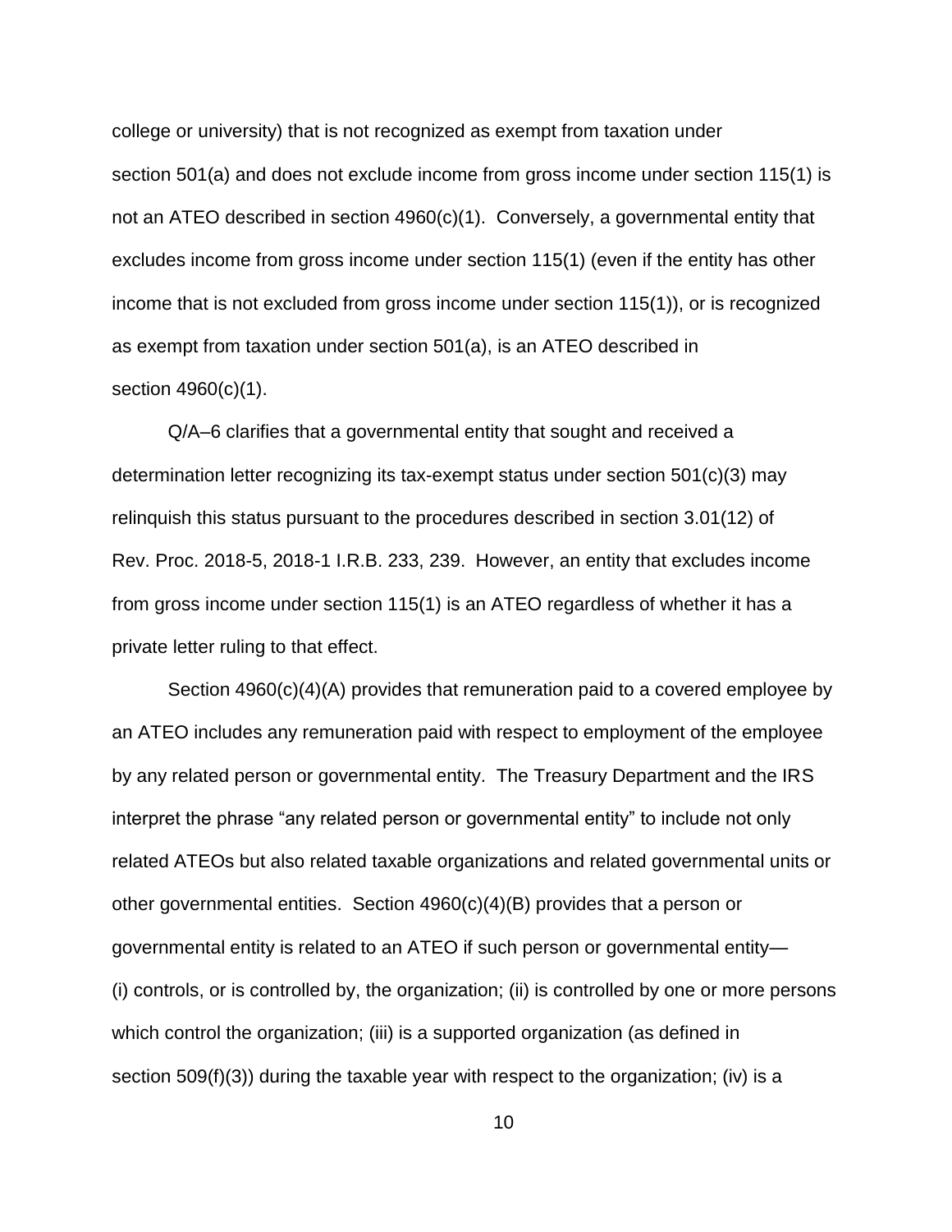college or university) that is not recognized as exempt from taxation under section 501(a) and does not exclude income from gross income under section 115(1) is not an ATEO described in section 4960(c)(1). Conversely, a governmental entity that excludes income from gross income under section 115(1) (even if the entity has other income that is not excluded from gross income under section 115(1)), or is recognized as exempt from taxation under section 501(a), is an ATEO described in section 4960(c)(1).

Q/A–6 clarifies that a governmental entity that sought and received a determination letter recognizing its tax-exempt status under section 501(c)(3) may relinquish this status pursuant to the procedures described in section 3.01(12) of Rev. Proc. 2018-5, 2018-1 I.R.B. 233, 239. However, an entity that excludes income from gross income under section 115(1) is an ATEO regardless of whether it has a private letter ruling to that effect.

Section 4960(c)(4)(A) provides that remuneration paid to a covered employee by an ATEO includes any remuneration paid with respect to employment of the employee by any related person or governmental entity. The Treasury Department and the IRS interpret the phrase "any related person or governmental entity" to include not only related ATEOs but also related taxable organizations and related governmental units or other governmental entities. Section 4960(c)(4)(B) provides that a person or governmental entity is related to an ATEO if such person or governmental entity—(i) controls, or is controlled by, the organization; (ii) is controlled by one or more persons which control the organization; (iii) is a supported organization (as defined in section 509(f)(3)) during the taxable year with respect to the organization; (iv) is a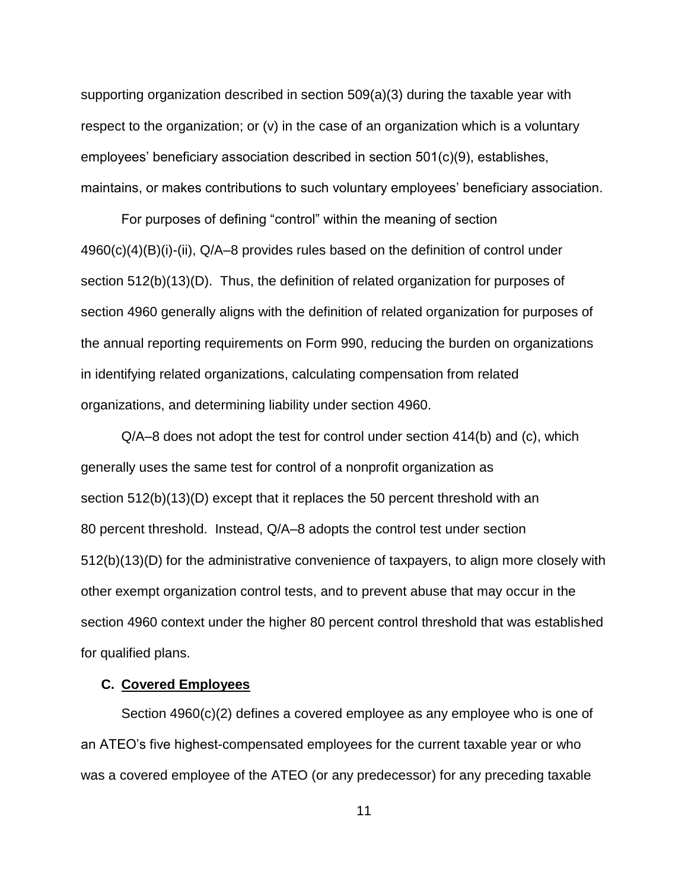supporting organization described in section 509(a)(3) during the taxable year with respect to the organization; or (v) in the case of an organization which is a voluntary employees' beneficiary association described in section 501(c)(9), establishes, maintains, or makes contributions to such voluntary employees' beneficiary association.

For purposes of defining "control" within the meaning of section 4960(c)(4)(B)(i)-(ii), Q/A–8 provides rules based on the definition of control under section 512(b)(13)(D). Thus, the definition of related organization for purposes of section 4960 generally aligns with the definition of related organization for purposes of the annual reporting requirements on Form 990, reducing the burden on organizations in identifying related organizations, calculating compensation from related organizations, and determining liability under section 4960.

Q/A–8 does not adopt the test for control under section 414(b) and (c), which generally uses the same test for control of a nonprofit organization as section 512(b)(13)(D) except that it replaces the 50 percent threshold with an 80 percent threshold. Instead, Q/A–8 adopts the control test under section 512(b)(13)(D) for the administrative convenience of taxpayers, to align more closely with other exempt organization control tests, and to prevent abuse that may occur in the section 4960 context under the higher 80 percent control threshold that was established for qualified plans.

### C. <u>Covered Employees</u>

Section 4960(c)(2) defines a covered employee as any employee who is one of an ATEO's five highest-compensated employees for the current taxable year or who was a covered employee of the ATEO (or any predecessor) for any preceding taxable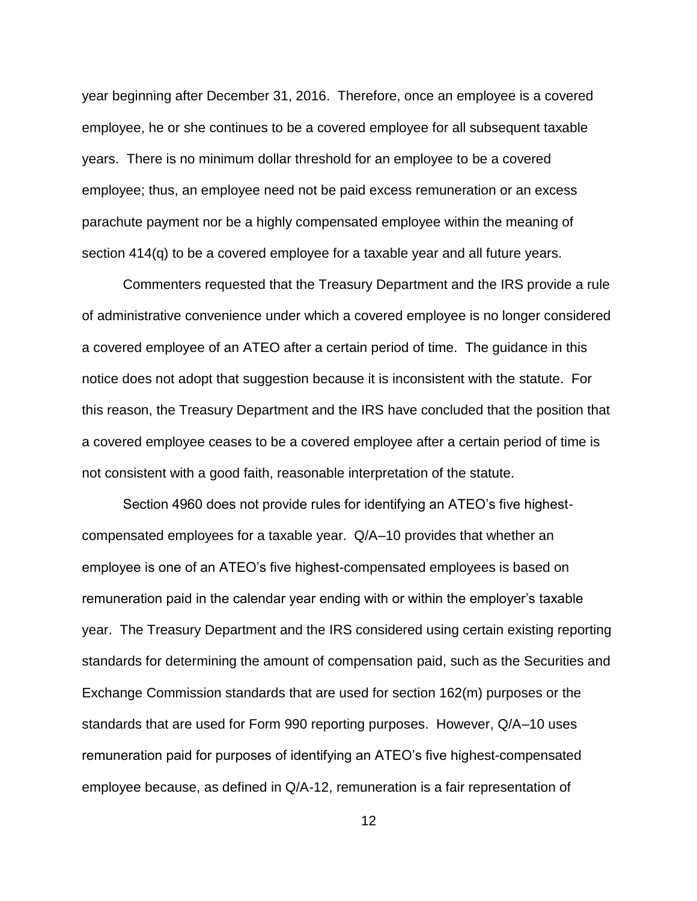year beginning after December 31, 2016. Therefore, once an employee is a covered employee, he or she continues to be a covered employee for all subsequent taxable years. There is no minimum dollar threshold for an employee to be a covered employee; thus, an employee need not be paid excess remuneration or an excess parachute payment nor be a highly compensated employee within the meaning of section 414(q) to be a covered employee for a taxable year and all future years.

Commenters requested that the Treasury Department and the IRS provide a rule of administrative convenience under which a covered employee is no longer considered a covered employee of an ATEO after a certain period of time. The guidance in this notice does not adopt that suggestion because it is inconsistent with the statute. For this reason, the Treasury Department and the IRS have concluded that the position that a covered employee ceases to be a covered employee after a certain period of time is not consistent with a good faith, reasonable interpretation of the statute.

Section 4960 does not provide rules for identifying an ATEO's five highest-compensated employees for a taxable year. Q/A–10 provides that whether an employee is one of an ATEO's five highest-compensated employees is based on remuneration paid in the calendar year ending with or within the employer's taxable year. The Treasury Department and the IRS considered using certain existing reporting standards for determining the amount of compensation paid, such as the Securities and Exchange Commission standards that are used for section 162(m) purposes or the standards that are used for Form 990 reporting purposes. However, Q/A–10 uses remuneration paid for purposes of identifying an ATEO's five highest-compensated employee because, as defined in Q/A-12, remuneration is a fair representation of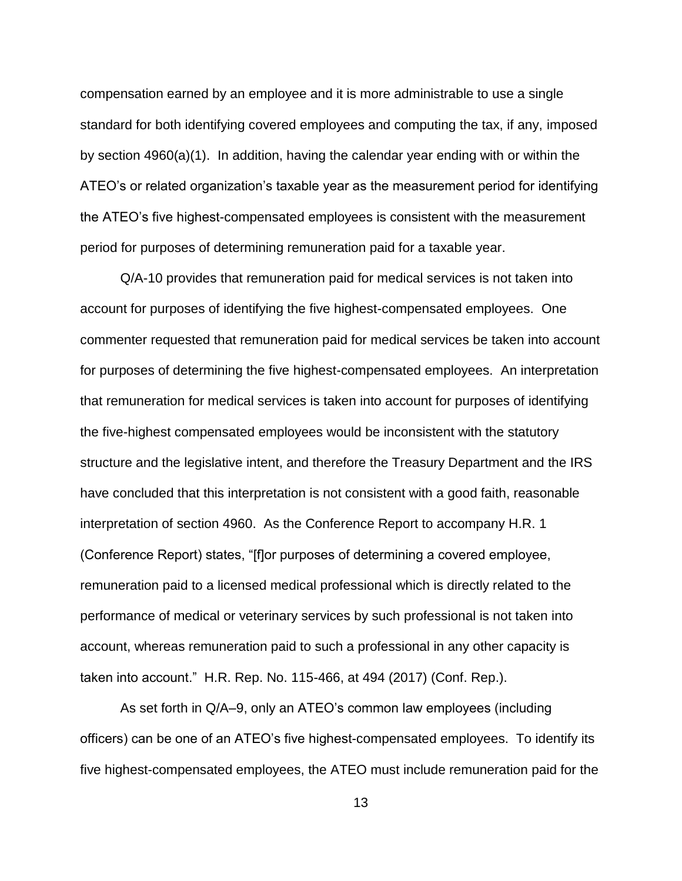compensation earned by an employee and it is more administrable to use a single standard for both identifying covered employees and computing the tax, if any, imposed by section 4960(a)(1). In addition, having the calendar year ending with or within the ATEO's or related organization's taxable year as the measurement period for identifying the ATEO's five highest-compensated employees is consistent with the measurement period for purposes of determining remuneration paid for a taxable year.

Q/A-10 provides that remuneration paid for medical services is not taken into account for purposes of identifying the five highest-compensated employees. One commenter requested that remuneration paid for medical services be taken into account for purposes of determining the five highest-compensated employees. An interpretation that remuneration for medical services is taken into account for purposes of identifying the five-highest compensated employees would be inconsistent with the statutory structure and the legislative intent, and therefore the Treasury Department and the IRS have concluded that this interpretation is not consistent with a good faith, reasonable interpretation of section 4960. As the Conference Report to accompany H.R. 1 (Conference Report) states, "[f]or purposes of determining a covered employee, remuneration paid to a licensed medical professional which is directly related to the performance of medical or veterinary services by such professional is not taken into account, whereas remuneration paid to such a professional in any other capacity is taken into account." H.R. Rep. No. 115-466, at 494 (2017) (Conf. Rep.).

As set forth in Q/A–9, only an ATEO's common law employees (including officers) can be one of an ATEO's five highest-compensated employees. To identify its five highest-compensated employees, the ATEO must include remuneration paid for the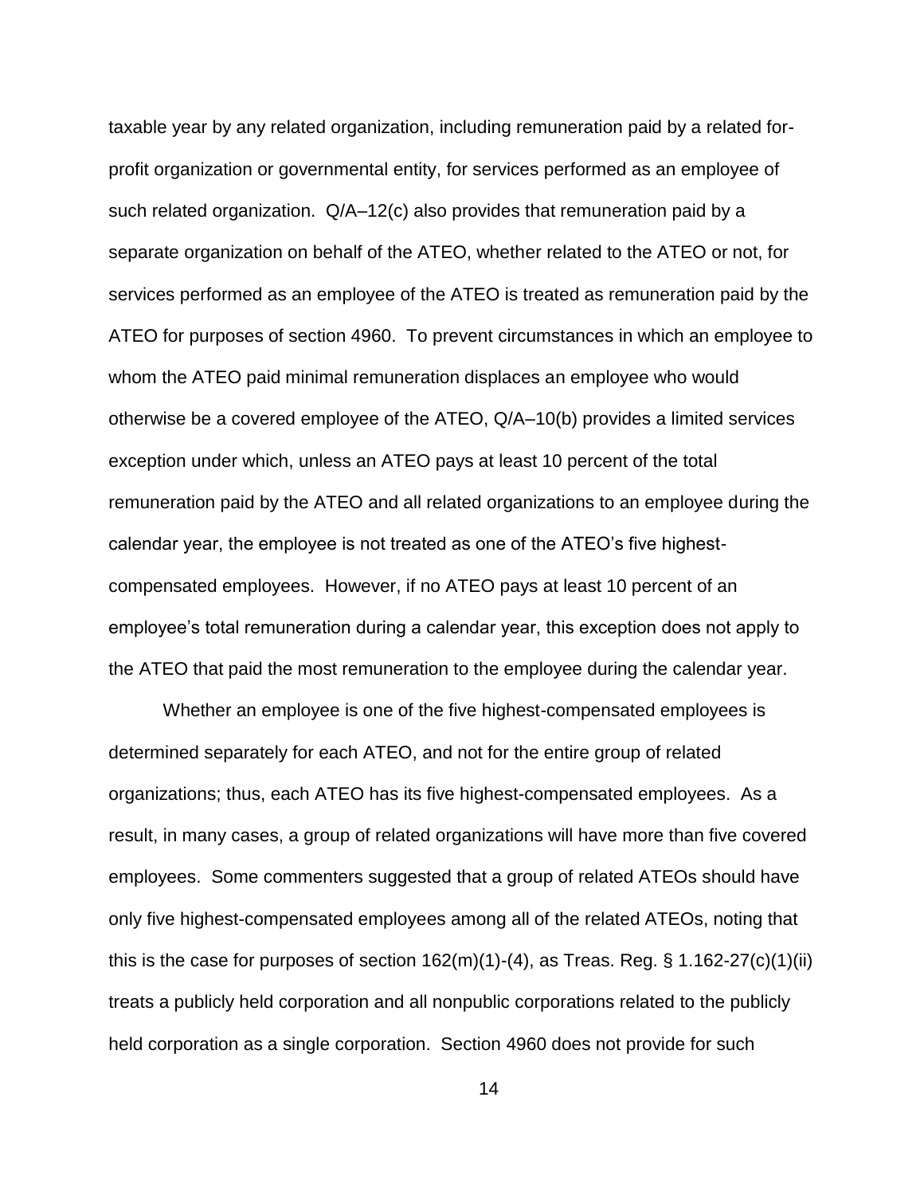taxable year by any related organization, including remuneration paid by a related for-profit organization or governmental entity, for services performed as an employee of such related organization. Q/A–12(c) also provides that remuneration paid by a separate organization on behalf of the ATEO, whether related to the ATEO or not, for services performed as an employee of the ATEO is treated as remuneration paid by the ATEO for purposes of section 4960. To prevent circumstances in which an employee to whom the ATEO paid minimal remuneration displaces an employee who would otherwise be a covered employee of the ATEO, Q/A–10(b) provides a limited services exception under which, unless an ATEO pays at least 10 percent of the total remuneration paid by the ATEO and all related organizations to an employee during the calendar year, the employee is not treated as one of the ATEO's five highest-compensated employees. However, if no ATEO pays at least 10 percent of an employee's total remuneration during a calendar year, this exception does not apply to the ATEO that paid the most remuneration to the employee during the calendar year.

Whether an employee is one of the five highest-compensated employees is determined separately for each ATEO, and not for the entire group of related organizations; thus, each ATEO has its five highest-compensated employees. As a result, in many cases, a group of related organizations will have more than five covered employees. Some commenters suggested that a group of related ATEOs should have only five highest-compensated employees among all of the related ATEOs, noting that this is the case for purposes of section 162(m)(1)-(4), as Treas. Reg. § 1.162-27(c)(1)(ii) treats a publicly held corporation and all nonpublic corporations related to the publicly held corporation as a single corporation. Section 4960 does not provide for such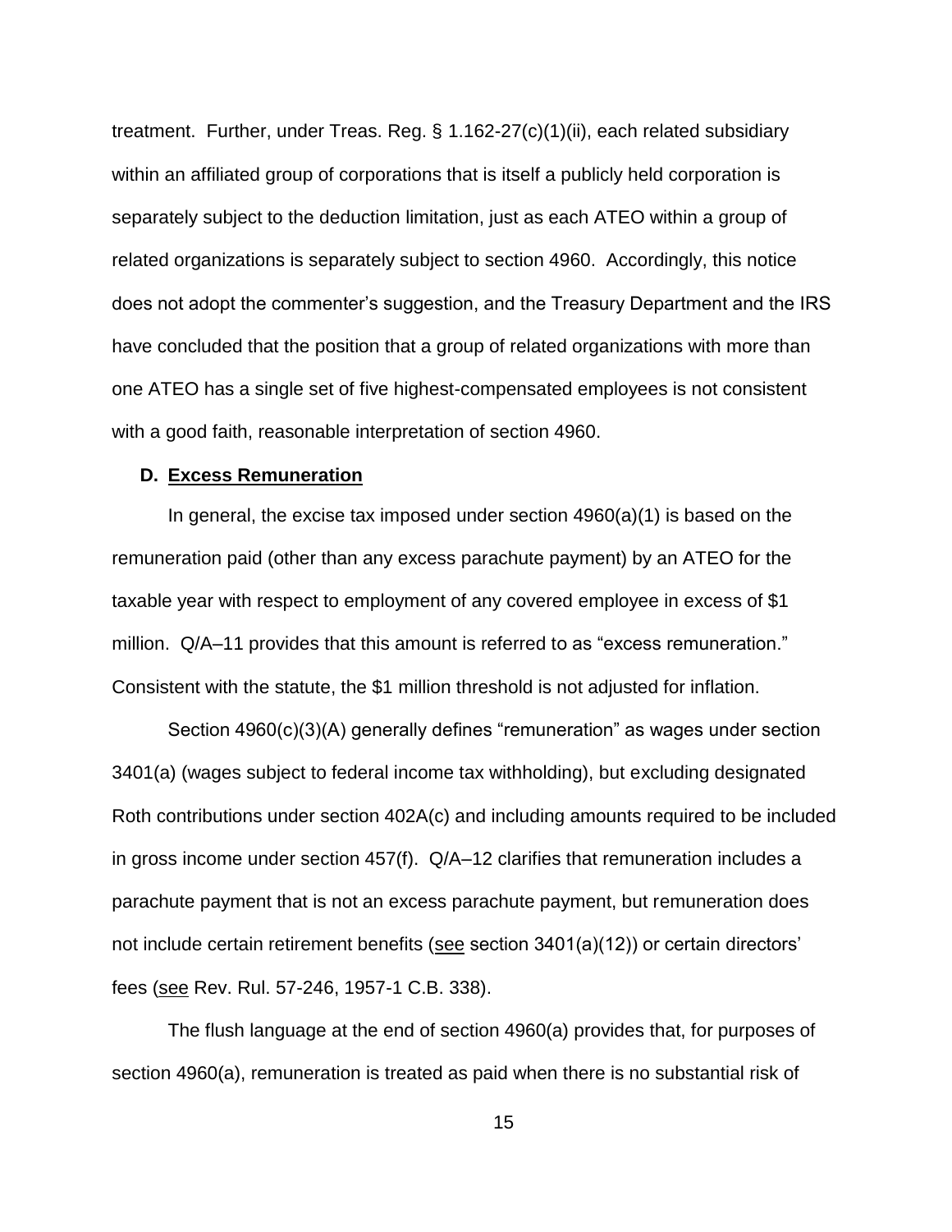treatment. Further, under Treas. Reg. § 1.162-27(c)(1)(ii), each related subsidiary within an affiliated group of corporations that is itself a publicly held corporation is separately subject to the deduction limitation, just as each ATEO within a group of related organizations is separately subject to section 4960. Accordingly, this notice does not adopt the commenter's suggestion, and the Treasury Department and the IRS have concluded that the position that a group of related organizations with more than one ATEO has a single set of five highest-compensated employees is not consistent with a good faith, reasonable interpretation of section 4960.

### D. Excess Remuneration

In general, the excise tax imposed under section 4960(a)(1) is based on the remuneration paid (other than any excess parachute payment) by an ATEO for the taxable year with respect to employment of any covered employee in excess of $1 million. Q/A–11 provides that this amount is referred to as "excess remuneration." Consistent with the statute, the $1 million threshold is not adjusted for inflation.

Section 4960(c)(3)(A) generally defines "remuneration" as wages under section 3401(a) (wages subject to federal income tax withholding), but excluding designated Roth contributions under section 402A(c) and including amounts required to be included in gross income under section 457(f). Q/A–12 clarifies that remuneration includes a parachute payment that is not an excess parachute payment, but remuneration does not include certain retirement benefits (see section 3401(a)(12)) or certain directors' fees (see Rev. Rul. 57-246, 1957-1 C.B. 338).

The flush language at the end of section 4960(a) provides that, for purposes of section 4960(a), remuneration is treated as paid when there is no substantial risk of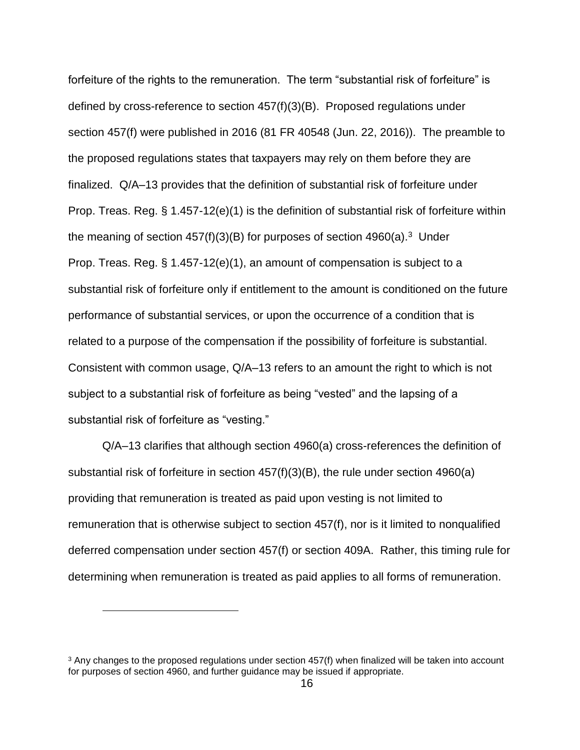forfeiture of the rights to the remuneration. The term "substantial risk of forfeiture" is defined by cross-reference to section 457(f)(3)(B). Proposed regulations under section 457(f) were published in 2016 (81 FR 40548 (Jun. 22, 2016)). The preamble to the proposed regulations states that taxpayers may rely on them before they are finalized. Q/A–13 provides that the definition of substantial risk of forfeiture under Prop. Treas. Reg. § 1.457-12(e)(1) is the definition of substantial risk of forfeiture within the meaning of section 457(f)(3)(B) for purposes of section 4960(a).[3] Under Prop. Treas. Reg. § 1.457-12(e)(1), an amount of compensation is subject to a substantial risk of forfeiture only if entitlement to the amount is conditioned on the future performance of substantial services, or upon the occurrence of a condition that is related to a purpose of the compensation if the possibility of forfeiture is substantial. Consistent with common usage, Q/A–13 refers to an amount the right to which is not subject to a substantial risk of forfeiture as being "vested" and the lapsing of a substantial risk of forfeiture as "vesting."

Q/A–13 clarifies that although section 4960(a) cross-references the definition of substantial risk of forfeiture in section 457(f)(3)(B), the rule under section 4960(a) providing that remuneration is treated as paid upon vesting is not limited to remuneration that is otherwise subject to section 457(f), nor is it limited to nonqualified deferred compensation under section 457(f) or section 409A. Rather, this timing rule for determining when remuneration is treated as paid applies to all forms of remuneration.

---

[3] Any changes to the proposed regulations under section 457(f) when finalized will be taken into account for purposes of section 4960, and further guidance may be issued if appropriate.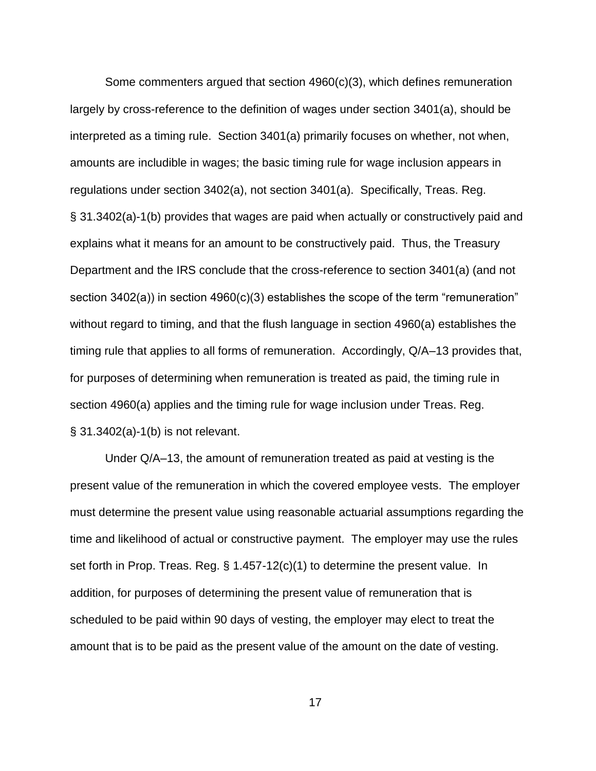Some commenters argued that section 4960(c)(3), which defines remuneration largely by cross-reference to the definition of wages under section 3401(a), should be interpreted as a timing rule. Section 3401(a) primarily focuses on whether, not when, amounts are includible in wages; the basic timing rule for wage inclusion appears in regulations under section 3402(a), not section 3401(a). Specifically, Treas. Reg. § 31.3402(a)-1(b) provides that wages are paid when actually or constructively paid and explains what it means for an amount to be constructively paid. Thus, the Treasury Department and the IRS conclude that the cross-reference to section 3401(a) (and not section 3402(a)) in section 4960(c)(3) establishes the scope of the term "remuneration" without regard to timing, and that the flush language in section 4960(a) establishes the timing rule that applies to all forms of remuneration. Accordingly, Q/A–13 provides that, for purposes of determining when remuneration is treated as paid, the timing rule in section 4960(a) applies and the timing rule for wage inclusion under Treas. Reg. § 31.3402(a)-1(b) is not relevant.

Under Q/A–13, the amount of remuneration treated as paid at vesting is the present value of the remuneration in which the covered employee vests. The employer must determine the present value using reasonable actuarial assumptions regarding the time and likelihood of actual or constructive payment. The employer may use the rules set forth in Prop. Treas. Reg. § 1.457-12(c)(1) to determine the present value. In addition, for purposes of determining the present value of remuneration that is scheduled to be paid within 90 days of vesting, the employer may elect to treat the amount that is to be paid as the present value of the amount on the date of vesting.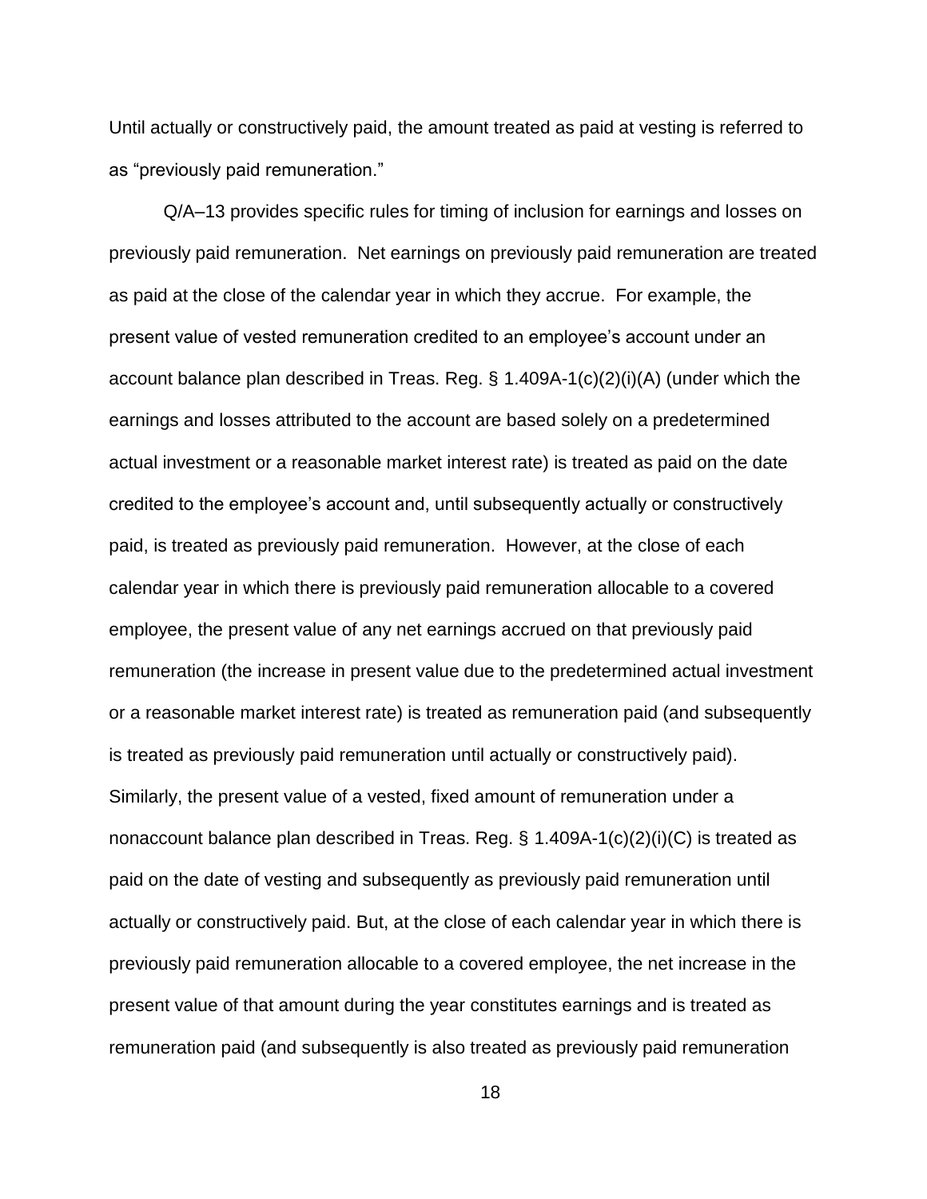Until actually or constructively paid, the amount treated as paid at vesting is referred to as "previously paid remuneration."

Q/A–13 provides specific rules for timing of inclusion for earnings and losses on previously paid remuneration. Net earnings on previously paid remuneration are treated as paid at the close of the calendar year in which they accrue. For example, the present value of vested remuneration credited to an employee's account under an account balance plan described in Treas. Reg. § 1.409A-1(c)(2)(i)(A) (under which the earnings and losses attributed to the account are based solely on a predetermined actual investment or a reasonable market interest rate) is treated as paid on the date credited to the employee's account and, until subsequently actually or constructively paid, is treated as previously paid remuneration. However, at the close of each calendar year in which there is previously paid remuneration allocable to a covered employee, the present value of any net earnings accrued on that previously paid remuneration (the increase in present value due to the predetermined actual investment or a reasonable market interest rate) is treated as remuneration paid (and subsequently is treated as previously paid remuneration until actually or constructively paid). Similarly, the present value of a vested, fixed amount of remuneration under a nonaccount balance plan described in Treas. Reg. § 1.409A-1(c)(2)(i)(C) is treated as paid on the date of vesting and subsequently as previously paid remuneration until actually or constructively paid. But, at the close of each calendar year in which there is previously paid remuneration allocable to a covered employee, the net increase in the present value of that amount during the year constitutes earnings and is treated as remuneration paid (and subsequently is also treated as previously paid remuneration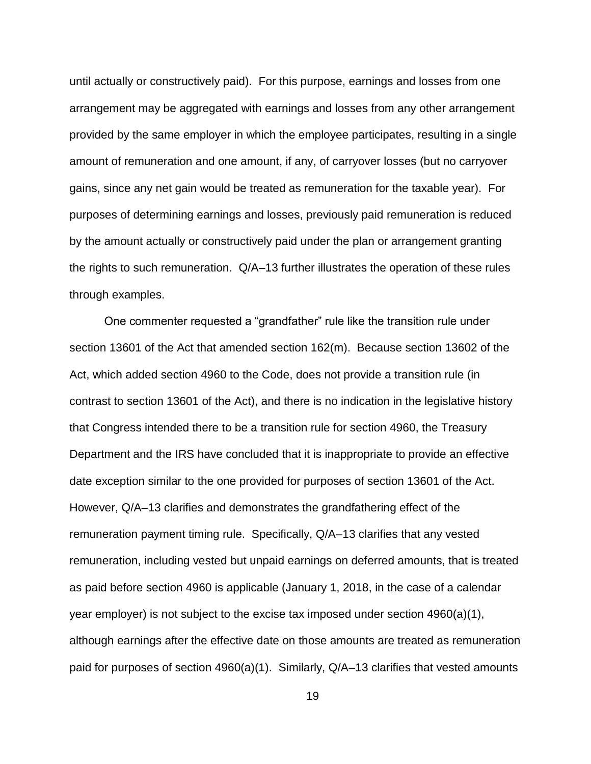until actually or constructively paid). For this purpose, earnings and losses from one arrangement may be aggregated with earnings and losses from any other arrangement provided by the same employer in which the employee participates, resulting in a single amount of remuneration and one amount, if any, of carryover losses (but no carryover gains, since any net gain would be treated as remuneration for the taxable year). For purposes of determining earnings and losses, previously paid remuneration is reduced by the amount actually or constructively paid under the plan or arrangement granting the rights to such remuneration. Q/A–13 further illustrates the operation of these rules through examples.

One commenter requested a "grandfather" rule like the transition rule under section 13601 of the Act that amended section 162(m). Because section 13602 of the Act, which added section 4960 to the Code, does not provide a transition rule (in contrast to section 13601 of the Act), and there is no indication in the legislative history that Congress intended there to be a transition rule for section 4960, the Treasury Department and the IRS have concluded that it is inappropriate to provide an effective date exception similar to the one provided for purposes of section 13601 of the Act. However, Q/A–13 clarifies and demonstrates the grandfathering effect of the remuneration payment timing rule. Specifically, Q/A–13 clarifies that any vested remuneration, including vested but unpaid earnings on deferred amounts, that is treated as paid before section 4960 is applicable (January 1, 2018, in the case of a calendar year employer) is not subject to the excise tax imposed under section 4960(a)(1), although earnings after the effective date on those amounts are treated as remuneration paid for purposes of section 4960(a)(1). Similarly, Q/A–13 clarifies that vested amounts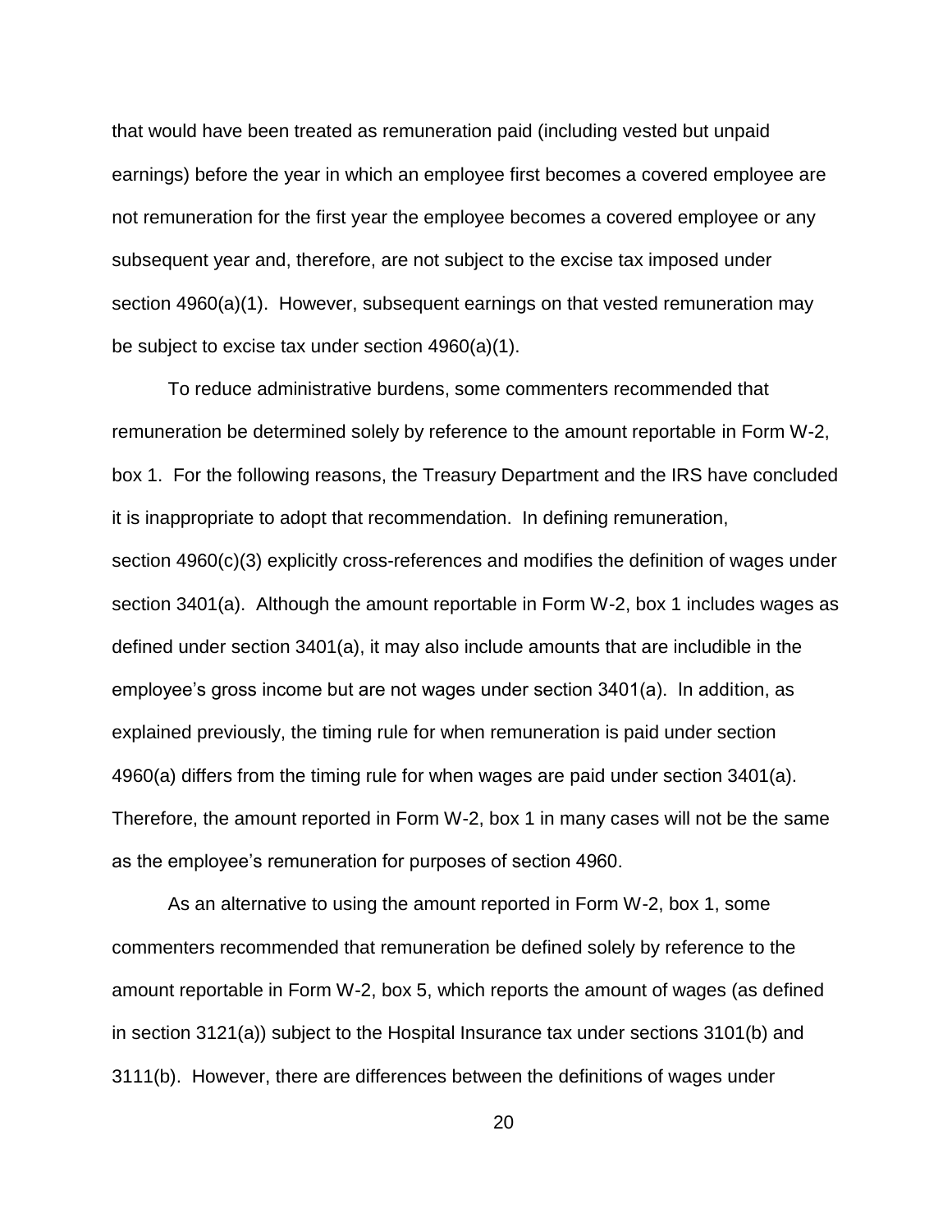that would have been treated as remuneration paid (including vested but unpaid earnings) before the year in which an employee first becomes a covered employee are not remuneration for the first year the employee becomes a covered employee or any subsequent year and, therefore, are not subject to the excise tax imposed under section 4960(a)(1). However, subsequent earnings on that vested remuneration may be subject to excise tax under section 4960(a)(1).

To reduce administrative burdens, some commenters recommended that remuneration be determined solely by reference to the amount reportable in Form W-2, box 1. For the following reasons, the Treasury Department and the IRS have concluded it is inappropriate to adopt that recommendation. In defining remuneration, section 4960(c)(3) explicitly cross-references and modifies the definition of wages under section 3401(a). Although the amount reportable in Form W-2, box 1 includes wages as defined under section 3401(a), it may also include amounts that are includible in the employee's gross income but are not wages under section 3401(a). In addition, as explained previously, the timing rule for when remuneration is paid under section 4960(a) differs from the timing rule for when wages are paid under section 3401(a). Therefore, the amount reported in Form W-2, box 1 in many cases will not be the same as the employee's remuneration for purposes of section 4960.

As an alternative to using the amount reported in Form W-2, box 1, some commenters recommended that remuneration be defined solely by reference to the amount reportable in Form W-2, box 5, which reports the amount of wages (as defined in section 3121(a)) subject to the Hospital Insurance tax under sections 3101(b) and 3111(b). However, there are differences between the definitions of wages under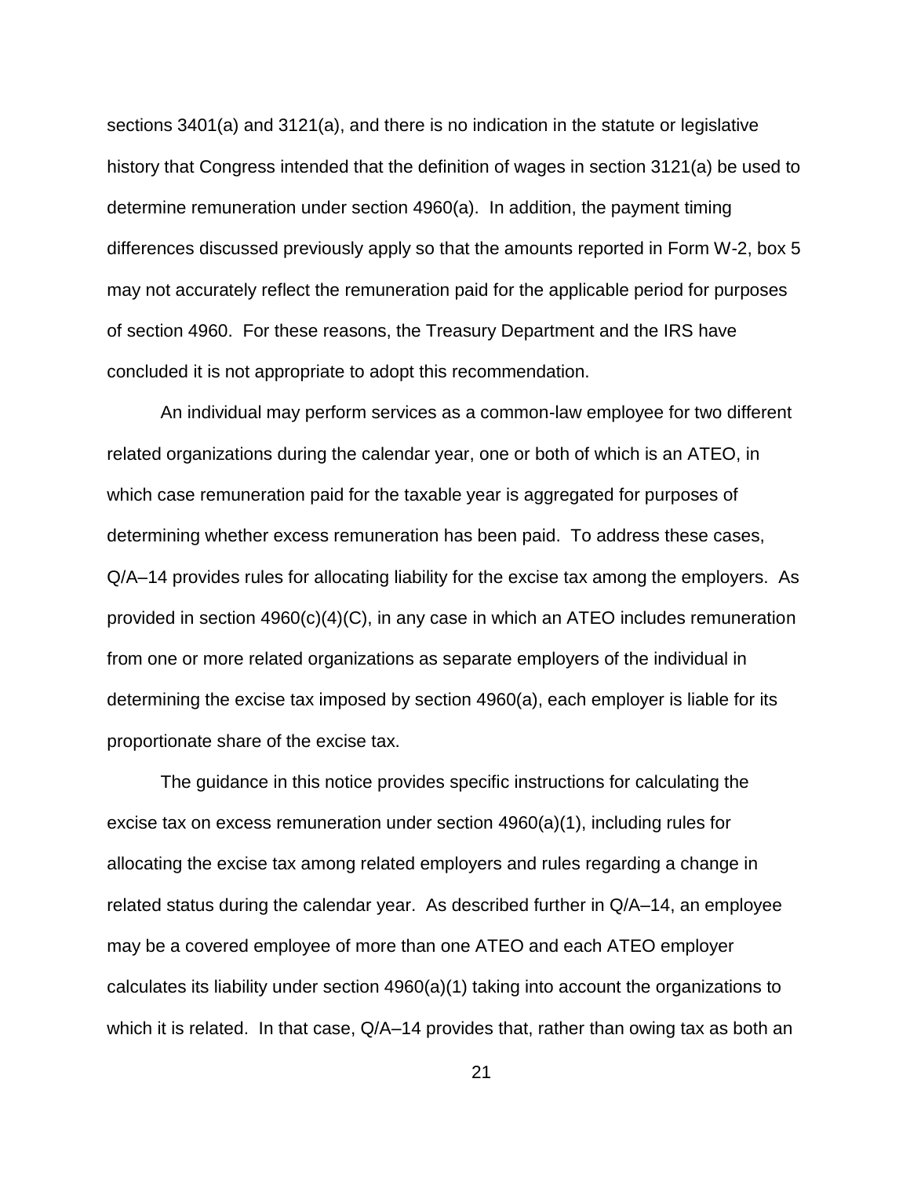sections 3401(a) and 3121(a), and there is no indication in the statute or legislative history that Congress intended that the definition of wages in section 3121(a) be used to determine remuneration under section 4960(a). In addition, the payment timing differences discussed previously apply so that the amounts reported in Form W-2, box 5 may not accurately reflect the remuneration paid for the applicable period for purposes of section 4960. For these reasons, the Treasury Department and the IRS have concluded it is not appropriate to adopt this recommendation.

An individual may perform services as a common-law employee for two different related organizations during the calendar year, one or both of which is an ATEO, in which case remuneration paid for the taxable year is aggregated for purposes of determining whether excess remuneration has been paid. To address these cases, Q/A–14 provides rules for allocating liability for the excise tax among the employers. As provided in section 4960(c)(4)(C), in any case in which an ATEO includes remuneration from one or more related organizations as separate employers of the individual in determining the excise tax imposed by section 4960(a), each employer is liable for its proportionate share of the excise tax.

The guidance in this notice provides specific instructions for calculating the excise tax on excess remuneration under section 4960(a)(1), including rules for allocating the excise tax among related employers and rules regarding a change in related status during the calendar year. As described further in Q/A–14, an employee may be a covered employee of more than one ATEO and each ATEO employer calculates its liability under section 4960(a)(1) taking into account the organizations to which it is related. In that case, Q/A–14 provides that, rather than owing tax as both an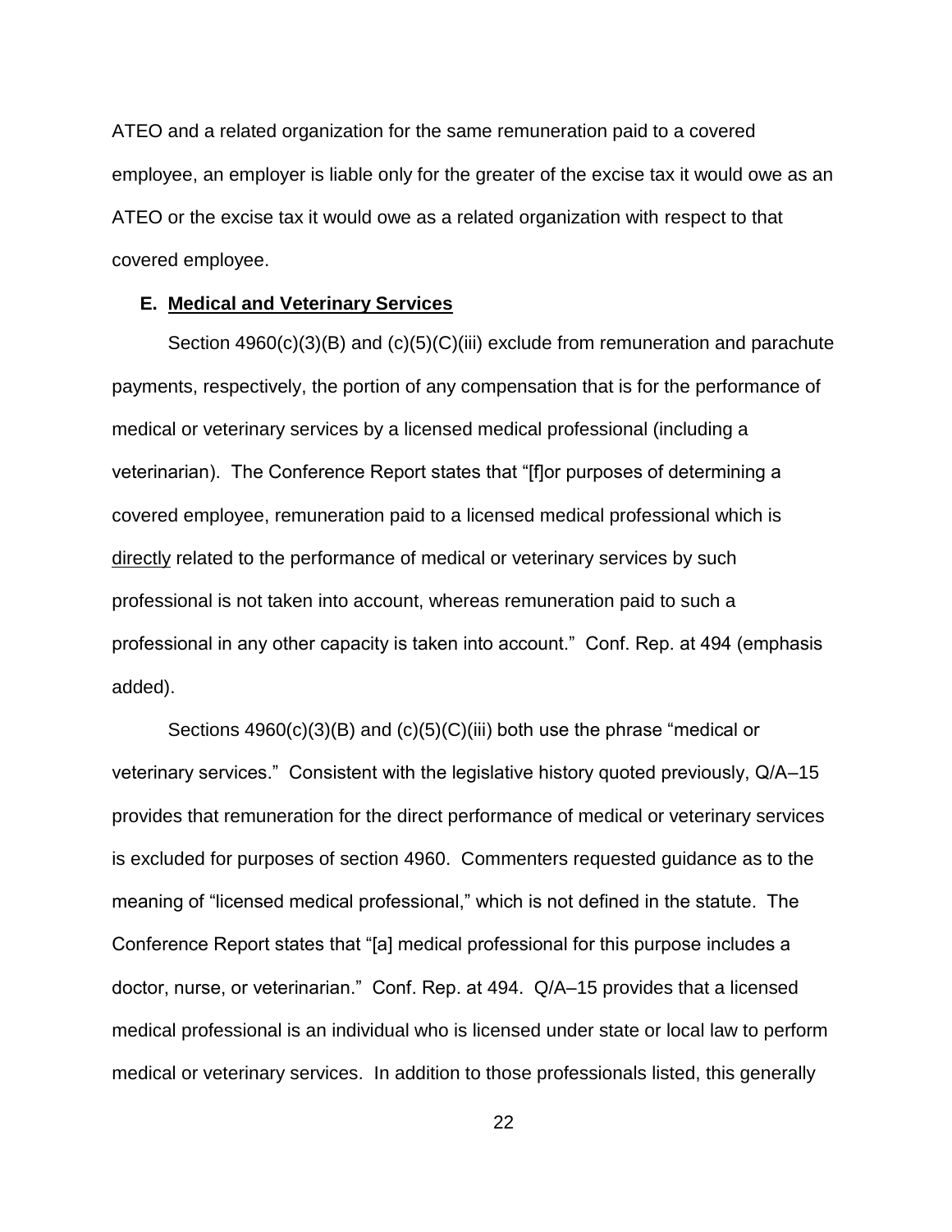ATEO and a related organization for the same remuneration paid to a covered employee, an employer is liable only for the greater of the excise tax it would owe as an ATEO or the excise tax it would owe as a related organization with respect to that covered employee.

### E. Medical and Veterinary Services

Section 4960(c)(3)(B) and (c)(5)(C)(iii) exclude from remuneration and parachute payments, respectively, the portion of any compensation that is for the performance of medical or veterinary services by a licensed medical professional (including a veterinarian). The Conference Report states that "[f]or purposes of determining a covered employee, remuneration paid to a licensed medical professional which is <u>directly</u> related to the performance of medical or veterinary services by such professional is not taken into account, whereas remuneration paid to such a professional in any other capacity is taken into account." Conf. Rep. at 494 (emphasis added).

Sections 4960(c)(3)(B) and (c)(5)(C)(iii) both use the phrase "medical or veterinary services." Consistent with the legislative history quoted previously, Q/A–15 provides that remuneration for the direct performance of medical or veterinary services is excluded for purposes of section 4960. Commenters requested guidance as to the meaning of "licensed medical professional," which is not defined in the statute. The Conference Report states that "[a] medical professional for this purpose includes a doctor, nurse, or veterinarian." Conf. Rep. at 494. Q/A–15 provides that a licensed medical professional is an individual who is licensed under state or local law to perform medical or veterinary services. In addition to those professionals listed, this generally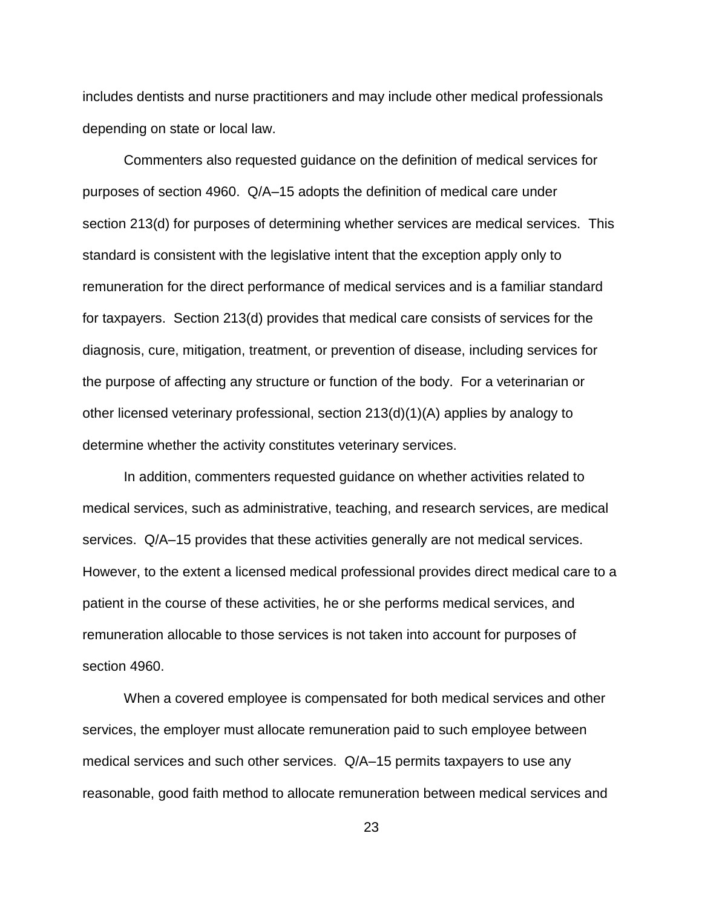includes dentists and nurse practitioners and may include other medical professionals depending on state or local law.

Commenters also requested guidance on the definition of medical services for purposes of section 4960. Q/A–15 adopts the definition of medical care under section 213(d) for purposes of determining whether services are medical services. This standard is consistent with the legislative intent that the exception apply only to remuneration for the direct performance of medical services and is a familiar standard for taxpayers. Section 213(d) provides that medical care consists of services for the diagnosis, cure, mitigation, treatment, or prevention of disease, including services for the purpose of affecting any structure or function of the body. For a veterinarian or other licensed veterinary professional, section 213(d)(1)(A) applies by analogy to determine whether the activity constitutes veterinary services.

In addition, commenters requested guidance on whether activities related to medical services, such as administrative, teaching, and research services, are medical services. Q/A–15 provides that these activities generally are not medical services. However, to the extent a licensed medical professional provides direct medical care to a patient in the course of these activities, he or she performs medical services, and remuneration allocable to those services is not taken into account for purposes of section 4960.

When a covered employee is compensated for both medical services and other services, the employer must allocate remuneration paid to such employee between medical services and such other services. Q/A–15 permits taxpayers to use any reasonable, good faith method to allocate remuneration between medical services and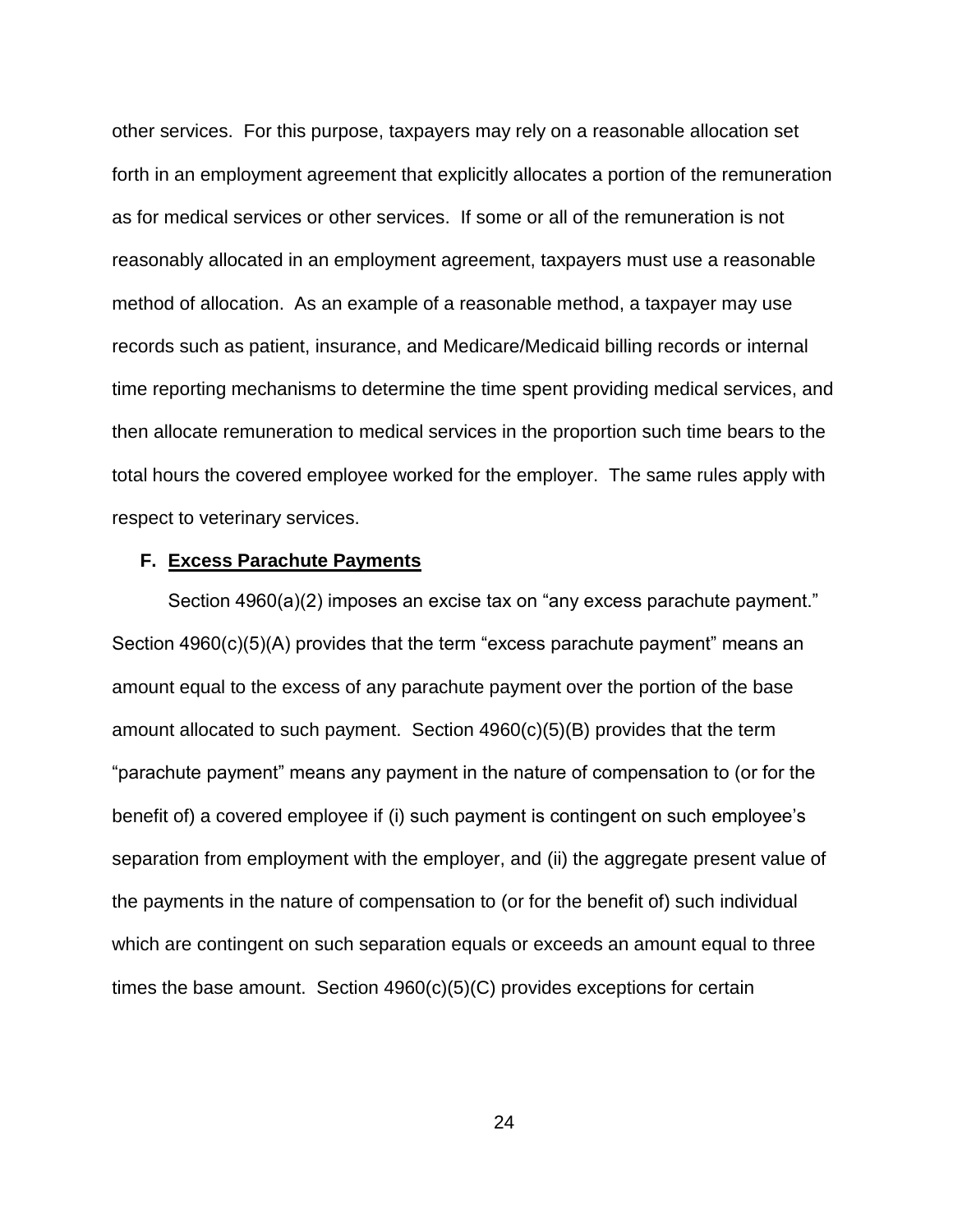other services. For this purpose, taxpayers may rely on a reasonable allocation set forth in an employment agreement that explicitly allocates a portion of the remuneration as for medical services or other services. If some or all of the remuneration is not reasonably allocated in an employment agreement, taxpayers must use a reasonable method of allocation. As an example of a reasonable method, a taxpayer may use records such as patient, insurance, and Medicare/Medicaid billing records or internal time reporting mechanisms to determine the time spent providing medical services, and then allocate remuneration to medical services in the proportion such time bears to the total hours the covered employee worked for the employer. The same rules apply with respect to veterinary services.

### F. <u>Excess Parachute Payments</u>

Section 4960(a)(2) imposes an excise tax on "any excess parachute payment." Section 4960(c)(5)(A) provides that the term "excess parachute payment" means an amount equal to the excess of any parachute payment over the portion of the base amount allocated to such payment. Section 4960(c)(5)(B) provides that the term "parachute payment" means any payment in the nature of compensation to (or for the benefit of) a covered employee if (i) such payment is contingent on such employee's separation from employment with the employer, and (ii) the aggregate present value of the payments in the nature of compensation to (or for the benefit of) such individual which are contingent on such separation equals or exceeds an amount equal to three times the base amount. Section 4960(c)(5)(C) provides exceptions for certain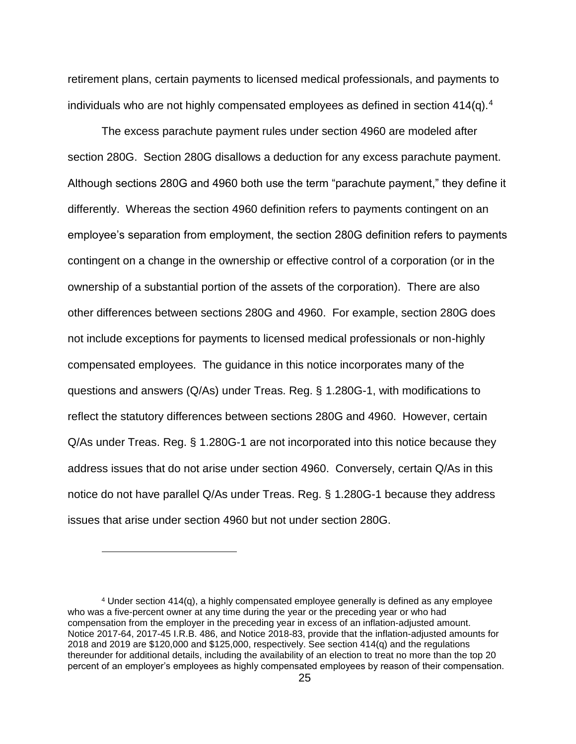retirement plans, certain payments to licensed medical professionals, and payments to individuals who are not highly compensated employees as defined in section 414(q).[4]

The excess parachute payment rules under section 4960 are modeled after section 280G. Section 280G disallows a deduction for any excess parachute payment. Although sections 280G and 4960 both use the term "parachute payment," they define it differently. Whereas the section 4960 definition refers to payments contingent on an employee's separation from employment, the section 280G definition refers to payments contingent on a change in the ownership or effective control of a corporation (or in the ownership of a substantial portion of the assets of the corporation). There are also other differences between sections 280G and 4960. For example, section 280G does not include exceptions for payments to licensed medical professionals or non-highly compensated employees. The guidance in this notice incorporates many of the questions and answers (Q/As) under Treas. Reg. § 1.280G-1, with modifications to reflect the statutory differences between sections 280G and 4960. However, certain Q/As under Treas. Reg. § 1.280G-1 are not incorporated into this notice because they address issues that do not arise under section 4960. Conversely, certain Q/As in this notice do not have parallel Q/As under Treas. Reg. § 1.280G-1 because they address issues that arise under section 4960 but not under section 280G.

---

[4] Under section 414(q), a highly compensated employee generally is defined as any employee who was a five-percent owner at any time during the year or the preceding year or who had compensation from the employer in the preceding year in excess of an inflation-adjusted amount. Notice 2017-64, 2017-45 I.R.B. 486, and Notice 2018-83, provide that the inflation-adjusted amounts for 2018 and 2019 are $120,000 and $125,000, respectively. See section 414(q) and the regulations thereunder for additional details, including the availability of an election to treat no more than the top 20 percent of an employer's employees as highly compensated employees by reason of their compensation.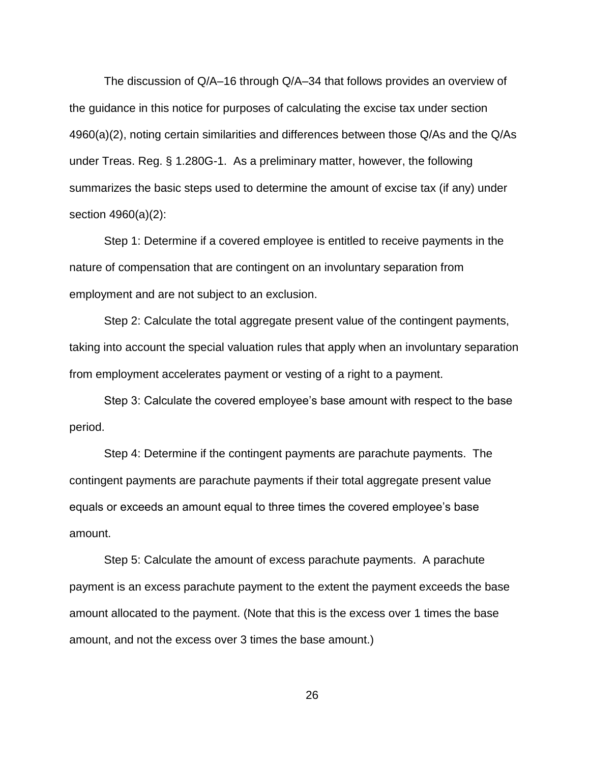The discussion of Q/A–16 through Q/A–34 that follows provides an overview of the guidance in this notice for purposes of calculating the excise tax under section 4960(a)(2), noting certain similarities and differences between those Q/As and the Q/As under Treas. Reg. § 1.280G-1. As a preliminary matter, however, the following summarizes the basic steps used to determine the amount of excise tax (if any) under section 4960(a)(2):

Step 1: Determine if a covered employee is entitled to receive payments in the nature of compensation that are contingent on an involuntary separation from employment and are not subject to an exclusion.

Step 2: Calculate the total aggregate present value of the contingent payments, taking into account the special valuation rules that apply when an involuntary separation from employment accelerates payment or vesting of a right to a payment.

Step 3: Calculate the covered employee's base amount with respect to the base period.

Step 4: Determine if the contingent payments are parachute payments. The contingent payments are parachute payments if their total aggregate present value equals or exceeds an amount equal to three times the covered employee's base amount.

Step 5: Calculate the amount of excess parachute payments. A parachute payment is an excess parachute payment to the extent the payment exceeds the base amount allocated to the payment. (Note that this is the excess over 1 times the base amount, and not the excess over 3 times the base amount.)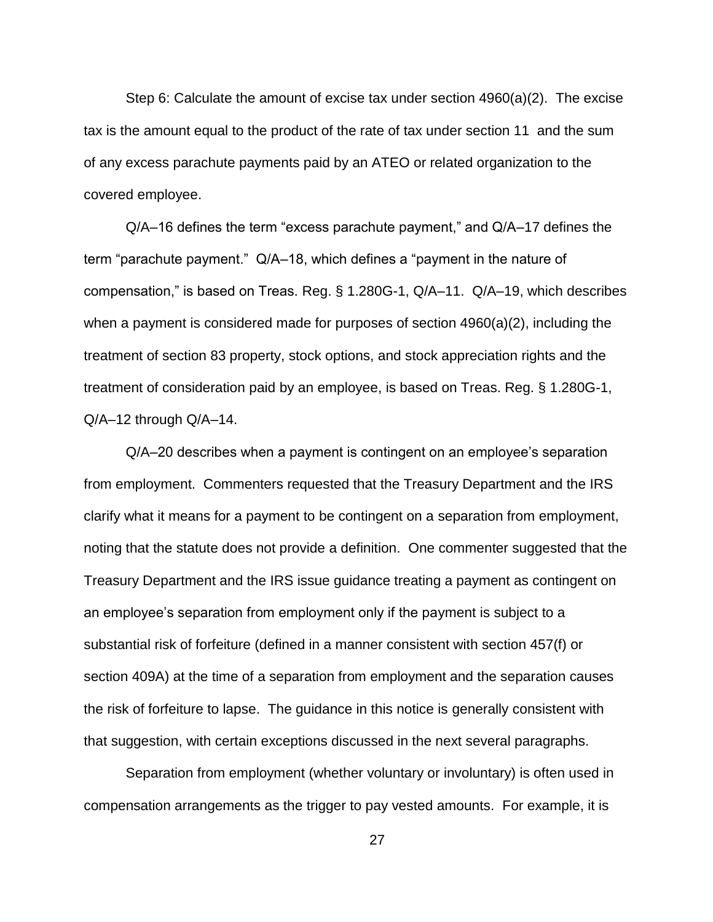Step 6: Calculate the amount of excise tax under section 4960(a)(2). The excise tax is the amount equal to the product of the rate of tax under section 11 and the sum of any excess parachute payments paid by an ATEO or related organization to the covered employee.

Q/A–16 defines the term "excess parachute payment," and Q/A–17 defines the term "parachute payment." Q/A–18, which defines a "payment in the nature of compensation," is based on Treas. Reg. § 1.280G-1, Q/A–11. Q/A–19, which describes when a payment is considered made for purposes of section 4960(a)(2), including the treatment of section 83 property, stock options, and stock appreciation rights and the treatment of consideration paid by an employee, is based on Treas. Reg. § 1.280G-1, Q/A–12 through Q/A–14.

Q/A–20 describes when a payment is contingent on an employee's separation from employment. Commenters requested that the Treasury Department and the IRS clarify what it means for a payment to be contingent on a separation from employment, noting that the statute does not provide a definition. One commenter suggested that the Treasury Department and the IRS issue guidance treating a payment as contingent on an employee's separation from employment only if the payment is subject to a substantial risk of forfeiture (defined in a manner consistent with section 457(f) or section 409A) at the time of a separation from employment and the separation causes the risk of forfeiture to lapse. The guidance in this notice is generally consistent with that suggestion, with certain exceptions discussed in the next several paragraphs.

Separation from employment (whether voluntary or involuntary) is often used in compensation arrangements as the trigger to pay vested amounts. For example, it is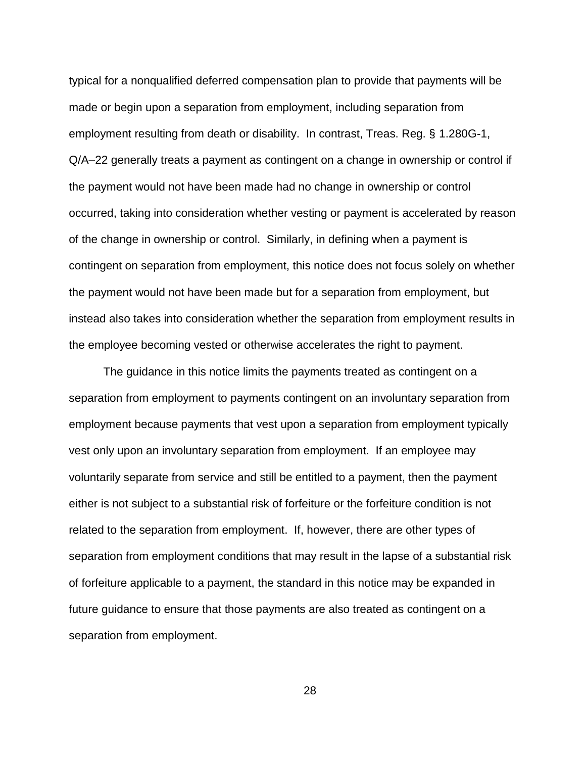typical for a nonqualified deferred compensation plan to provide that payments will be made or begin upon a separation from employment, including separation from employment resulting from death or disability. In contrast, Treas. Reg. § 1.280G-1, Q/A–22 generally treats a payment as contingent on a change in ownership or control if the payment would not have been made had no change in ownership or control occurred, taking into consideration whether vesting or payment is accelerated by reason of the change in ownership or control. Similarly, in defining when a payment is contingent on separation from employment, this notice does not focus solely on whether the payment would not have been made but for a separation from employment, but instead also takes into consideration whether the separation from employment results in the employee becoming vested or otherwise accelerates the right to payment.

The guidance in this notice limits the payments treated as contingent on a separation from employment to payments contingent on an involuntary separation from employment because payments that vest upon a separation from employment typically vest only upon an involuntary separation from employment. If an employee may voluntarily separate from service and still be entitled to a payment, then the payment either is not subject to a substantial risk of forfeiture or the forfeiture condition is not related to the separation from employment. If, however, there are other types of separation from employment conditions that may result in the lapse of a substantial risk of forfeiture applicable to a payment, the standard in this notice may be expanded in future guidance to ensure that those payments are also treated as contingent on a separation from employment.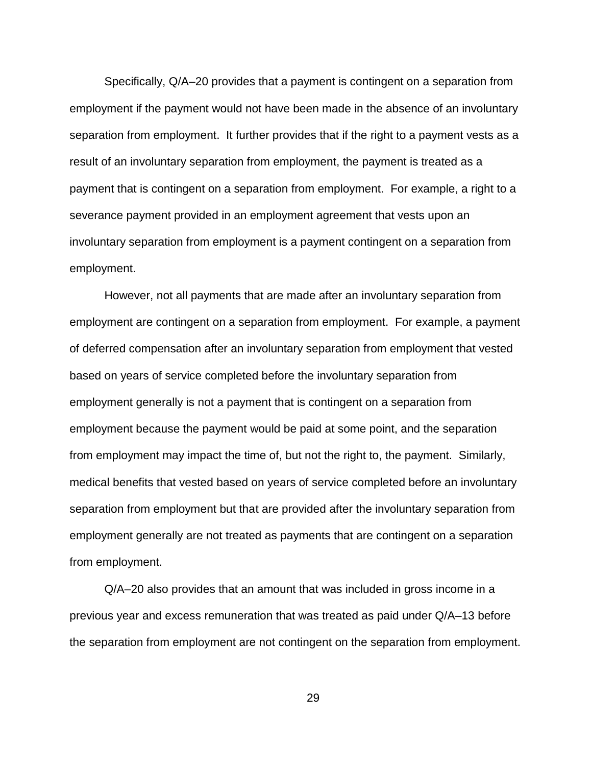Specifically, Q/A–20 provides that a payment is contingent on a separation from employment if the payment would not have been made in the absence of an involuntary separation from employment. It further provides that if the right to a payment vests as a result of an involuntary separation from employment, the payment is treated as a payment that is contingent on a separation from employment. For example, a right to a severance payment provided in an employment agreement that vests upon an involuntary separation from employment is a payment contingent on a separation from employment.

However, not all payments that are made after an involuntary separation from employment are contingent on a separation from employment. For example, a payment of deferred compensation after an involuntary separation from employment that vested based on years of service completed before the involuntary separation from employment generally is not a payment that is contingent on a separation from employment because the payment would be paid at some point, and the separation from employment may impact the time of, but not the right to, the payment. Similarly, medical benefits that vested based on years of service completed before an involuntary separation from employment but that are provided after the involuntary separation from employment generally are not treated as payments that are contingent on a separation from employment.

Q/A–20 also provides that an amount that was included in gross income in a previous year and excess remuneration that was treated as paid under Q/A–13 before the separation from employment are not contingent on the separation from employment.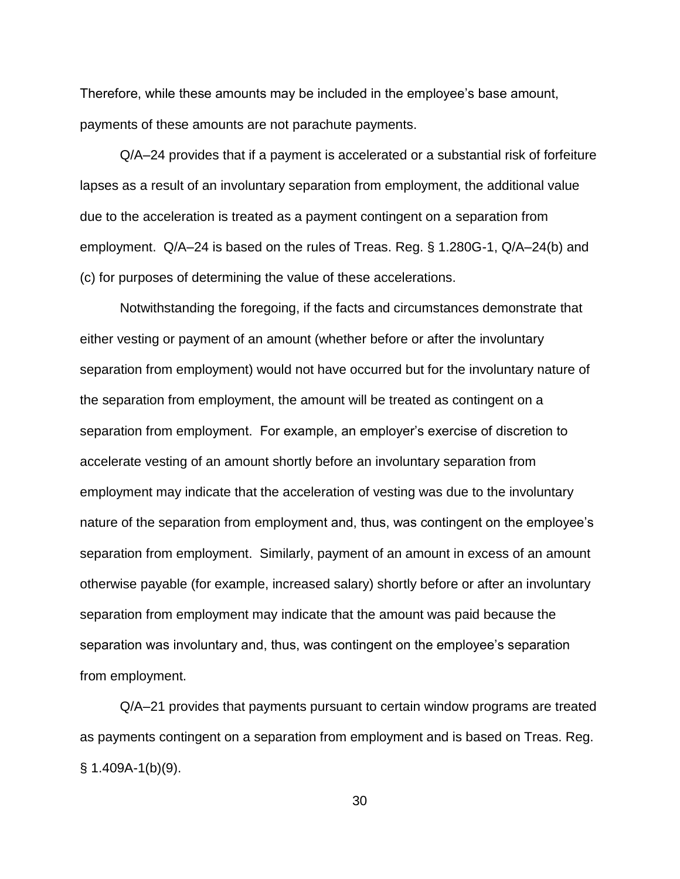Therefore, while these amounts may be included in the employee's base amount, payments of these amounts are not parachute payments.

Q/A–24 provides that if a payment is accelerated or a substantial risk of forfeiture lapses as a result of an involuntary separation from employment, the additional value due to the acceleration is treated as a payment contingent on a separation from employment. Q/A–24 is based on the rules of Treas. Reg. § 1.280G-1, Q/A–24(b) and (c) for purposes of determining the value of these accelerations.

Notwithstanding the foregoing, if the facts and circumstances demonstrate that either vesting or payment of an amount (whether before or after the involuntary separation from employment) would not have occurred but for the involuntary nature of the separation from employment, the amount will be treated as contingent on a separation from employment. For example, an employer's exercise of discretion to accelerate vesting of an amount shortly before an involuntary separation from employment may indicate that the acceleration of vesting was due to the involuntary nature of the separation from employment and, thus, was contingent on the employee's separation from employment. Similarly, payment of an amount in excess of an amount otherwise payable (for example, increased salary) shortly before or after an involuntary separation from employment may indicate that the amount was paid because the separation was involuntary and, thus, was contingent on the employee's separation from employment.

Q/A–21 provides that payments pursuant to certain window programs are treated as payments contingent on a separation from employment and is based on Treas. Reg. § 1.409A-1(b)(9).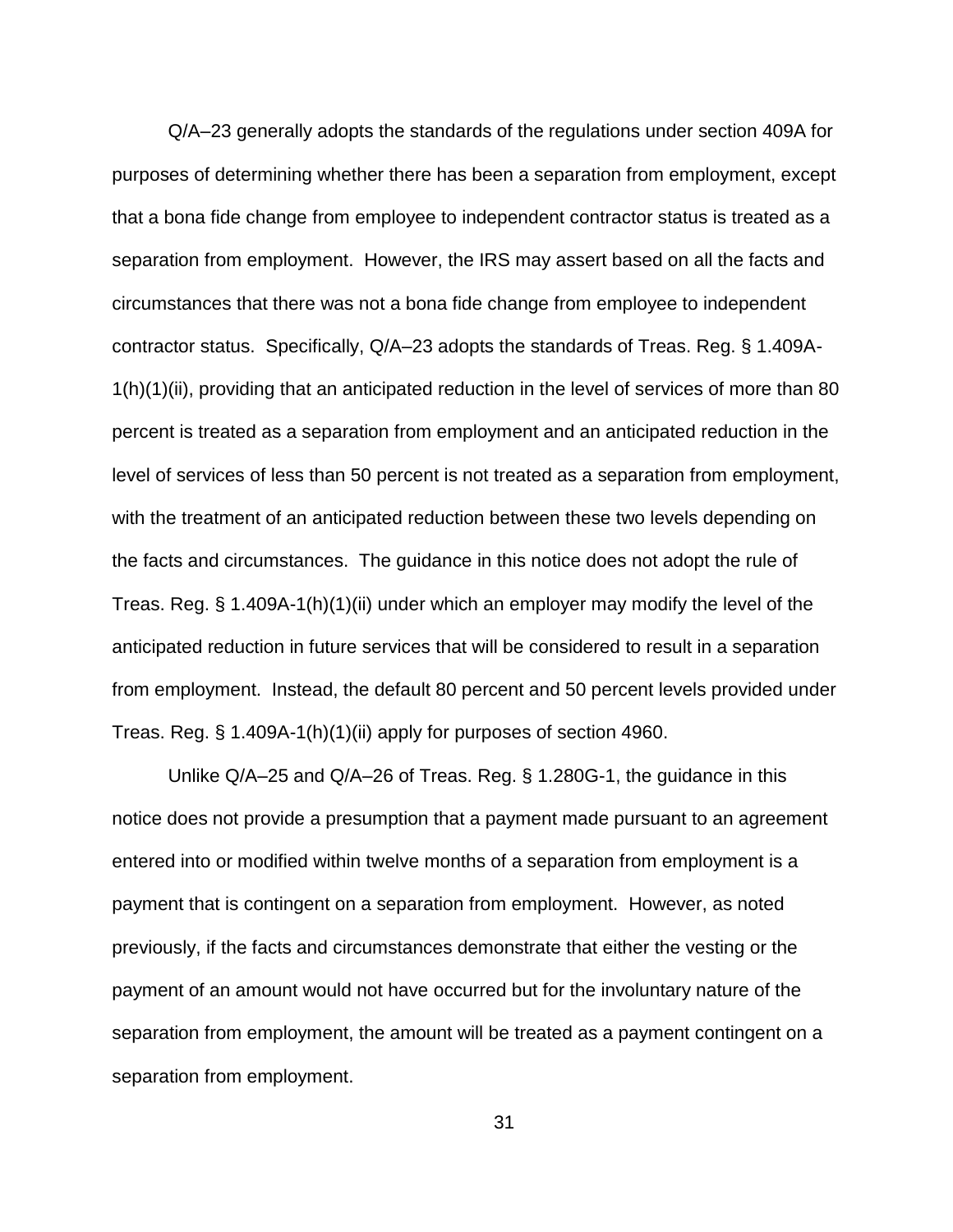Q/A–23 generally adopts the standards of the regulations under section 409A for purposes of determining whether there has been a separation from employment, except that a bona fide change from employee to independent contractor status is treated as a separation from employment. However, the IRS may assert based on all the facts and circumstances that there was not a bona fide change from employee to independent contractor status. Specifically, Q/A–23 adopts the standards of Treas. Reg. § 1.409A-1(h)(1)(ii), providing that an anticipated reduction in the level of services of more than 80 percent is treated as a separation from employment and an anticipated reduction in the level of services of less than 50 percent is not treated as a separation from employment, with the treatment of an anticipated reduction between these two levels depending on the facts and circumstances. The guidance in this notice does not adopt the rule of Treas. Reg. § 1.409A-1(h)(1)(ii) under which an employer may modify the level of the anticipated reduction in future services that will be considered to result in a separation from employment. Instead, the default 80 percent and 50 percent levels provided under Treas. Reg. § 1.409A-1(h)(1)(ii) apply for purposes of section 4960.

Unlike Q/A–25 and Q/A–26 of Treas. Reg. § 1.280G-1, the guidance in this notice does not provide a presumption that a payment made pursuant to an agreement entered into or modified within twelve months of a separation from employment is a payment that is contingent on a separation from employment. However, as noted previously, if the facts and circumstances demonstrate that either the vesting or the payment of an amount would not have occurred but for the involuntary nature of the separation from employment, the amount will be treated as a payment contingent on a separation from employment.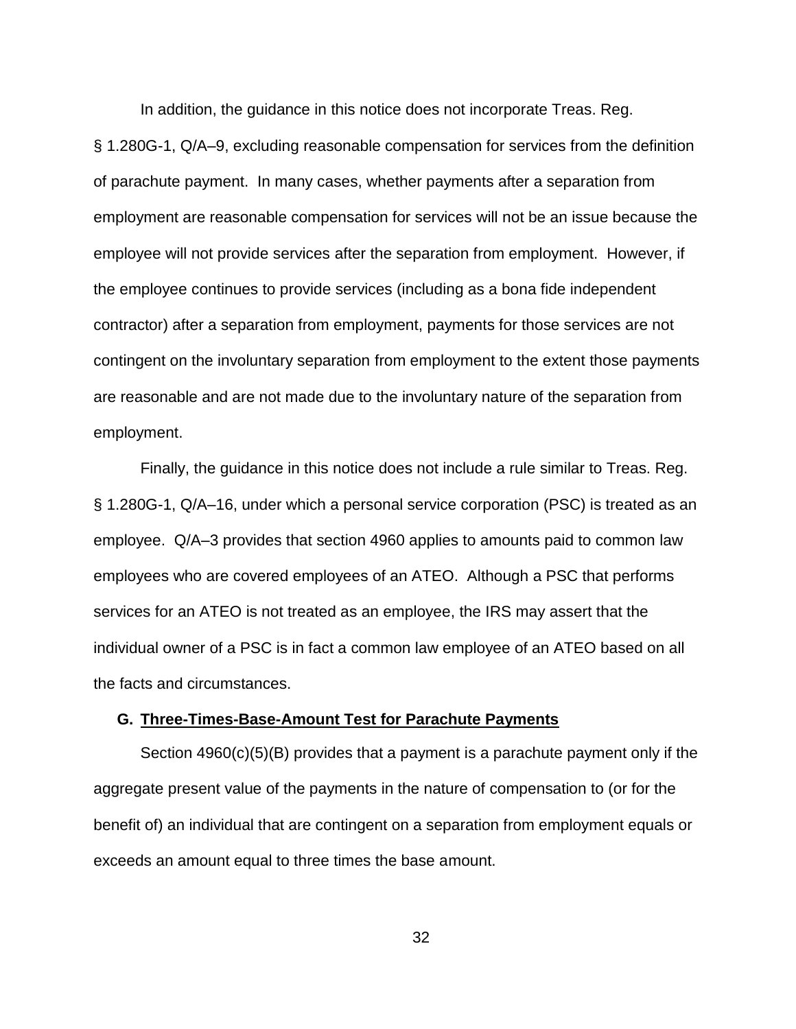In addition, the guidance in this notice does not incorporate Treas. Reg. § 1.280G-1, Q/A–9, excluding reasonable compensation for services from the definition of parachute payment. In many cases, whether payments after a separation from employment are reasonable compensation for services will not be an issue because the employee will not provide services after the separation from employment. However, if the employee continues to provide services (including as a bona fide independent contractor) after a separation from employment, payments for those services are not contingent on the involuntary separation from employment to the extent those payments are reasonable and are not made due to the involuntary nature of the separation from employment.

Finally, the guidance in this notice does not include a rule similar to Treas. Reg. § 1.280G-1, Q/A–16, under which a personal service corporation (PSC) is treated as an employee. Q/A–3 provides that section 4960 applies to amounts paid to common law employees who are covered employees of an ATEO. Although a PSC that performs services for an ATEO is not treated as an employee, the IRS may assert that the individual owner of a PSC is in fact a common law employee of an ATEO based on all the facts and circumstances.

### G. <u>Three-Times-Base-Amount Test for Parachute Payments</u>

Section 4960(c)(5)(B) provides that a payment is a parachute payment only if the aggregate present value of the payments in the nature of compensation to (or for the benefit of) an individual that are contingent on a separation from employment equals or exceeds an amount equal to three times the base amount.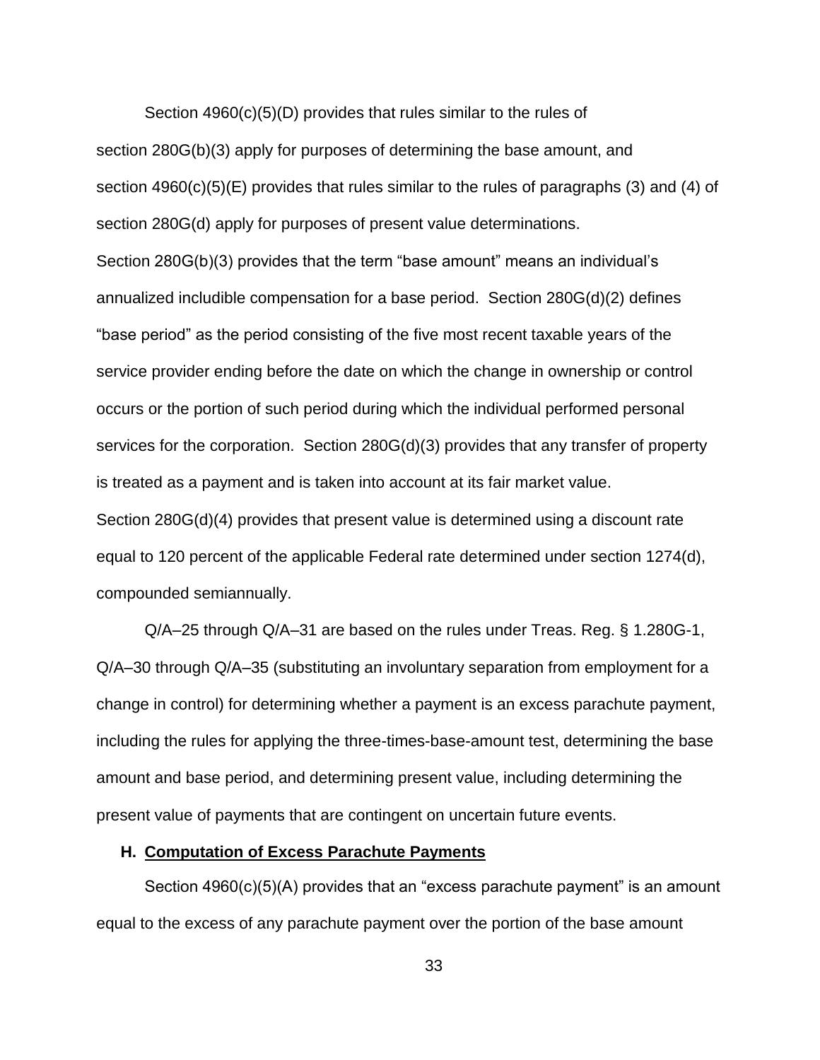Section 4960(c)(5)(D) provides that rules similar to the rules of section 280G(b)(3) apply for purposes of determining the base amount, and section 4960(c)(5)(E) provides that rules similar to the rules of paragraphs (3) and (4) of section 280G(d) apply for purposes of present value determinations.

Section 280G(b)(3) provides that the term "base amount" means an individual's annualized includible compensation for a base period. Section 280G(d)(2) defines "base period" as the period consisting of the five most recent taxable years of the service provider ending before the date on which the change in ownership or control occurs or the portion of such period during which the individual performed personal services for the corporation. Section 280G(d)(3) provides that any transfer of property is treated as a payment and is taken into account at its fair market value.

Section 280G(d)(4) provides that present value is determined using a discount rate equal to 120 percent of the applicable Federal rate determined under section 1274(d), compounded semiannually.

Q/A–25 through Q/A–31 are based on the rules under Treas. Reg. § 1.280G-1, Q/A–30 through Q/A–35 (substituting an involuntary separation from employment for a change in control) for determining whether a payment is an excess parachute payment, including the rules for applying the three-times-base-amount test, determining the base amount and base period, and determining present value, including determining the present value of payments that are contingent on uncertain future events.

### H. Computation of Excess Parachute Payments

Section 4960(c)(5)(A) provides that an "excess parachute payment" is an amount equal to the excess of any parachute payment over the portion of the base amount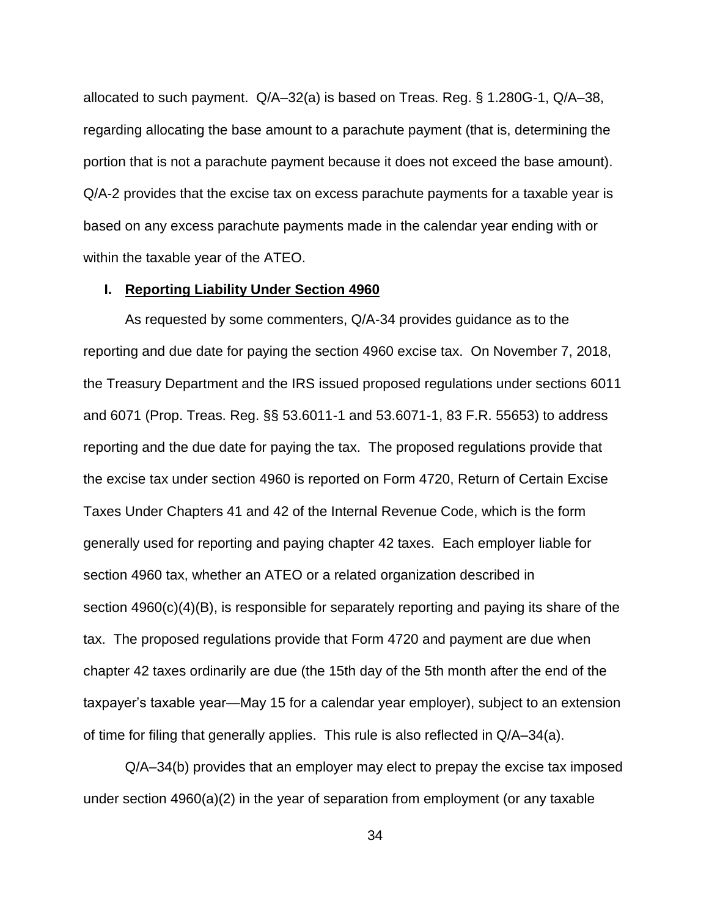allocated to such payment. Q/A–32(a) is based on Treas. Reg. § 1.280G-1, Q/A–38, regarding allocating the base amount to a parachute payment (that is, determining the portion that is not a parachute payment because it does not exceed the base amount). Q/A-2 provides that the excise tax on excess parachute payments for a taxable year is based on any excess parachute payments made in the calendar year ending with or within the taxable year of the ATEO.

## I. Reporting Liability Under Section 4960

As requested by some commenters, Q/A-34 provides guidance as to the reporting and due date for paying the section 4960 excise tax. On November 7, 2018, the Treasury Department and the IRS issued proposed regulations under sections 6011 and 6071 (Prop. Treas. Reg. §§ 53.6011-1 and 53.6071-1, 83 F.R. 55653) to address reporting and the due date for paying the tax. The proposed regulations provide that the excise tax under section 4960 is reported on Form 4720, Return of Certain Excise Taxes Under Chapters 41 and 42 of the Internal Revenue Code, which is the form generally used for reporting and paying chapter 42 taxes. Each employer liable for section 4960 tax, whether an ATEO or a related organization described in section 4960(c)(4)(B), is responsible for separately reporting and paying its share of the tax. The proposed regulations provide that Form 4720 and payment are due when chapter 42 taxes ordinarily are due (the 15th day of the 5th month after the end of the taxpayer's taxable year—May 15 for a calendar year employer), subject to an extension of time for filing that generally applies. This rule is also reflected in Q/A–34(a).

Q/A–34(b) provides that an employer may elect to prepay the excise tax imposed under section 4960(a)(2) in the year of separation from employment (or any taxable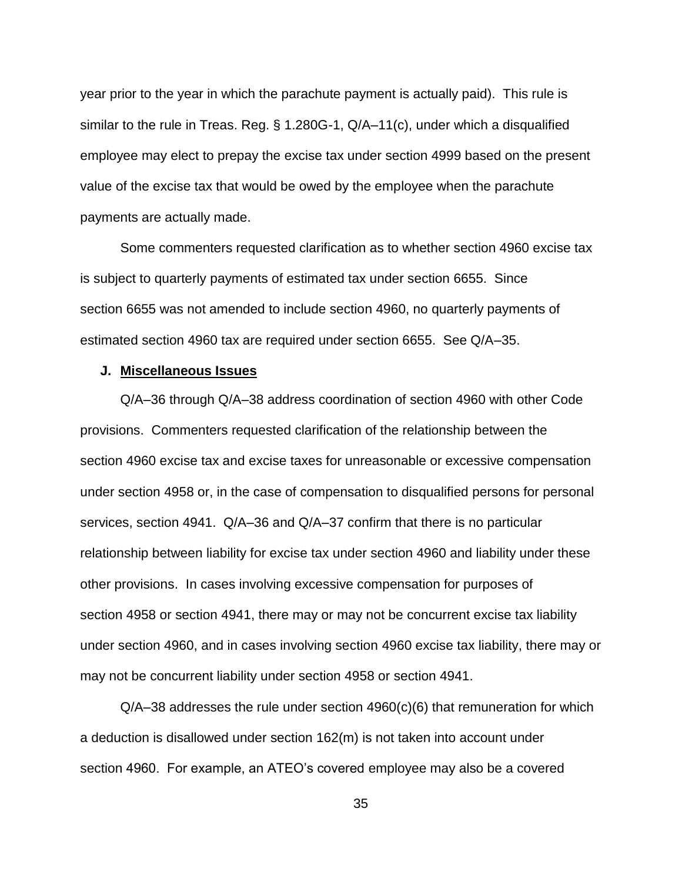year prior to the year in which the parachute payment is actually paid). This rule is similar to the rule in Treas. Reg. § 1.280G-1, Q/A–11(c), under which a disqualified employee may elect to prepay the excise tax under section 4999 based on the present value of the excise tax that would be owed by the employee when the parachute payments are actually made.

Some commenters requested clarification as to whether section 4960 excise tax is subject to quarterly payments of estimated tax under section 6655. Since section 6655 was not amended to include section 4960, no quarterly payments of estimated section 4960 tax are required under section 6655. See Q/A–35.

### J. <u>Miscellaneous Issues</u>

Q/A–36 through Q/A–38 address coordination of section 4960 with other Code provisions. Commenters requested clarification of the relationship between the section 4960 excise tax and excise taxes for unreasonable or excessive compensation under section 4958 or, in the case of compensation to disqualified persons for personal services, section 4941. Q/A–36 and Q/A–37 confirm that there is no particular relationship between liability for excise tax under section 4960 and liability under these other provisions. In cases involving excessive compensation for purposes of section 4958 or section 4941, there may or may not be concurrent excise tax liability under section 4960, and in cases involving section 4960 excise tax liability, there may or may not be concurrent liability under section 4958 or section 4941.

Q/A–38 addresses the rule under section 4960(c)(6) that remuneration for which a deduction is disallowed under section 162(m) is not taken into account under section 4960. For example, an ATEO's covered employee may also be a covered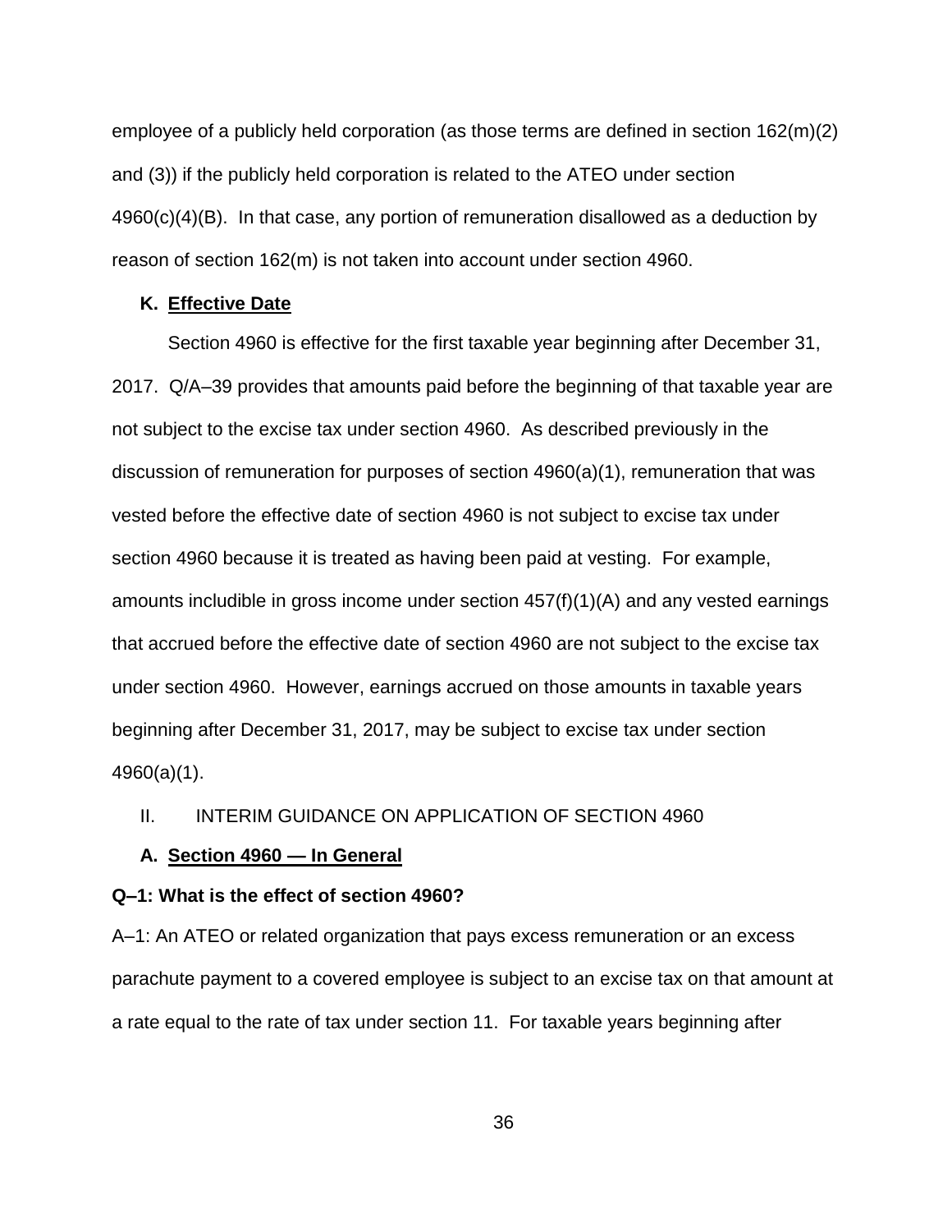employee of a publicly held corporation (as those terms are defined in section 162(m)(2) and (3)) if the publicly held corporation is related to the ATEO under section 4960(c)(4)(B). In that case, any portion of remuneration disallowed as a deduction by reason of section 162(m) is not taken into account under section 4960.

### K. Effective Date

Section 4960 is effective for the first taxable year beginning after December 31, 2017. Q/A–39 provides that amounts paid before the beginning of that taxable year are not subject to the excise tax under section 4960. As described previously in the discussion of remuneration for purposes of section 4960(a)(1), remuneration that was vested before the effective date of section 4960 is not subject to excise tax under section 4960 because it is treated as having been paid at vesting. For example, amounts includible in gross income under section 457(f)(1)(A) and any vested earnings that accrued before the effective date of section 4960 are not subject to the excise tax under section 4960. However, earnings accrued on those amounts in taxable years beginning after December 31, 2017, may be subject to excise tax under section 4960(a)(1).

## II. INTERIM GUIDANCE ON APPLICATION OF SECTION 4960

### A. Section 4960 — In General

**Q–1: What is the effect of section 4960?**

A–1: An ATEO or related organization that pays excess remuneration or an excess parachute payment to a covered employee is subject to an excise tax on that amount at a rate equal to the rate of tax under section 11. For taxable years beginning after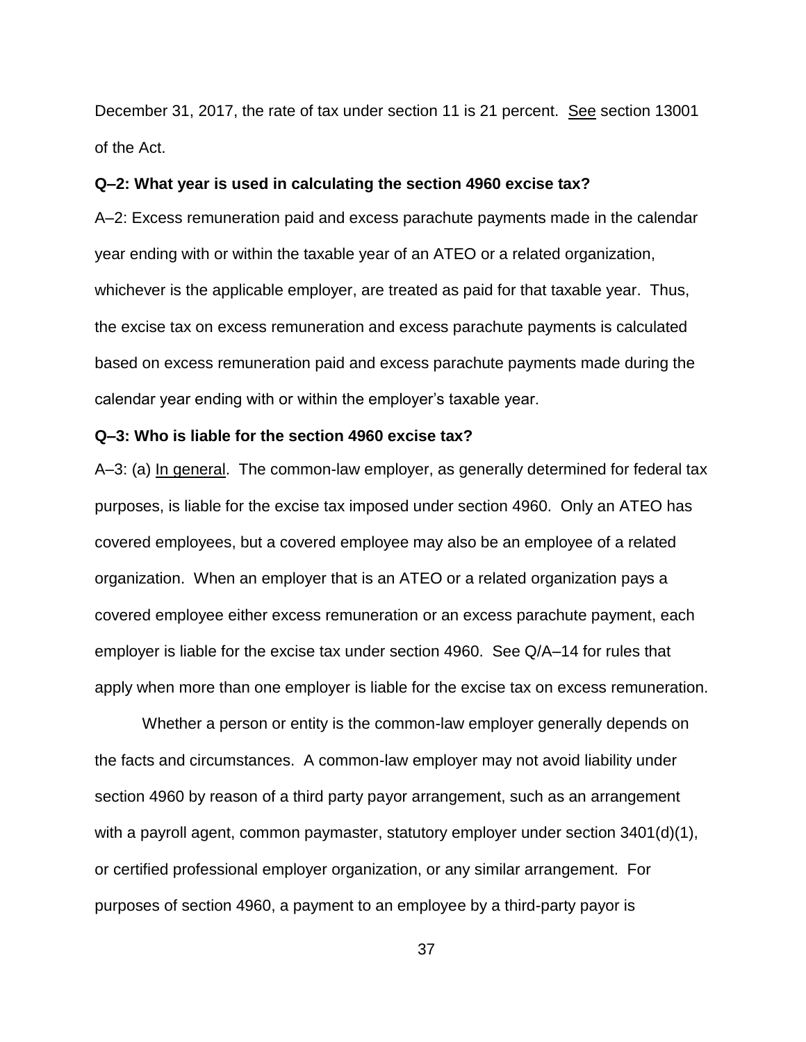December 31, 2017, the rate of tax under section 11 is 21 percent. See section 13001 of the Act.

**Q–2: What year is used in calculating the section 4960 excise tax?**

A–2: Excess remuneration paid and excess parachute payments made in the calendar year ending with or within the taxable year of an ATEO or a related organization, whichever is the applicable employer, are treated as paid for that taxable year. Thus, the excise tax on excess remuneration and excess parachute payments is calculated based on excess remuneration paid and excess parachute payments made during the calendar year ending with or within the employer's taxable year.

**Q–3: Who is liable for the section 4960 excise tax?**

A–3: (a) In general. The common-law employer, as generally determined for federal tax purposes, is liable for the excise tax imposed under section 4960. Only an ATEO has covered employees, but a covered employee may also be an employee of a related organization. When an employer that is an ATEO or a related organization pays a covered employee either excess remuneration or an excess parachute payment, each employer is liable for the excise tax under section 4960. See Q/A–14 for rules that apply when more than one employer is liable for the excise tax on excess remuneration.

Whether a person or entity is the common-law employer generally depends on the facts and circumstances. A common-law employer may not avoid liability under section 4960 by reason of a third party payor arrangement, such as an arrangement with a payroll agent, common paymaster, statutory employer under section 3401(d)(1), or certified professional employer organization, or any similar arrangement. For purposes of section 4960, a payment to an employee by a third-party payor is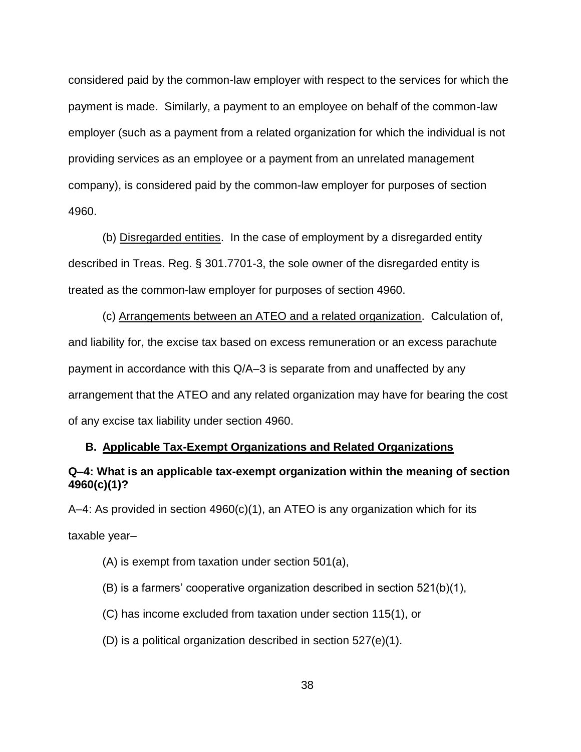considered paid by the common-law employer with respect to the services for which the payment is made. Similarly, a payment to an employee on behalf of the common-law employer (such as a payment from a related organization for which the individual is not providing services as an employee or a payment from an unrelated management company), is considered paid by the common-law employer for purposes of section 4960.

(b) Disregarded entities. In the case of employment by a disregarded entity described in Treas. Reg. § 301.7701-3, the sole owner of the disregarded entity is treated as the common-law employer for purposes of section 4960.

(c) Arrangements between an ATEO and a related organization. Calculation of, and liability for, the excise tax based on excess remuneration or an excess parachute payment in accordance with this Q/A–3 is separate from and unaffected by any arrangement that the ATEO and any related organization may have for bearing the cost of any excise tax liability under section 4960.

## B. Applicable Tax-Exempt Organizations and Related Organizations

**Q–4: What is an applicable tax-exempt organization within the meaning of section 4960(c)(1)?**

A–4: As provided in section 4960(c)(1), an ATEO is any organization which for its taxable year–

(A) is exempt from taxation under section 501(a),

(B) is a farmers' cooperative organization described in section 521(b)(1),

(C) has income excluded from taxation under section 115(1), or

(D) is a political organization described in section 527(e)(1).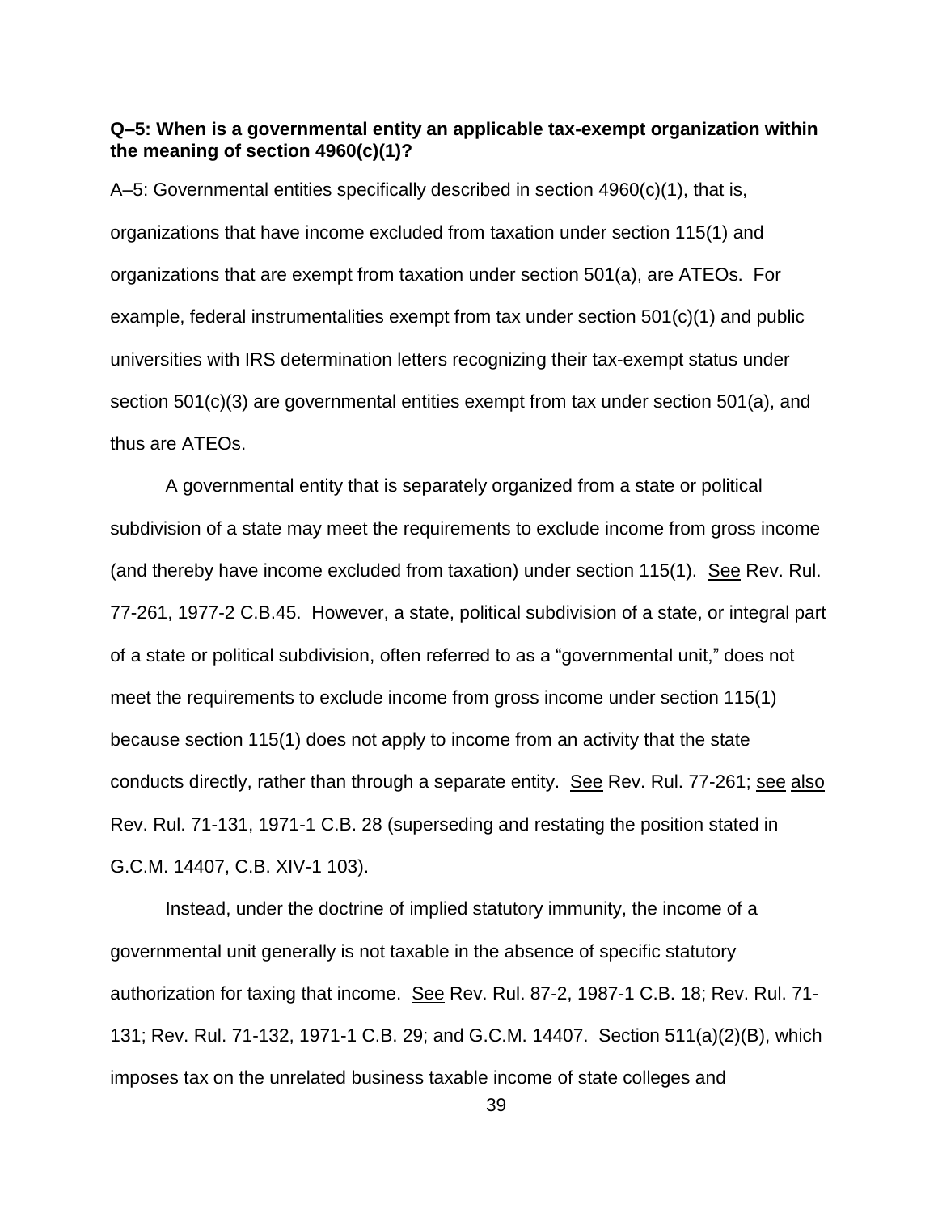**Q–5: When is a governmental entity an applicable tax-exempt organization within the meaning of section 4960(c)(1)?**

A–5: Governmental entities specifically described in section 4960(c)(1), that is, organizations that have income excluded from taxation under section 115(1) and organizations that are exempt from taxation under section 501(a), are ATEOs. For example, federal instrumentalities exempt from tax under section 501(c)(1) and public universities with IRS determination letters recognizing their tax-exempt status under section 501(c)(3) are governmental entities exempt from tax under section 501(a), and thus are ATEOs.

A governmental entity that is separately organized from a state or political subdivision of a state may meet the requirements to exclude income from gross income (and thereby have income excluded from taxation) under section 115(1). See Rev. Rul. 77-261, 1977-2 C.B.45. However, a state, political subdivision of a state, or integral part of a state or political subdivision, often referred to as a "governmental unit," does not meet the requirements to exclude income from gross income under section 115(1) because section 115(1) does not apply to income from an activity that the state conducts directly, rather than through a separate entity. See Rev. Rul. 77-261; see also Rev. Rul. 71-131, 1971-1 C.B. 28 (superseding and restating the position stated in G.C.M. 14407, C.B. XIV-1 103).

Instead, under the doctrine of implied statutory immunity, the income of a governmental unit generally is not taxable in the absence of specific statutory authorization for taxing that income. See Rev. Rul. 87-2, 1987-1 C.B. 18; Rev. Rul. 71-131; Rev. Rul. 71-132, 1971-1 C.B. 29; and G.C.M. 14407. Section 511(a)(2)(B), which imposes tax on the unrelated business taxable income of state colleges and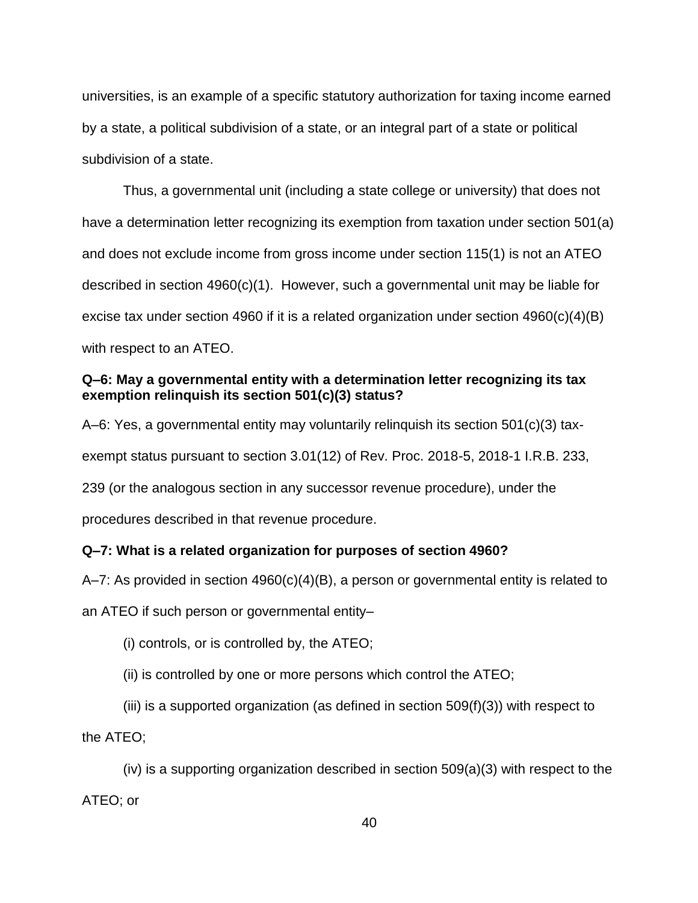universities, is an example of a specific statutory authorization for taxing income earned by a state, a political subdivision of a state, or an integral part of a state or political subdivision of a state.

Thus, a governmental unit (including a state college or university) that does not have a determination letter recognizing its exemption from taxation under section 501(a) and does not exclude income from gross income under section 115(1) is not an ATEO described in section 4960(c)(1). However, such a governmental unit may be liable for excise tax under section 4960 if it is a related organization under section 4960(c)(4)(B) with respect to an ATEO.

**Q–6: May a governmental entity with a determination letter recognizing its tax exemption relinquish its section 501(c)(3) status?**

A–6: Yes, a governmental entity may voluntarily relinquish its section 501(c)(3) tax-exempt status pursuant to section 3.01(12) of Rev. Proc. 2018-5, 2018-1 I.R.B. 233, 239 (or the analogous section in any successor revenue procedure), under the procedures described in that revenue procedure.

**Q–7: What is a related organization for purposes of section 4960?**

A–7: As provided in section 4960(c)(4)(B), a person or governmental entity is related to an ATEO if such person or governmental entity–

(i) controls, or is controlled by, the ATEO;

(ii) is controlled by one or more persons which control the ATEO;

(iii) is a supported organization (as defined in section 509(f)(3)) with respect to the ATEO;

(iv) is a supporting organization described in section 509(a)(3) with respect to the ATEO; or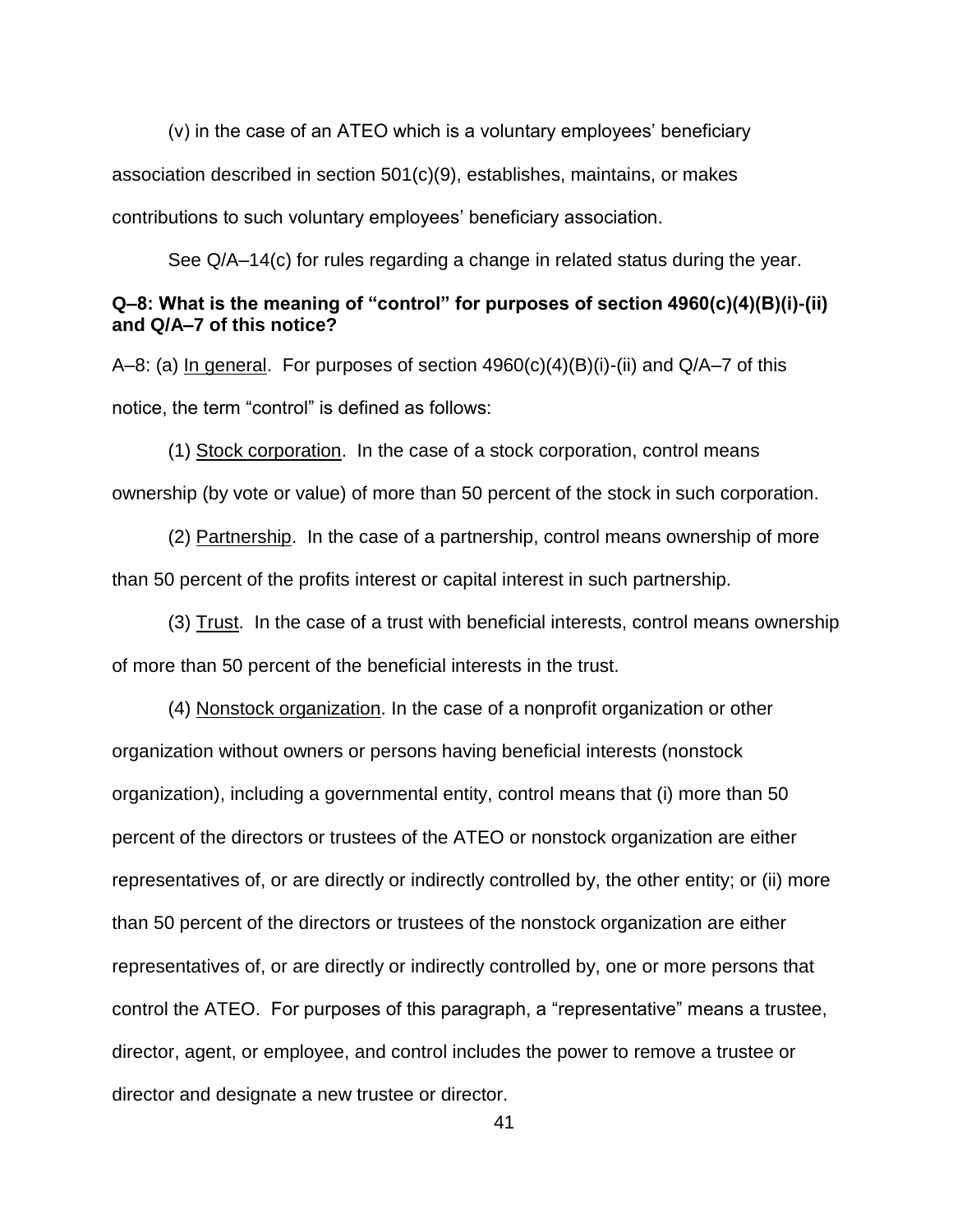(v) in the case of an ATEO which is a voluntary employees' beneficiary association described in section 501(c)(9), establishes, maintains, or makes contributions to such voluntary employees' beneficiary association.

See Q/A–14(c) for rules regarding a change in related status during the year.

**Q–8: What is the meaning of "control" for purposes of section 4960(c)(4)(B)(i)-(ii) and Q/A–7 of this notice?**

A–8: (a) In general. For purposes of section 4960(c)(4)(B)(i)-(ii) and Q/A–7 of this notice, the term "control" is defined as follows:

(1) Stock corporation. In the case of a stock corporation, control means ownership (by vote or value) of more than 50 percent of the stock in such corporation.

(2) Partnership. In the case of a partnership, control means ownership of more than 50 percent of the profits interest or capital interest in such partnership.

(3) Trust. In the case of a trust with beneficial interests, control means ownership of more than 50 percent of the beneficial interests in the trust.

(4) Nonstock organization. In the case of a nonprofit organization or other organization without owners or persons having beneficial interests (nonstock organization), including a governmental entity, control means that (i) more than 50 percent of the directors or trustees of the ATEO or nonstock organization are either representatives of, or are directly or indirectly controlled by, the other entity; or (ii) more than 50 percent of the directors or trustees of the nonstock organization are either representatives of, or are directly or indirectly controlled by, one or more persons that control the ATEO. For purposes of this paragraph, a "representative" means a trustee, director, agent, or employee, and control includes the power to remove a trustee or director and designate a new trustee or director.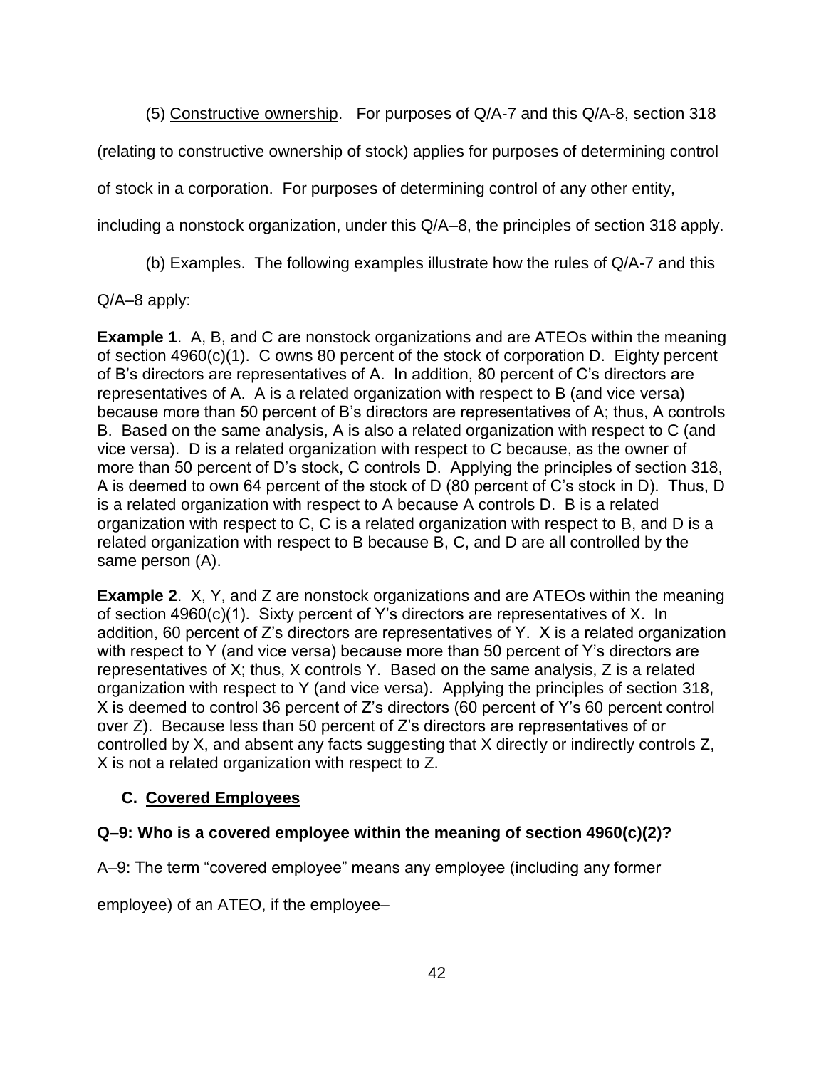(5) Constructive ownership. For purposes of Q/A-7 and this Q/A-8, section 318 (relating to constructive ownership of stock) applies for purposes of determining control of stock in a corporation. For purposes of determining control of any other entity, including a nonstock organization, under this Q/A–8, the principles of section 318 apply.

(b) Examples. The following examples illustrate how the rules of Q/A-7 and this Q/A–8 apply:

**Example 1**. A, B, and C are nonstock organizations and are ATEOs within the meaning of section 4960(c)(1). C owns 80 percent of the stock of corporation D. Eighty percent of B's directors are representatives of A. In addition, 80 percent of C's directors are representatives of A. A is a related organization with respect to B (and vice versa) because more than 50 percent of B's directors are representatives of A; thus, A controls B. Based on the same analysis, A is also a related organization with respect to C (and vice versa). D is a related organization with respect to C because, as the owner of more than 50 percent of D's stock, C controls D. Applying the principles of section 318, A is deemed to own 64 percent of the stock of D (80 percent of C's stock in D). Thus, D is a related organization with respect to A because A controls D. B is a related organization with respect to C, C is a related organization with respect to B, and D is a related organization with respect to B because B, C, and D are all controlled by the same person (A).

**Example 2**. X, Y, and Z are nonstock organizations and are ATEOs within the meaning of section 4960(c)(1). Sixty percent of Y's directors are representatives of X. In addition, 60 percent of Z's directors are representatives of Y. X is a related organization with respect to Y (and vice versa) because more than 50 percent of Y's directors are representatives of X; thus, X controls Y. Based on the same analysis, Z is a related organization with respect to Y (and vice versa). Applying the principles of section 318, X is deemed to control 36 percent of Z's directors (60 percent of Y's 60 percent control over Z). Because less than 50 percent of Z's directors are representatives of or controlled by X, and absent any facts suggesting that X directly or indirectly controls Z, X is not a related organization with respect to Z.

## C. Covered Employees

### Q–9: Who is a covered employee within the meaning of section 4960(c)(2)?

A–9: The term "covered employee" means any employee (including any former employee) of an ATEO, if the employee–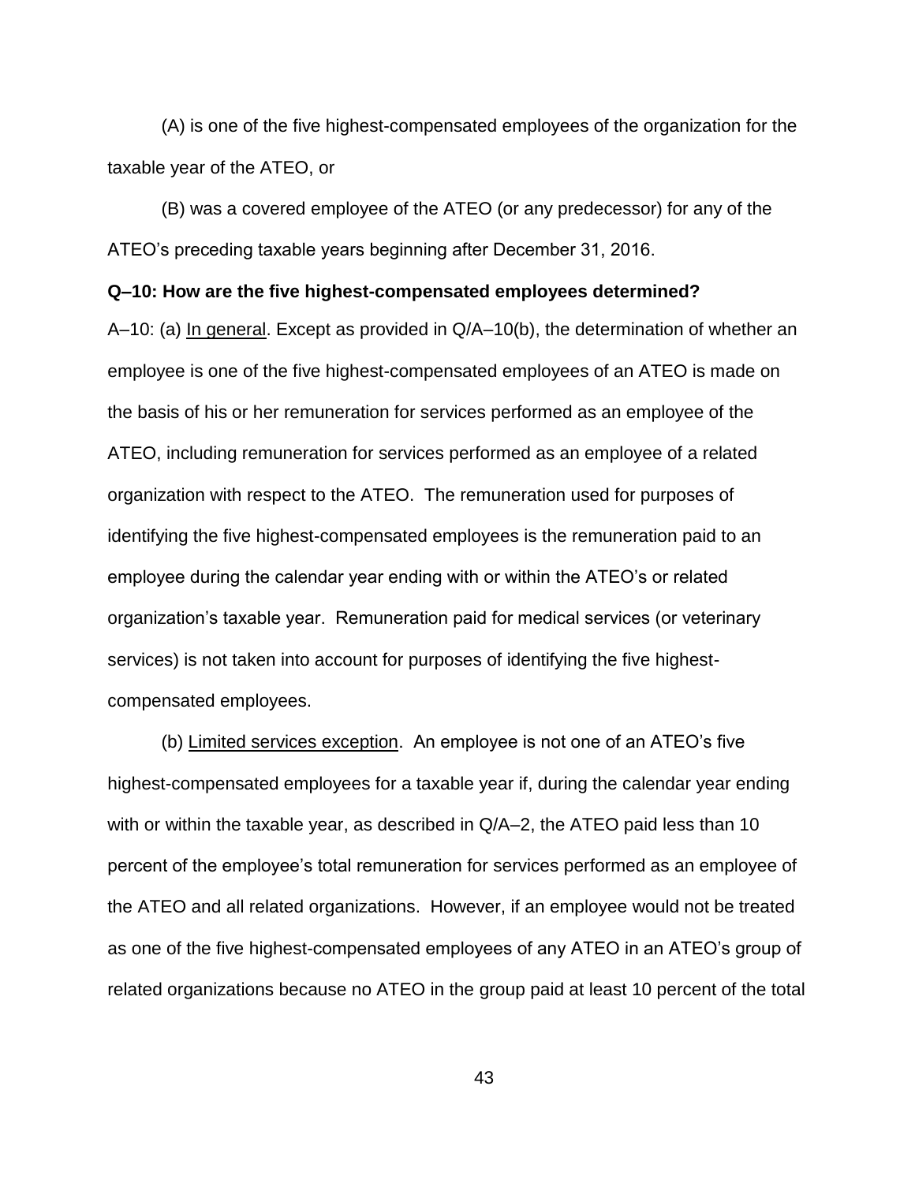(A) is one of the five highest-compensated employees of the organization for the taxable year of the ATEO, or

(B) was a covered employee of the ATEO (or any predecessor) for any of the ATEO's preceding taxable years beginning after December 31, 2016.

**Q–10: How are the five highest-compensated employees determined?**

A–10: (a) In general. Except as provided in Q/A–10(b), the determination of whether an employee is one of the five highest-compensated employees of an ATEO is made on the basis of his or her remuneration for services performed as an employee of the ATEO, including remuneration for services performed as an employee of a related organization with respect to the ATEO. The remuneration used for purposes of identifying the five highest-compensated employees is the remuneration paid to an employee during the calendar year ending with or within the ATEO's or related organization's taxable year. Remuneration paid for medical services (or veterinary services) is not taken into account for purposes of identifying the five highest-compensated employees.

(b) Limited services exception. An employee is not one of an ATEO's five highest-compensated employees for a taxable year if, during the calendar year ending with or within the taxable year, as described in Q/A–2, the ATEO paid less than 10 percent of the employee's total remuneration for services performed as an employee of the ATEO and all related organizations. However, if an employee would not be treated as one of the five highest-compensated employees of any ATEO in an ATEO's group of related organizations because no ATEO in the group paid at least 10 percent of the total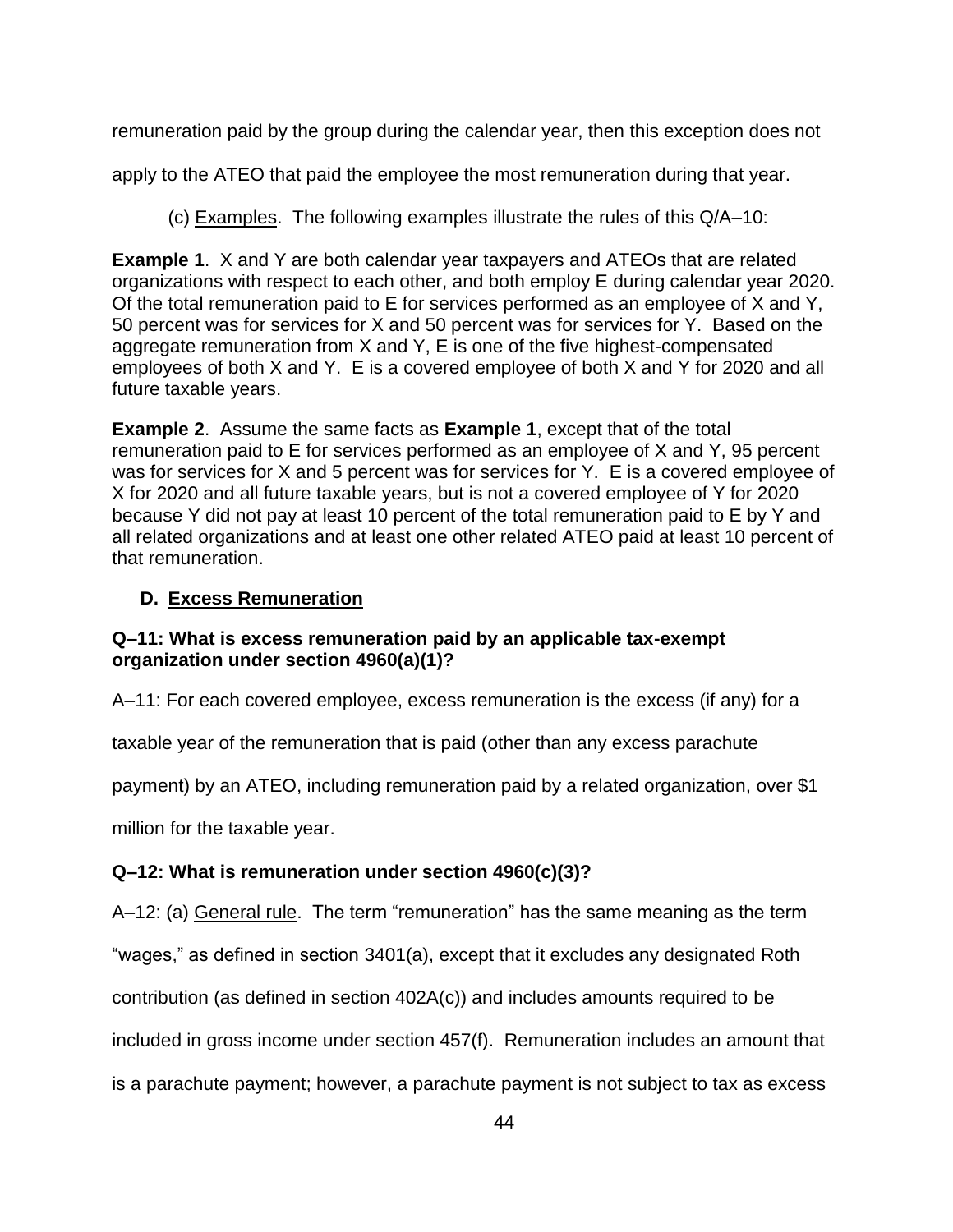remuneration paid by the group during the calendar year, then this exception does not apply to the ATEO that paid the employee the most remuneration during that year.

(c) Examples. The following examples illustrate the rules of this Q/A–10:

**Example 1**. X and Y are both calendar year taxpayers and ATEOs that are related organizations with respect to each other, and both employ E during calendar year 2020. Of the total remuneration paid to E for services performed as an employee of X and Y, 50 percent was for services for X and 50 percent was for services for Y. Based on the aggregate remuneration from X and Y, E is one of the five highest-compensated employees of both X and Y. E is a covered employee of both X and Y for 2020 and all future taxable years.

**Example 2**. Assume the same facts as **Example 1**, except that of the total remuneration paid to E for services performed as an employee of X and Y, 95 percent was for services for X and 5 percent was for services for Y. E is a covered employee of X for 2020 and all future taxable years, but is not a covered employee of Y for 2020 because Y did not pay at least 10 percent of the total remuneration paid to E by Y and all related organizations and at least one other related ATEO paid at least 10 percent of that remuneration.

## D. Excess Remuneration

**Q–11: What is excess remuneration paid by an applicable tax-exempt organization under section 4960(a)(1)?**

A–11: For each covered employee, excess remuneration is the excess (if any) for a taxable year of the remuneration that is paid (other than any excess parachute payment) by an ATEO, including remuneration paid by a related organization, over $1 million for the taxable year.

**Q–12: What is remuneration under section 4960(c)(3)?**

A–12: (a) General rule. The term "remuneration" has the same meaning as the term "wages," as defined in section 3401(a), except that it excludes any designated Roth contribution (as defined in section 402A(c)) and includes amounts required to be included in gross income under section 457(f). Remuneration includes an amount that is a parachute payment; however, a parachute payment is not subject to tax as excess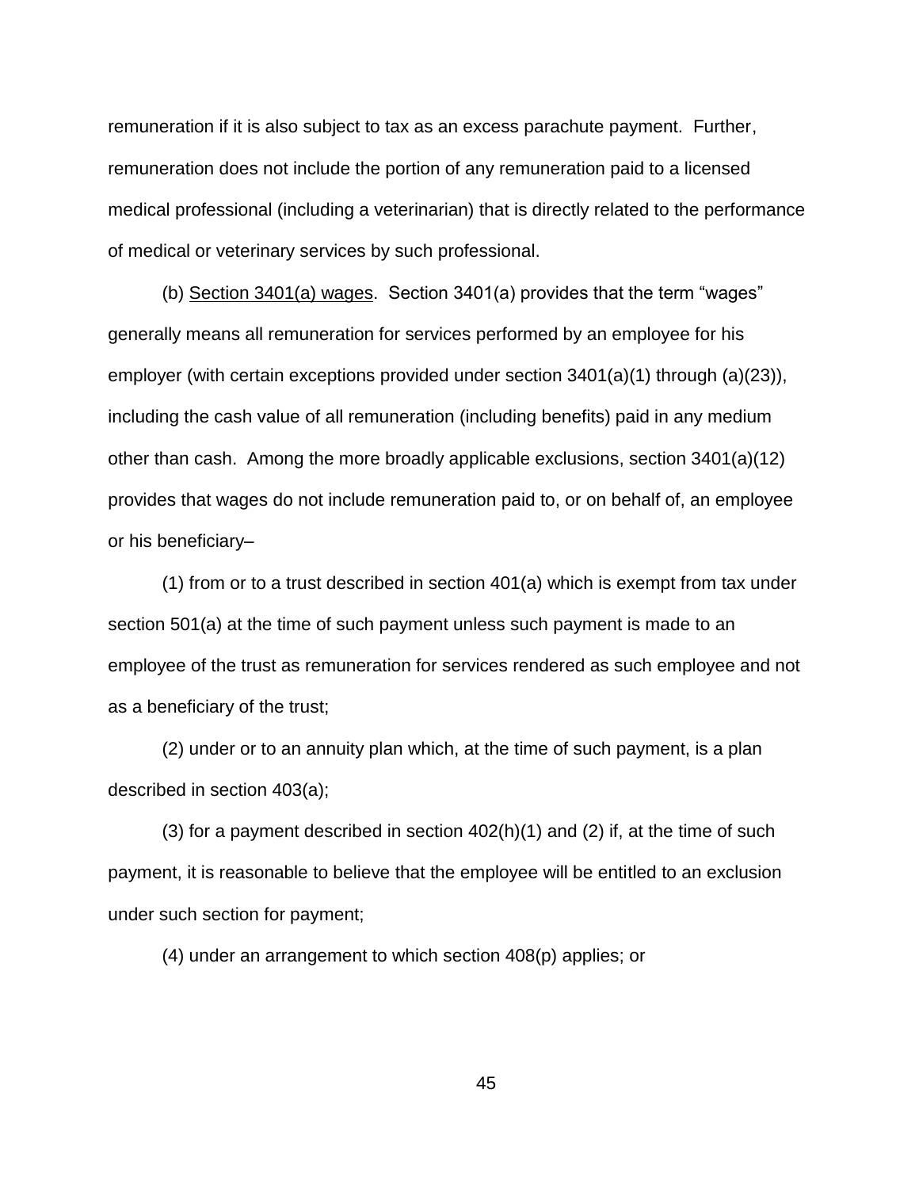remuneration if it is also subject to tax as an excess parachute payment. Further, remuneration does not include the portion of any remuneration paid to a licensed medical professional (including a veterinarian) that is directly related to the performance of medical or veterinary services by such professional.

(b) Section 3401(a) wages. Section 3401(a) provides that the term "wages" generally means all remuneration for services performed by an employee for his employer (with certain exceptions provided under section 3401(a)(1) through (a)(23)), including the cash value of all remuneration (including benefits) paid in any medium other than cash. Among the more broadly applicable exclusions, section 3401(a)(12) provides that wages do not include remuneration paid to, or on behalf of, an employee or his beneficiary–

(1) from or to a trust described in section 401(a) which is exempt from tax under section 501(a) at the time of such payment unless such payment is made to an employee of the trust as remuneration for services rendered as such employee and not as a beneficiary of the trust;

(2) under or to an annuity plan which, at the time of such payment, is a plan described in section 403(a);

(3) for a payment described in section 402(h)(1) and (2) if, at the time of such payment, it is reasonable to believe that the employee will be entitled to an exclusion under such section for payment;

(4) under an arrangement to which section 408(p) applies; or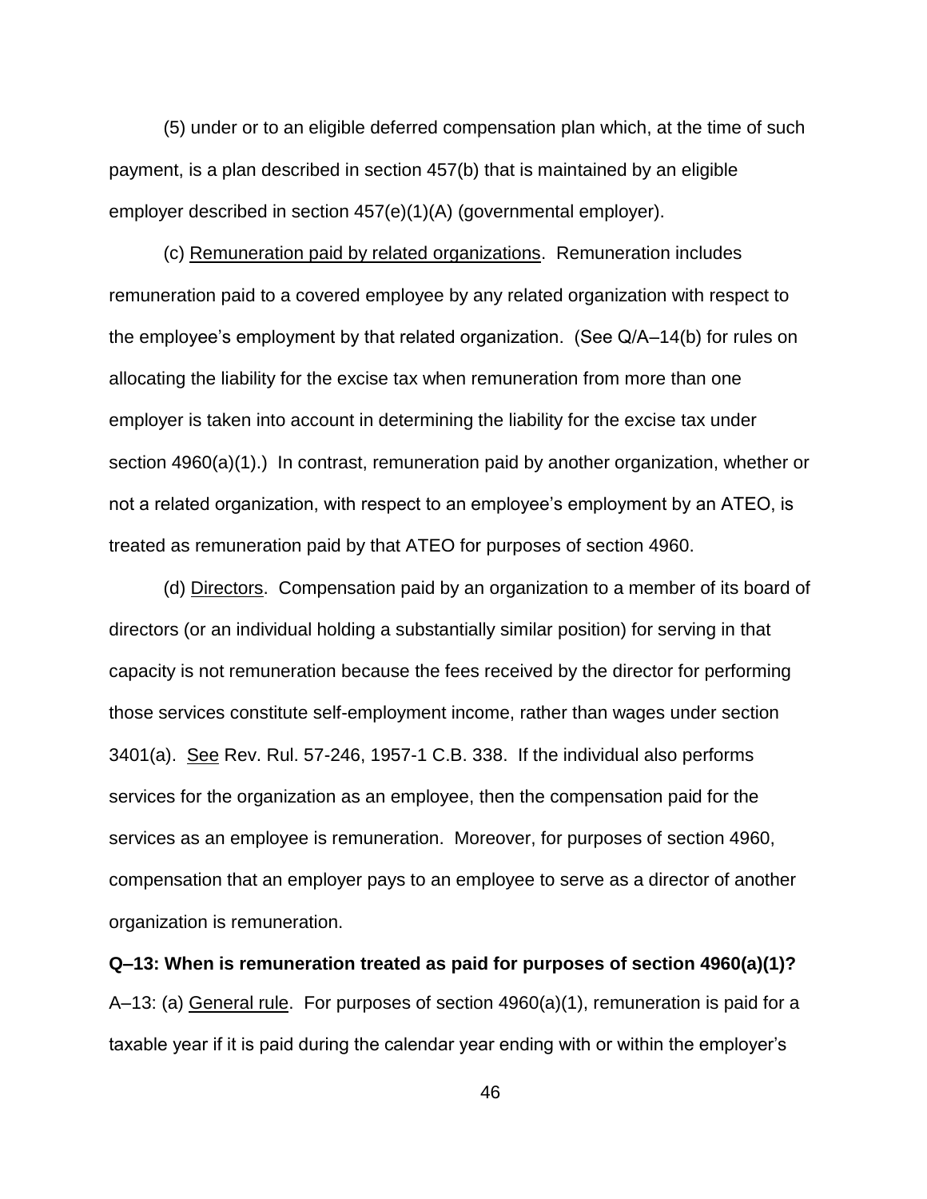(5) under or to an eligible deferred compensation plan which, at the time of such payment, is a plan described in section 457(b) that is maintained by an eligible employer described in section 457(e)(1)(A) (governmental employer).

(c) Remuneration paid by related organizations. Remuneration includes remuneration paid to a covered employee by any related organization with respect to the employee's employment by that related organization. (See Q/A–14(b) for rules on allocating the liability for the excise tax when remuneration from more than one employer is taken into account in determining the liability for the excise tax under section 4960(a)(1).) In contrast, remuneration paid by another organization, whether or not a related organization, with respect to an employee's employment by an ATEO, is treated as remuneration paid by that ATEO for purposes of section 4960.

(d) Directors. Compensation paid by an organization to a member of its board of directors (or an individual holding a substantially similar position) for serving in that capacity is not remuneration because the fees received by the director for performing those services constitute self-employment income, rather than wages under section 3401(a). See Rev. Rul. 57-246, 1957-1 C.B. 338. If the individual also performs services for the organization as an employee, then the compensation paid for the services as an employee is remuneration. Moreover, for purposes of section 4960, compensation that an employer pays to an employee to serve as a director of another organization is remuneration.

**Q–13: When is remuneration treated as paid for purposes of section 4960(a)(1)?**

A–13: (a) General rule. For purposes of section 4960(a)(1), remuneration is paid for a taxable year if it is paid during the calendar year ending with or within the employer's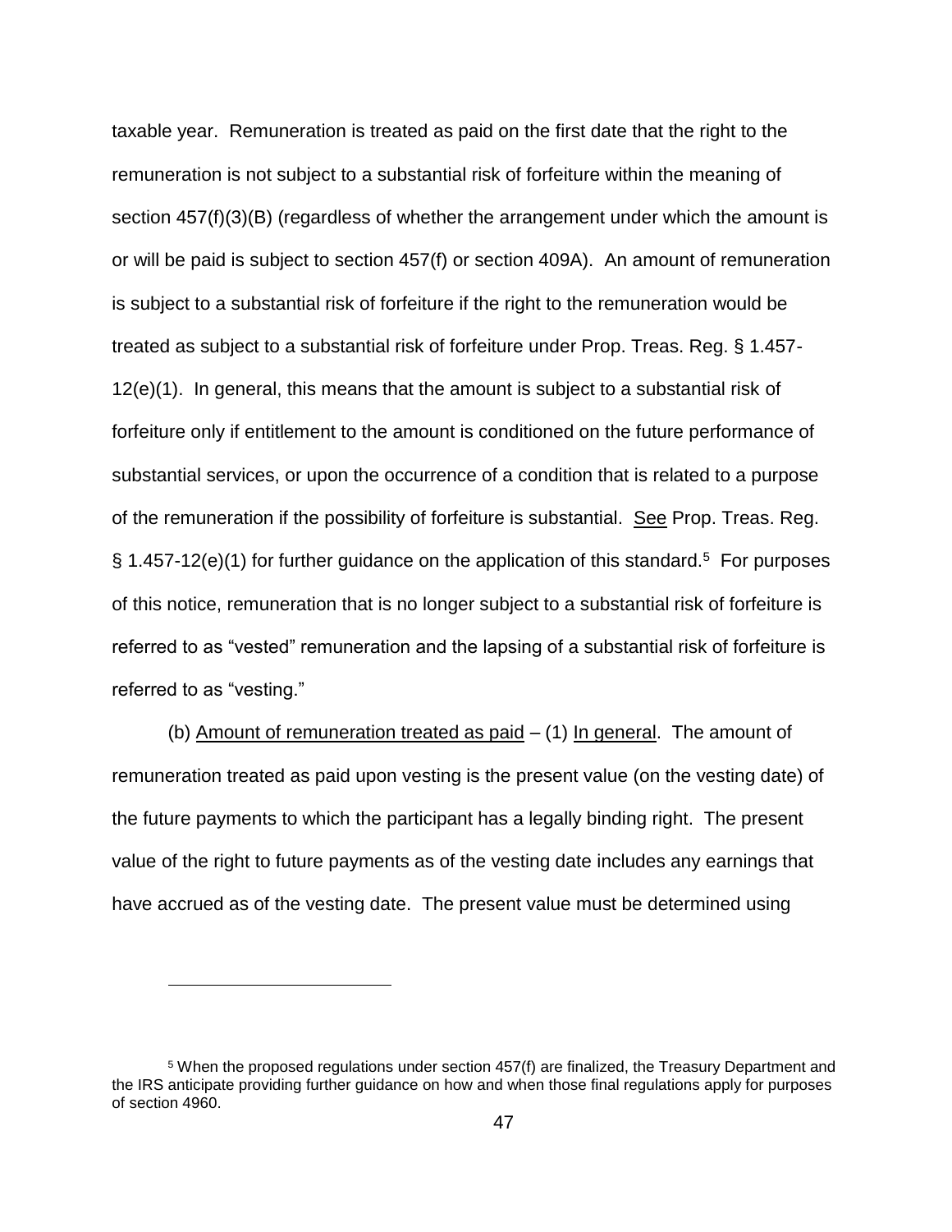taxable year. Remuneration is treated as paid on the first date that the right to the remuneration is not subject to a substantial risk of forfeiture within the meaning of section 457(f)(3)(B) (regardless of whether the arrangement under which the amount is or will be paid is subject to section 457(f) or section 409A). An amount of remuneration is subject to a substantial risk of forfeiture if the right to the remuneration would be treated as subject to a substantial risk of forfeiture under Prop. Treas. Reg. § 1.457-12(e)(1). In general, this means that the amount is subject to a substantial risk of forfeiture only if entitlement to the amount is conditioned on the future performance of substantial services, or upon the occurrence of a condition that is related to a purpose of the remuneration if the possibility of forfeiture is substantial. See Prop. Treas. Reg. § 1.457-12(e)(1) for further guidance on the application of this standard.[5] For purposes of this notice, remuneration that is no longer subject to a substantial risk of forfeiture is referred to as "vested" remuneration and the lapsing of a substantial risk of forfeiture is referred to as "vesting."

(b) Amount of remuneration treated as paid – (1) In general. The amount of remuneration treated as paid upon vesting is the present value (on the vesting date) of the future payments to which the participant has a legally binding right. The present value of the right to future payments as of the vesting date includes any earnings that have accrued as of the vesting date. The present value must be determined using

[5] When the proposed regulations under section 457(f) are finalized, the Treasury Department and the IRS anticipate providing further guidance on how and when those final regulations apply for purposes of section 4960.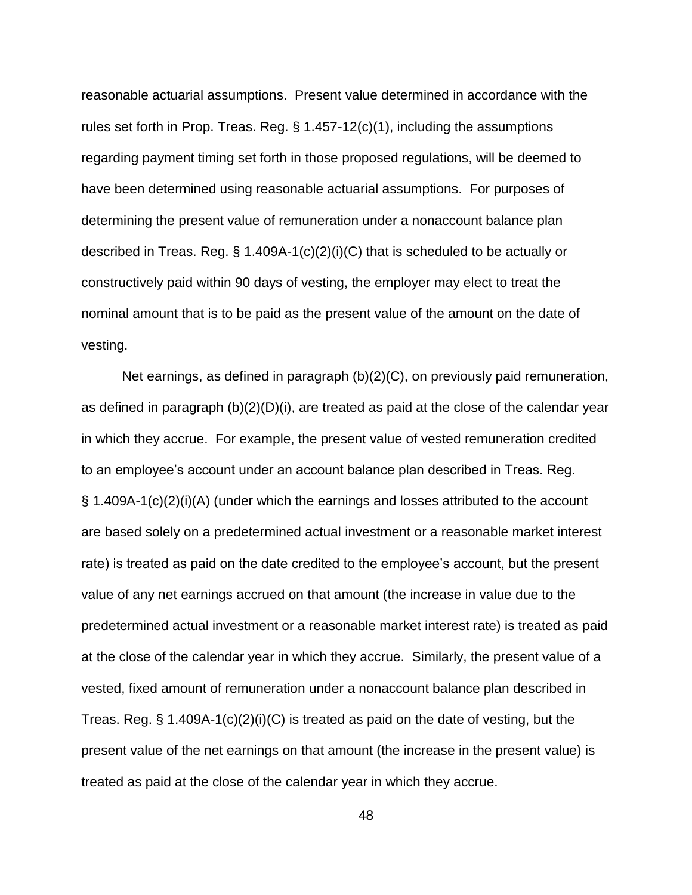reasonable actuarial assumptions. Present value determined in accordance with the rules set forth in Prop. Treas. Reg. § 1.457-12(c)(1), including the assumptions regarding payment timing set forth in those proposed regulations, will be deemed to have been determined using reasonable actuarial assumptions. For purposes of determining the present value of remuneration under a nonaccount balance plan described in Treas. Reg. § 1.409A-1(c)(2)(i)(C) that is scheduled to be actually or constructively paid within 90 days of vesting, the employer may elect to treat the nominal amount that is to be paid as the present value of the amount on the date of vesting.

Net earnings, as defined in paragraph (b)(2)(C), on previously paid remuneration, as defined in paragraph (b)(2)(D)(i), are treated as paid at the close of the calendar year in which they accrue. For example, the present value of vested remuneration credited to an employee's account under an account balance plan described in Treas. Reg. § 1.409A-1(c)(2)(i)(A) (under which the earnings and losses attributed to the account are based solely on a predetermined actual investment or a reasonable market interest rate) is treated as paid on the date credited to the employee's account, but the present value of any net earnings accrued on that amount (the increase in value due to the predetermined actual investment or a reasonable market interest rate) is treated as paid at the close of the calendar year in which they accrue. Similarly, the present value of a vested, fixed amount of remuneration under a nonaccount balance plan described in Treas. Reg. § 1.409A-1(c)(2)(i)(C) is treated as paid on the date of vesting, but the present value of the net earnings on that amount (the increase in the present value) is treated as paid at the close of the calendar year in which they accrue.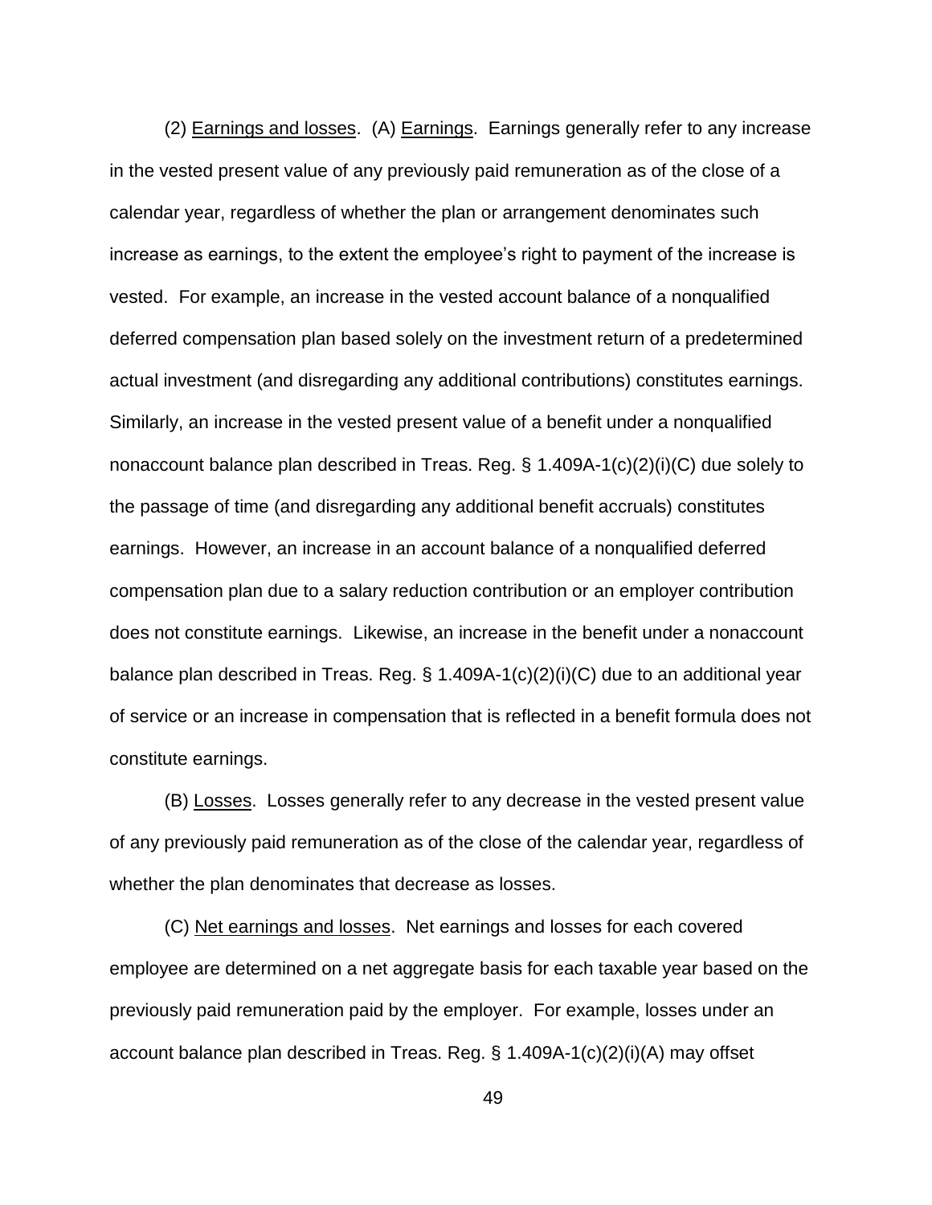(2) Earnings and losses. (A) Earnings. Earnings generally refer to any increase in the vested present value of any previously paid remuneration as of the close of a calendar year, regardless of whether the plan or arrangement denominates such increase as earnings, to the extent the employee's right to payment of the increase is vested. For example, an increase in the vested account balance of a nonqualified deferred compensation plan based solely on the investment return of a predetermined actual investment (and disregarding any additional contributions) constitutes earnings. Similarly, an increase in the vested present value of a benefit under a nonqualified nonaccount balance plan described in Treas. Reg. § 1.409A-1(c)(2)(i)(C) due solely to the passage of time (and disregarding any additional benefit accruals) constitutes earnings. However, an increase in an account balance of a nonqualified deferred compensation plan due to a salary reduction contribution or an employer contribution does not constitute earnings. Likewise, an increase in the benefit under a nonaccount balance plan described in Treas. Reg. § 1.409A-1(c)(2)(i)(C) due to an additional year of service or an increase in compensation that is reflected in a benefit formula does not constitute earnings.

(B) Losses. Losses generally refer to any decrease in the vested present value of any previously paid remuneration as of the close of the calendar year, regardless of whether the plan denominates that decrease as losses.

(C) Net earnings and losses. Net earnings and losses for each covered employee are determined on a net aggregate basis for each taxable year based on the previously paid remuneration paid by the employer. For example, losses under an account balance plan described in Treas. Reg. § 1.409A-1(c)(2)(i)(A) may offset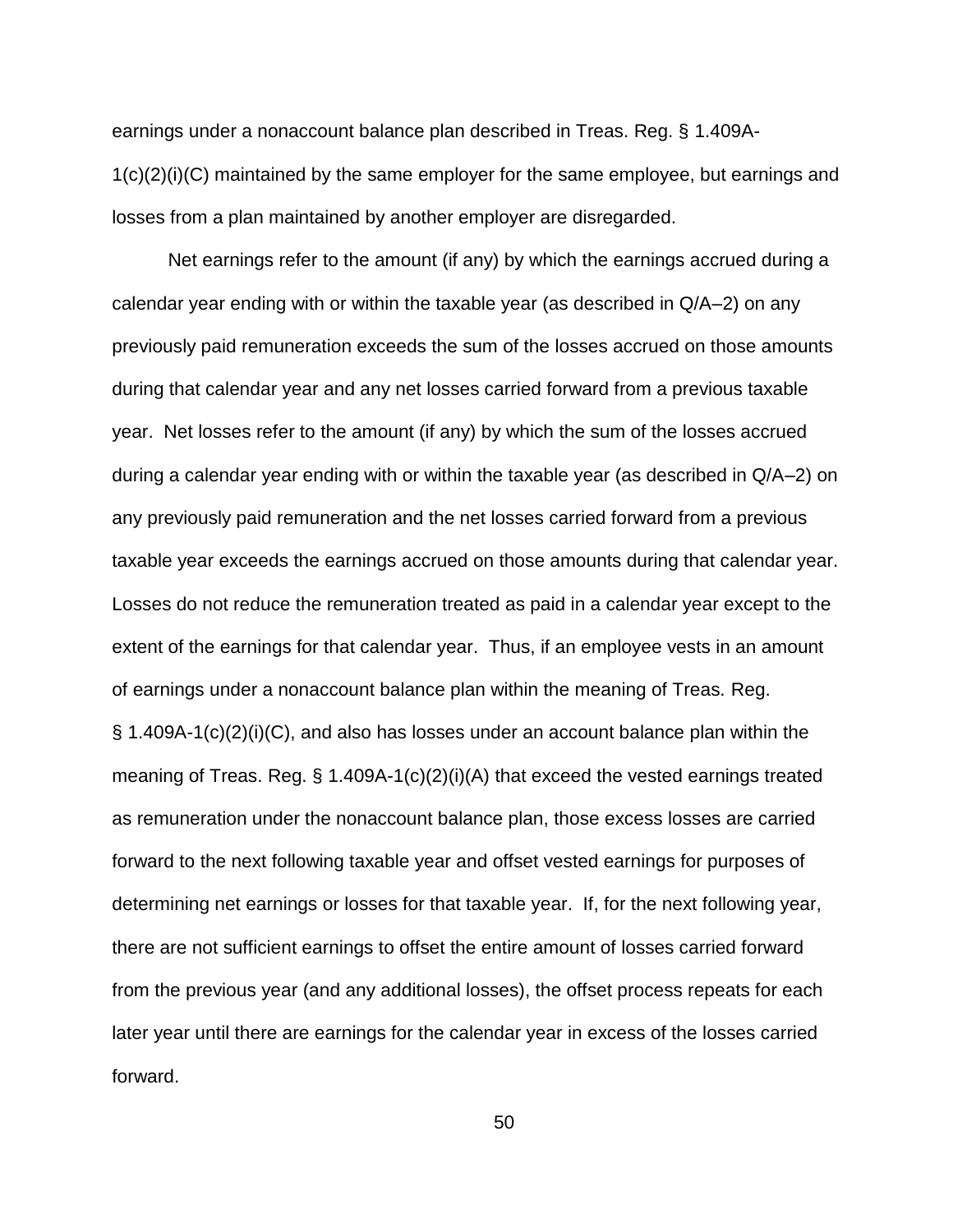earnings under a nonaccount balance plan described in Treas. Reg. § 1.409A-1(c)(2)(i)(C) maintained by the same employer for the same employee, but earnings and losses from a plan maintained by another employer are disregarded.

Net earnings refer to the amount (if any) by which the earnings accrued during a calendar year ending with or within the taxable year (as described in Q/A–2) on any previously paid remuneration exceeds the sum of the losses accrued on those amounts during that calendar year and any net losses carried forward from a previous taxable year. Net losses refer to the amount (if any) by which the sum of the losses accrued during a calendar year ending with or within the taxable year (as described in Q/A–2) on any previously paid remuneration and the net losses carried forward from a previous taxable year exceeds the earnings accrued on those amounts during that calendar year. Losses do not reduce the remuneration treated as paid in a calendar year except to the extent of the earnings for that calendar year. Thus, if an employee vests in an amount of earnings under a nonaccount balance plan within the meaning of Treas. Reg. § 1.409A-1(c)(2)(i)(C), and also has losses under an account balance plan within the meaning of Treas. Reg. § 1.409A-1(c)(2)(i)(A) that exceed the vested earnings treated as remuneration under the nonaccount balance plan, those excess losses are carried forward to the next following taxable year and offset vested earnings for purposes of determining net earnings or losses for that taxable year. If, for the next following year, there are not sufficient earnings to offset the entire amount of losses carried forward from the previous year (and any additional losses), the offset process repeats for each later year until there are earnings for the calendar year in excess of the losses carried forward.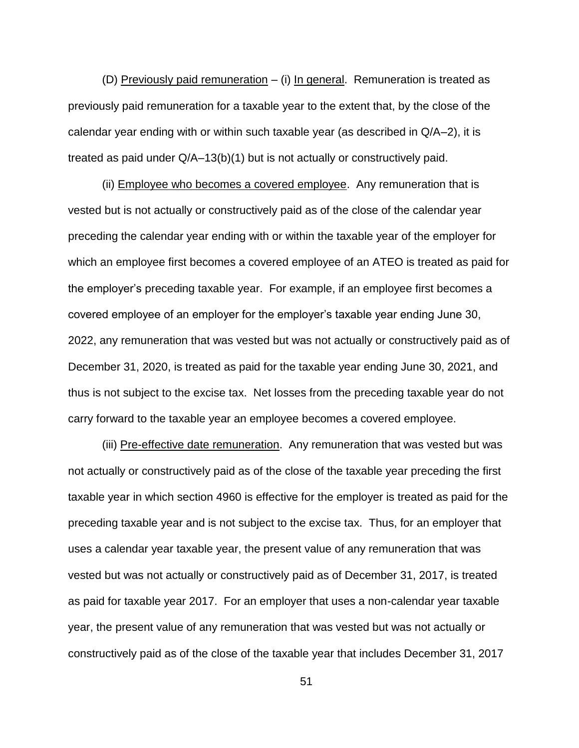(D) Previously paid remuneration – (i) In general. Remuneration is treated as previously paid remuneration for a taxable year to the extent that, by the close of the calendar year ending with or within such taxable year (as described in Q/A–2), it is treated as paid under Q/A–13(b)(1) but is not actually or constructively paid.

(ii) Employee who becomes a covered employee. Any remuneration that is vested but is not actually or constructively paid as of the close of the calendar year preceding the calendar year ending with or within the taxable year of the employer for which an employee first becomes a covered employee of an ATEO is treated as paid for the employer's preceding taxable year. For example, if an employee first becomes a covered employee of an employer for the employer's taxable year ending June 30, 2022, any remuneration that was vested but was not actually or constructively paid as of December 31, 2020, is treated as paid for the taxable year ending June 30, 2021, and thus is not subject to the excise tax. Net losses from the preceding taxable year do not carry forward to the taxable year an employee becomes a covered employee.

(iii) Pre-effective date remuneration. Any remuneration that was vested but was not actually or constructively paid as of the close of the taxable year preceding the first taxable year in which section 4960 is effective for the employer is treated as paid for the preceding taxable year and is not subject to the excise tax. Thus, for an employer that uses a calendar year taxable year, the present value of any remuneration that was vested but was not actually or constructively paid as of December 31, 2017, is treated as paid for taxable year 2017. For an employer that uses a non-calendar year taxable year, the present value of any remuneration that was vested but was not actually or constructively paid as of the close of the taxable year that includes December 31, 2017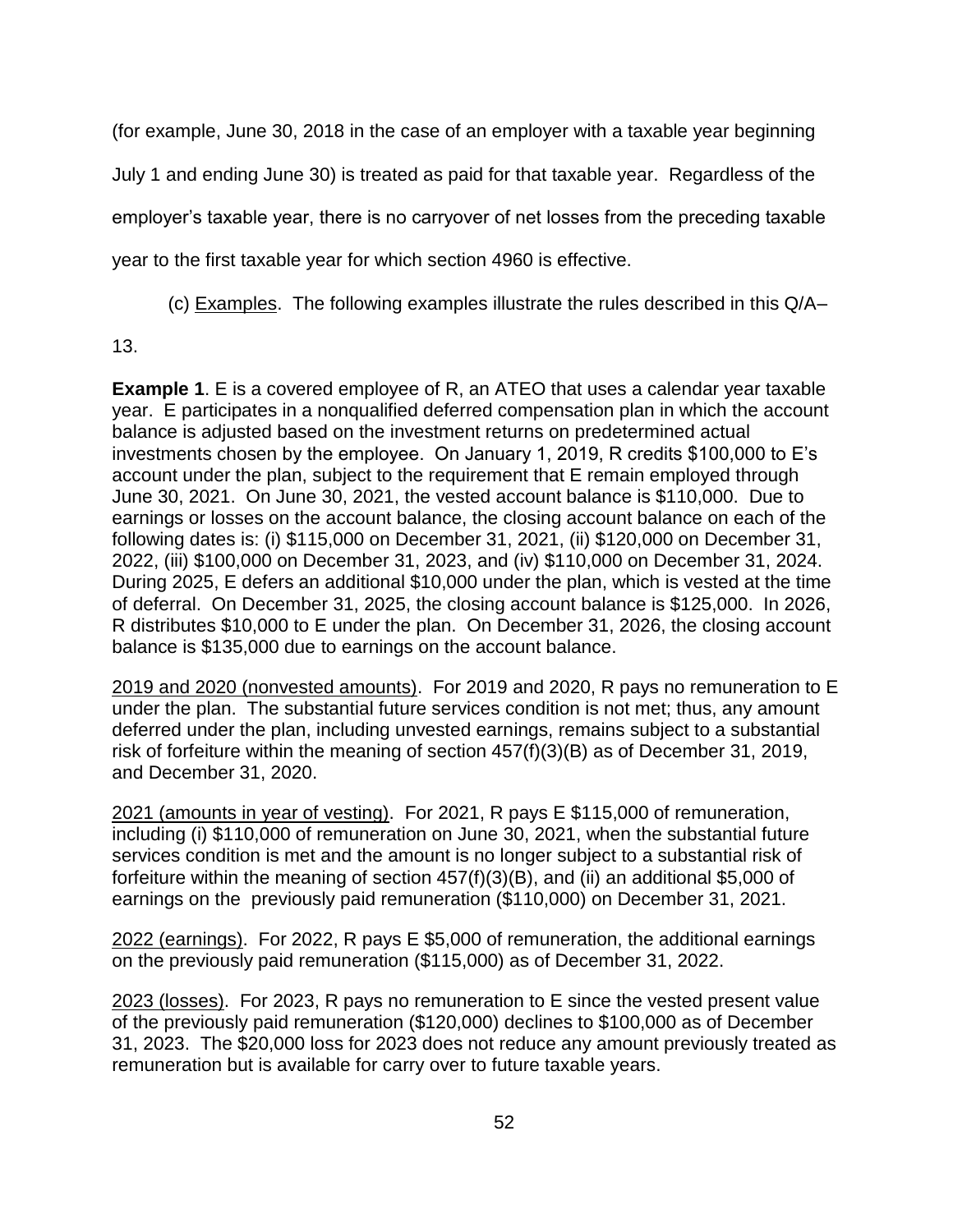(for example, June 30, 2018 in the case of an employer with a taxable year beginning July 1 and ending June 30) is treated as paid for that taxable year. Regardless of the employer's taxable year, there is no carryover of net losses from the preceding taxable year to the first taxable year for which section 4960 is effective.

(c) Examples. The following examples illustrate the rules described in this Q/A–13.

**Example 1**. E is a covered employee of R, an ATEO that uses a calendar year taxable year. E participates in a nonqualified deferred compensation plan in which the account balance is adjusted based on the investment returns on predetermined actual investments chosen by the employee. On January 1, 2019, R credits $100,000 to E's account under the plan, subject to the requirement that E remain employed through June 30, 2021. On June 30, 2021, the vested account balance is $110,000. Due to earnings or losses on the account balance, the closing account balance on each of the following dates is: (i) $115,000 on December 31, 2021, (ii) $120,000 on December 31, 2022, (iii) $100,000 on December 31, 2023, and (iv) $110,000 on December 31, 2024. During 2025, E defers an additional $10,000 under the plan, which is vested at the time of deferral. On December 31, 2025, the closing account balance is $125,000. In 2026, R distributes $10,000 to E under the plan. On December 31, 2026, the closing account balance is $135,000 due to earnings on the account balance.

2019 and 2020 (nonvested amounts). For 2019 and 2020, R pays no remuneration to E under the plan. The substantial future services condition is not met; thus, any amount deferred under the plan, including unvested earnings, remains subject to a substantial risk of forfeiture within the meaning of section 457(f)(3)(B) as of December 31, 2019, and December 31, 2020.

2021 (amounts in year of vesting). For 2021, R pays E $115,000 of remuneration, including (i) $110,000 of remuneration on June 30, 2021, when the substantial future services condition is met and the amount is no longer subject to a substantial risk of forfeiture within the meaning of section 457(f)(3)(B), and (ii) an additional $5,000 of earnings on the previously paid remuneration ($110,000) on December 31, 2021.

2022 (earnings). For 2022, R pays E $5,000 of remuneration, the additional earnings on the previously paid remuneration ($115,000) as of December 31, 2022.

2023 (losses). For 2023, R pays no remuneration to E since the vested present value of the previously paid remuneration ($120,000) declines to $100,000 as of December 31, 2023. The $20,000 loss for 2023 does not reduce any amount previously treated as remuneration but is available for carry over to future taxable years.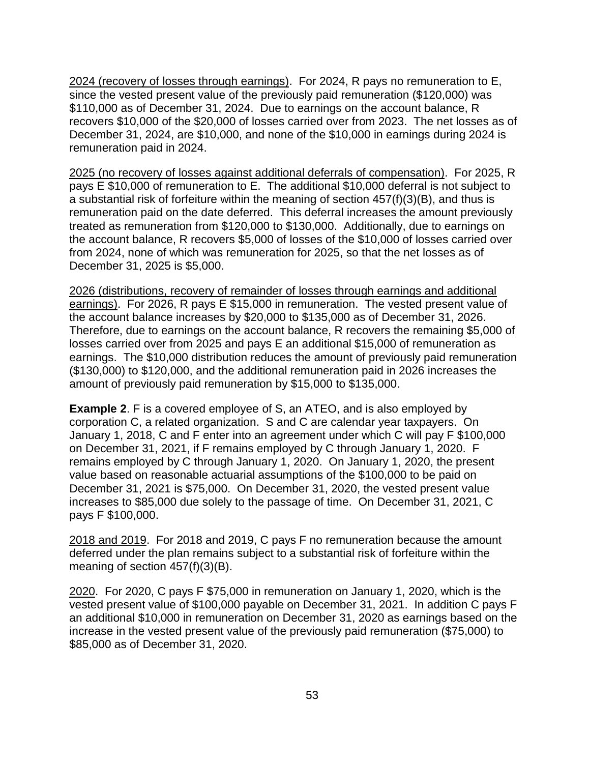2024 (recovery of losses through earnings). For 2024, R pays no remuneration to E, since the vested present value of the previously paid remuneration ($120,000) was $110,000 as of December 31, 2024. Due to earnings on the account balance, R recovers $10,000 of the $20,000 of losses carried over from 2023. The net losses as of December 31, 2024, are $10,000, and none of the $10,000 in earnings during 2024 is remuneration paid in 2024.

2025 (no recovery of losses against additional deferrals of compensation). For 2025, R pays E $10,000 of remuneration to E. The additional $10,000 deferral is not subject to a substantial risk of forfeiture within the meaning of section 457(f)(3)(B), and thus is remuneration paid on the date deferred. This deferral increases the amount previously treated as remuneration from $120,000 to $130,000. Additionally, due to earnings on the account balance, R recovers $5,000 of losses of the $10,000 of losses carried over from 2024, none of which was remuneration for 2025, so that the net losses as of December 31, 2025 is $5,000.

2026 (distributions, recovery of remainder of losses through earnings and additional earnings). For 2026, R pays E $15,000 in remuneration. The vested present value of the account balance increases by $20,000 to $135,000 as of December 31, 2026. Therefore, due to earnings on the account balance, R recovers the remaining $5,000 of losses carried over from 2025 and pays E an additional $15,000 of remuneration as earnings. The $10,000 distribution reduces the amount of previously paid remuneration ($130,000) to $120,000, and the additional remuneration paid in 2026 increases the amount of previously paid remuneration by $15,000 to $135,000.

**Example 2**. F is a covered employee of S, an ATEO, and is also employed by corporation C, a related organization. S and C are calendar year taxpayers. On January 1, 2018, C and F enter into an agreement under which C will pay F $100,000 on December 31, 2021, if F remains employed by C through January 1, 2020. F remains employed by C through January 1, 2020. On January 1, 2020, the present value based on reasonable actuarial assumptions of the $100,000 to be paid on December 31, 2021 is $75,000. On December 31, 2020, the vested present value increases to $85,000 due solely to the passage of time. On December 31, 2021, C pays F $100,000.

2018 and 2019. For 2018 and 2019, C pays F no remuneration because the amount deferred under the plan remains subject to a substantial risk of forfeiture within the meaning of section 457(f)(3)(B).

2020. For 2020, C pays F $75,000 in remuneration on January 1, 2020, which is the vested present value of $100,000 payable on December 31, 2021. In addition C pays F an additional $10,000 in remuneration on December 31, 2020 as earnings based on the increase in the vested present value of the previously paid remuneration ($75,000) to $85,000 as of December 31, 2020.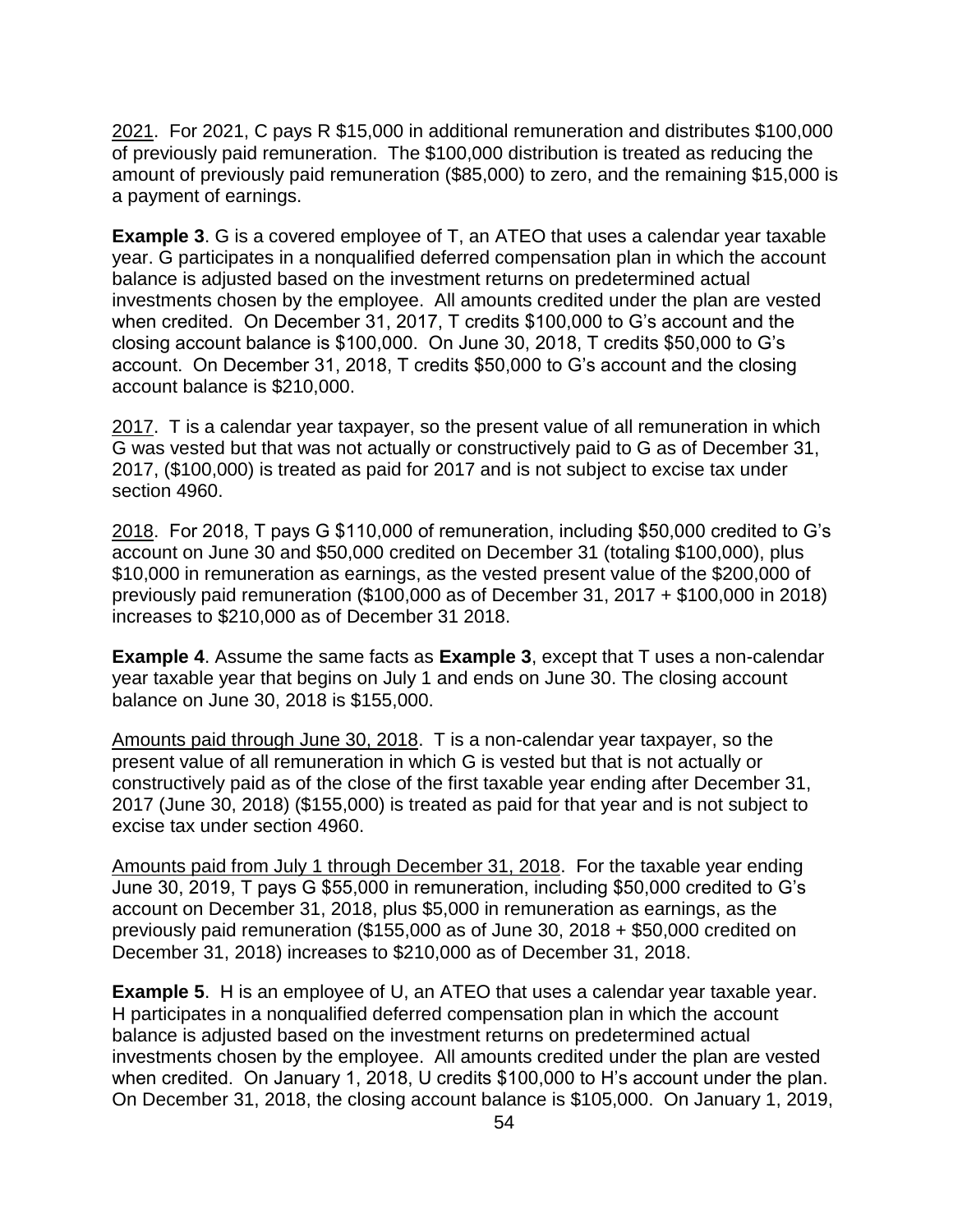2021. For 2021, C pays R $15,000 in additional remuneration and distributes $100,000 of previously paid remuneration. The $100,000 distribution is treated as reducing the amount of previously paid remuneration ($85,000) to zero, and the remaining $15,000 is a payment of earnings.

**Example 3**. G is a covered employee of T, an ATEO that uses a calendar year taxable year. G participates in a nonqualified deferred compensation plan in which the account balance is adjusted based on the investment returns on predetermined actual investments chosen by the employee. All amounts credited under the plan are vested when credited. On December 31, 2017, T credits $100,000 to G's account and the closing account balance is $100,000. On June 30, 2018, T credits $50,000 to G's account. On December 31, 2018, T credits $50,000 to G's account and the closing account balance is $210,000.

2017. T is a calendar year taxpayer, so the present value of all remuneration in which G was vested but that was not actually or constructively paid to G as of December 31, 2017, ($100,000) is treated as paid for 2017 and is not subject to excise tax under section 4960.

2018. For 2018, T pays G $110,000 of remuneration, including $50,000 credited to G's account on June 30 and $50,000 credited on December 31 (totaling $100,000), plus $10,000 in remuneration as earnings, as the vested present value of the $200,000 of previously paid remuneration ($100,000 as of December 31, 2017 + $100,000 in 2018) increases to $210,000 as of December 31 2018.

**Example 4**. Assume the same facts as **Example 3**, except that T uses a non-calendar year taxable year that begins on July 1 and ends on June 30. The closing account balance on June 30, 2018 is $155,000.

Amounts paid through June 30, 2018. T is a non-calendar year taxpayer, so the present value of all remuneration in which G is vested but that is not actually or constructively paid as of the close of the first taxable year ending after December 31, 2017 (June 30, 2018) ($155,000) is treated as paid for that year and is not subject to excise tax under section 4960.

Amounts paid from July 1 through December 31, 2018. For the taxable year ending June 30, 2019, T pays G $55,000 in remuneration, including $50,000 credited to G's account on December 31, 2018, plus $5,000 in remuneration as earnings, as the previously paid remuneration ($155,000 as of June 30, 2018 + $50,000 credited on December 31, 2018) increases to $210,000 as of December 31, 2018.

**Example 5**. H is an employee of U, an ATEO that uses a calendar year taxable year. H participates in a nonqualified deferred compensation plan in which the account balance is adjusted based on the investment returns on predetermined actual investments chosen by the employee. All amounts credited under the plan are vested when credited. On January 1, 2018, U credits $100,000 to H's account under the plan. On December 31, 2018, the closing account balance is $105,000. On January 1, 2019,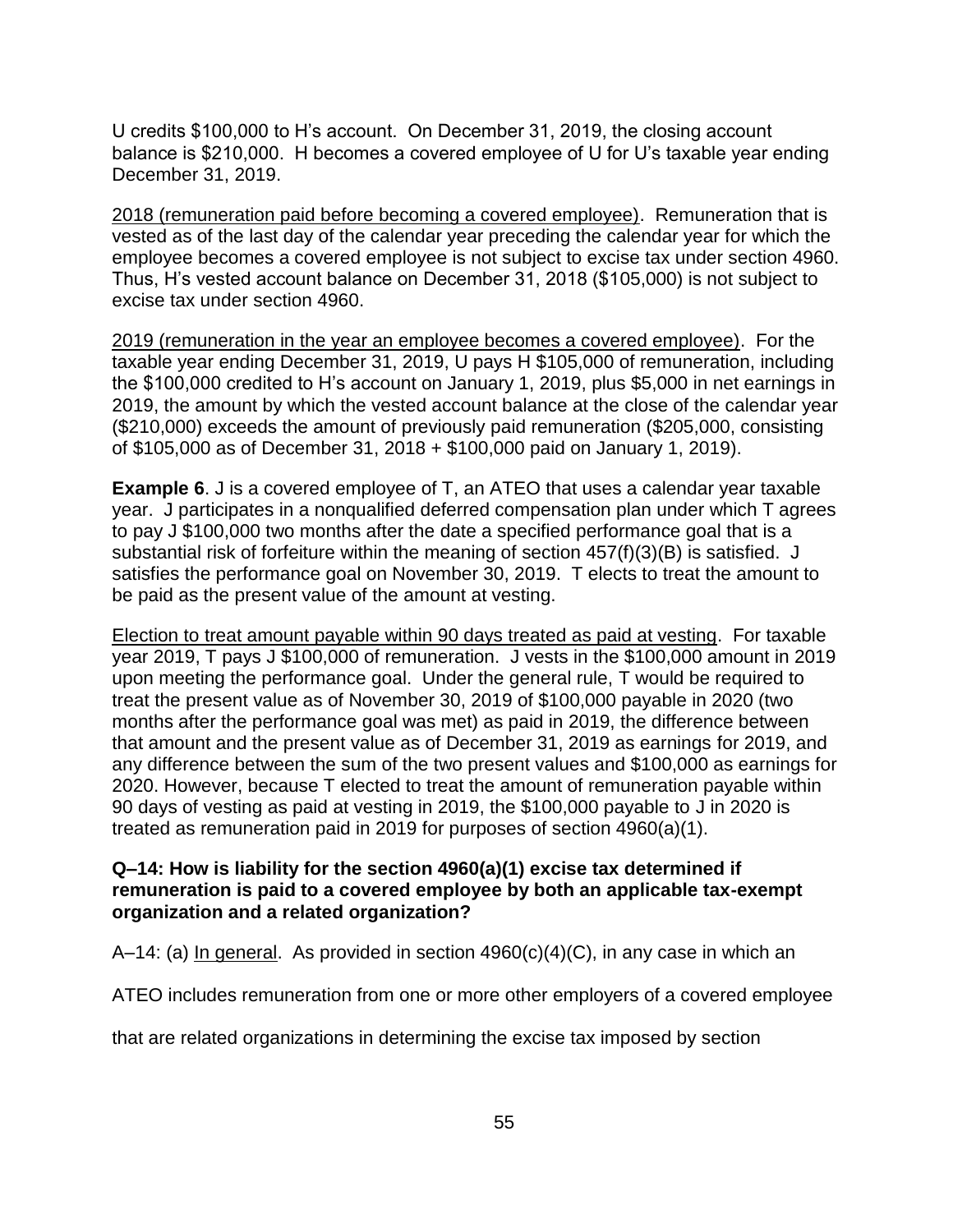U credits $100,000 to H's account. On December 31, 2019, the closing account balance is $210,000. H becomes a covered employee of U for U's taxable year ending December 31, 2019.

2018 (remuneration paid before becoming a covered employee). Remuneration that is vested as of the last day of the calendar year preceding the calendar year for which the employee becomes a covered employee is not subject to excise tax under section 4960. Thus, H's vested account balance on December 31, 2018 ($105,000) is not subject to excise tax under section 4960.

2019 (remuneration in the year an employee becomes a covered employee). For the taxable year ending December 31, 2019, U pays H $105,000 of remuneration, including the $100,000 credited to H's account on January 1, 2019, plus $5,000 in net earnings in 2019, the amount by which the vested account balance at the close of the calendar year ($210,000) exceeds the amount of previously paid remuneration ($205,000, consisting of $105,000 as of December 31, 2018 + $100,000 paid on January 1, 2019).

**Example 6**. J is a covered employee of T, an ATEO that uses a calendar year taxable year. J participates in a nonqualified deferred compensation plan under which T agrees to pay J $100,000 two months after the date a specified performance goal that is a substantial risk of forfeiture within the meaning of section 457(f)(3)(B) is satisfied. J satisfies the performance goal on November 30, 2019. T elects to treat the amount to be paid as the present value of the amount at vesting.

Election to treat amount payable within 90 days treated as paid at vesting. For taxable year 2019, T pays J $100,000 of remuneration. J vests in the $100,000 amount in 2019 upon meeting the performance goal. Under the general rule, T would be required to treat the present value as of November 30, 2019 of $100,000 payable in 2020 (two months after the performance goal was met) as paid in 2019, the difference between that amount and the present value as of December 31, 2019 as earnings for 2019, and any difference between the sum of the two present values and $100,000 as earnings for 2020. However, because T elected to treat the amount of remuneration payable within 90 days of vesting as paid at vesting in 2019, the $100,000 payable to J in 2020 is treated as remuneration paid in 2019 for purposes of section 4960(a)(1).

**Q–14: How is liability for the section 4960(a)(1) excise tax determined if remuneration is paid to a covered employee by both an applicable tax-exempt organization and a related organization?**

A–14: (a) In general. As provided in section 4960(c)(4)(C), in any case in which an ATEO includes remuneration from one or more other employers of a covered employee that are related organizations in determining the excise tax imposed by section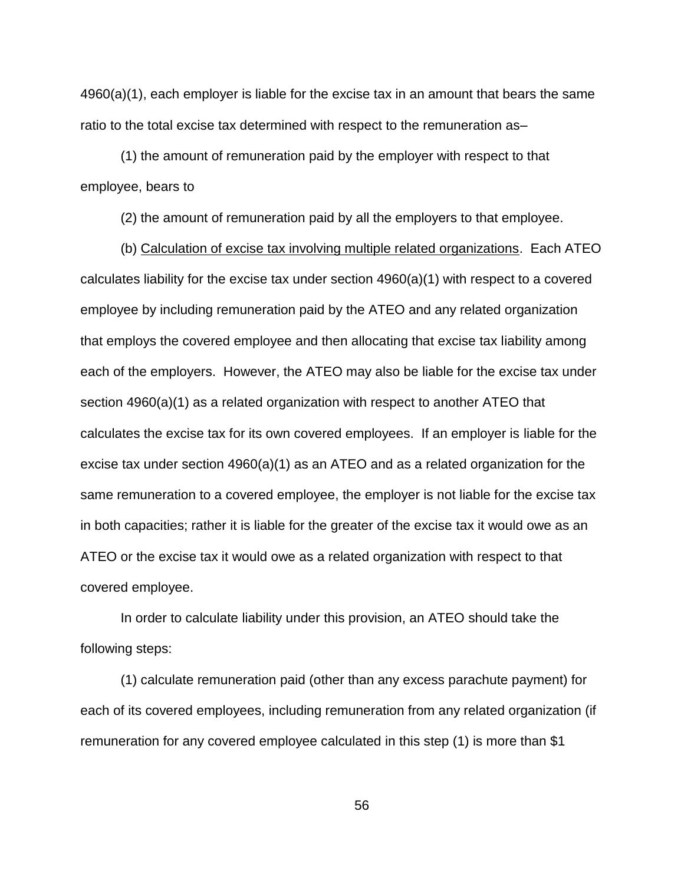4960(a)(1), each employer is liable for the excise tax in an amount that bears the same ratio to the total excise tax determined with respect to the remuneration as–

(1) the amount of remuneration paid by the employer with respect to that employee, bears to

(2) the amount of remuneration paid by all the employers to that employee.

(b) Calculation of excise tax involving multiple related organizations. Each ATEO calculates liability for the excise tax under section 4960(a)(1) with respect to a covered employee by including remuneration paid by the ATEO and any related organization that employs the covered employee and then allocating that excise tax liability among each of the employers. However, the ATEO may also be liable for the excise tax under section 4960(a)(1) as a related organization with respect to another ATEO that calculates the excise tax for its own covered employees. If an employer is liable for the excise tax under section 4960(a)(1) as an ATEO and as a related organization for the same remuneration to a covered employee, the employer is not liable for the excise tax in both capacities; rather it is liable for the greater of the excise tax it would owe as an ATEO or the excise tax it would owe as a related organization with respect to that covered employee.

In order to calculate liability under this provision, an ATEO should take the following steps:

(1) calculate remuneration paid (other than any excess parachute payment) for each of its covered employees, including remuneration from any related organization (if remuneration for any covered employee calculated in this step (1) is more than $1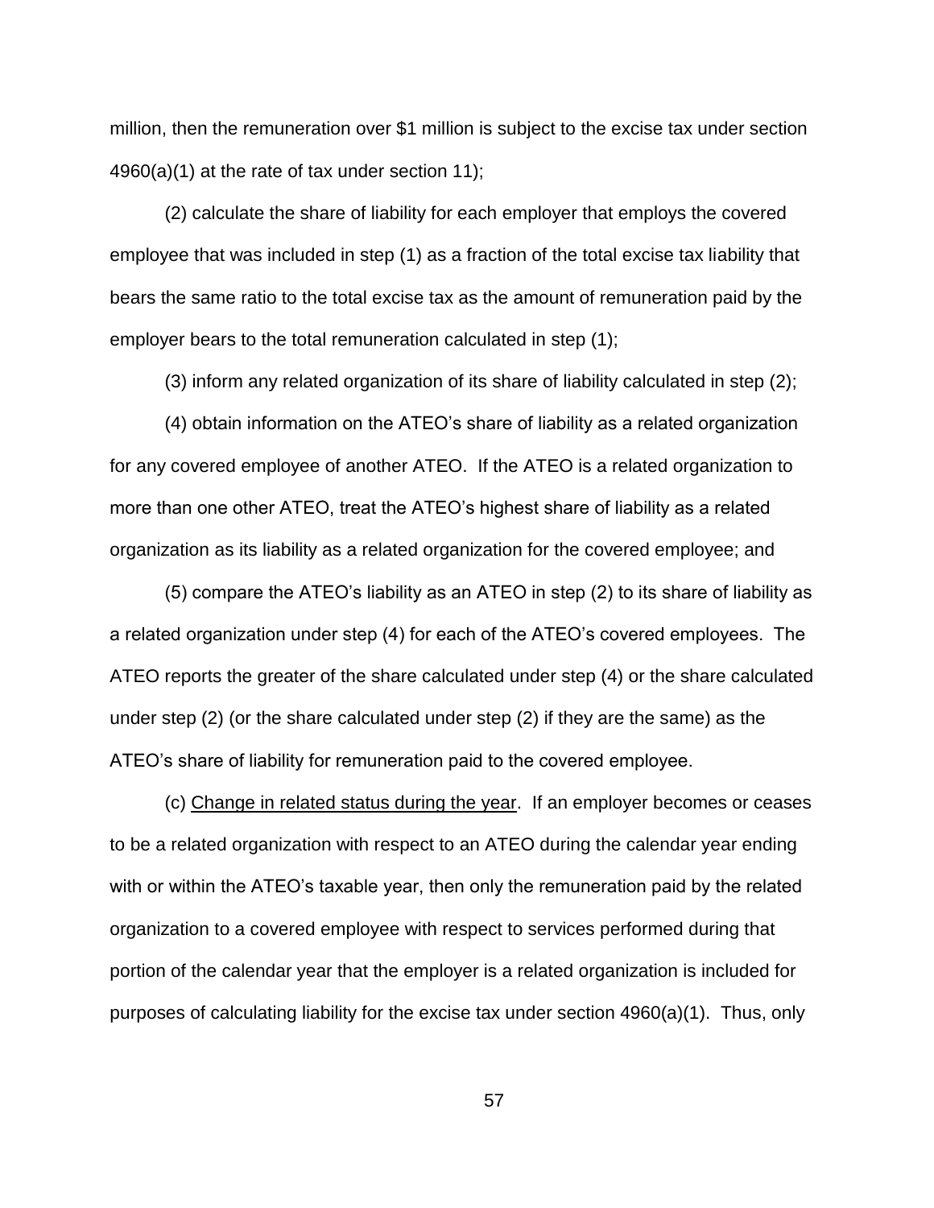million, then the remuneration over $1 million is subject to the excise tax under section 4960(a)(1) at the rate of tax under section 11);

(2) calculate the share of liability for each employer that employs the covered employee that was included in step (1) as a fraction of the total excise tax liability that bears the same ratio to the total excise tax as the amount of remuneration paid by the employer bears to the total remuneration calculated in step (1);

(3) inform any related organization of its share of liability calculated in step (2);

(4) obtain information on the ATEO's share of liability as a related organization for any covered employee of another ATEO. If the ATEO is a related organization to more than one other ATEO, treat the ATEO's highest share of liability as a related organization as its liability as a related organization for the covered employee; and

(5) compare the ATEO's liability as an ATEO in step (2) to its share of liability as a related organization under step (4) for each of the ATEO's covered employees. The ATEO reports the greater of the share calculated under step (4) or the share calculated under step (2) (or the share calculated under step (2) if they are the same) as the ATEO's share of liability for remuneration paid to the covered employee.

(c) <u>Change in related status during the year</u>. If an employer becomes or ceases to be a related organization with respect to an ATEO during the calendar year ending with or within the ATEO's taxable year, then only the remuneration paid by the related organization to a covered employee with respect to services performed during that portion of the calendar year that the employer is a related organization is included for purposes of calculating liability for the excise tax under section 4960(a)(1). Thus, only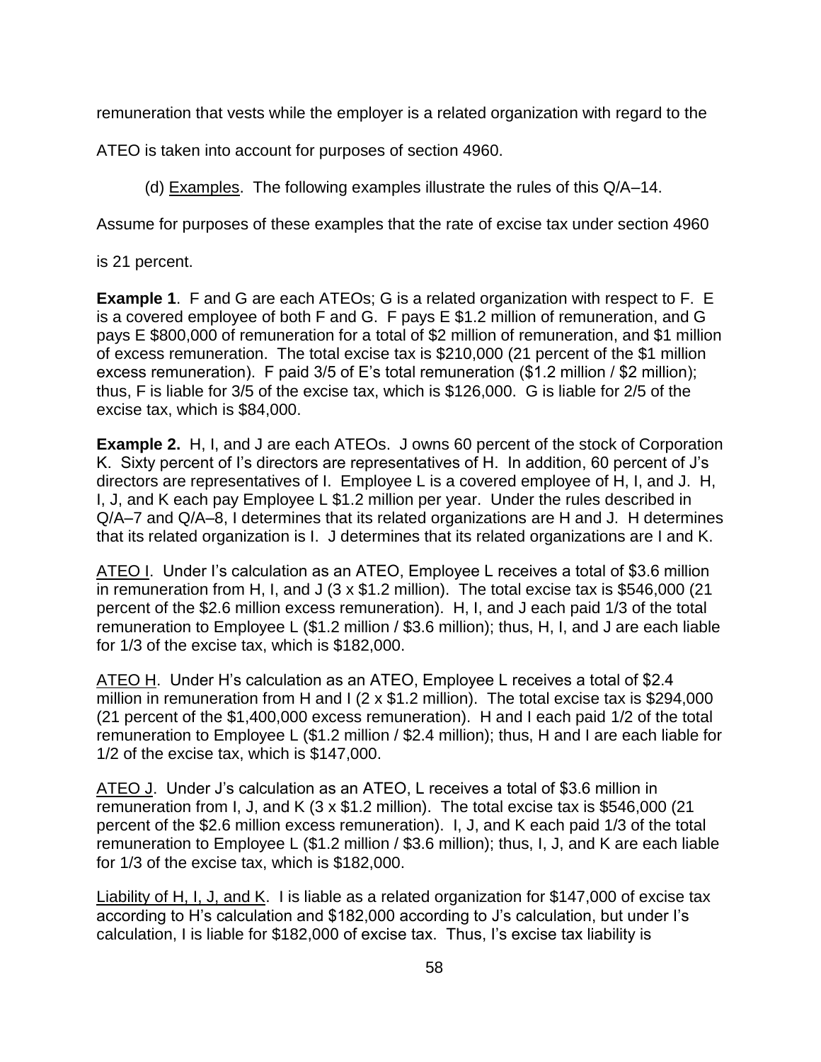remuneration that vests while the employer is a related organization with regard to the ATEO is taken into account for purposes of section 4960.

(d) Examples. The following examples illustrate the rules of this Q/A–14. Assume for purposes of these examples that the rate of excise tax under section 4960 is 21 percent.

**Example 1**. F and G are each ATEOs; G is a related organization with respect to F. E is a covered employee of both F and G. F pays E \$1.2 million of remuneration, and G pays E \$800,000 of remuneration for a total of \$2 million of remuneration, and \$1 million of excess remuneration. The total excise tax is \$210,000 (21 percent of the \$1 million excess remuneration). F paid 3/5 of E's total remuneration (\$1.2 million / \$2 million); thus, F is liable for 3/5 of the excise tax, which is \$126,000. G is liable for 2/5 of the excise tax, which is \$84,000.

**Example 2.** H, I, and J are each ATEOs. J owns 60 percent of the stock of Corporation K. Sixty percent of I's directors are representatives of H. In addition, 60 percent of J's directors are representatives of I. Employee L is a covered employee of H, I, and J. H, I, J, and K each pay Employee L \$1.2 million per year. Under the rules described in Q/A–7 and Q/A–8, I determines that its related organizations are H and J. H determines that its related organization is I. J determines that its related organizations are I and K.

ATEO I. Under I's calculation as an ATEO, Employee L receives a total of \$3.6 million in remuneration from H, I, and J (3 x \$1.2 million). The total excise tax is \$546,000 (21 percent of the \$2.6 million excess remuneration). H, I, and J each paid 1/3 of the total remuneration to Employee L (\$1.2 million / \$3.6 million); thus, H, I, and J are each liable for 1/3 of the excise tax, which is \$182,000.

ATEO H. Under H's calculation as an ATEO, Employee L receives a total of \$2.4 million in remuneration from H and I (2 x \$1.2 million). The total excise tax is \$294,000 (21 percent of the \$1,400,000 excess remuneration). H and I each paid 1/2 of the total remuneration to Employee L (\$1.2 million / \$2.4 million); thus, H and I are each liable for 1/2 of the excise tax, which is \$147,000.

ATEO J. Under J's calculation as an ATEO, L receives a total of \$3.6 million in remuneration from I, J, and K (3 x \$1.2 million). The total excise tax is \$546,000 (21 percent of the \$2.6 million excess remuneration). I, J, and K each paid 1/3 of the total remuneration to Employee L (\$1.2 million / \$3.6 million); thus, I, J, and K are each liable for 1/3 of the excise tax, which is \$182,000.

Liability of H, I, J, and K. I is liable as a related organization for \$147,000 of excise tax according to H's calculation and \$182,000 according to J's calculation, but under I's calculation, I is liable for \$182,000 of excise tax. Thus, I's excise tax liability is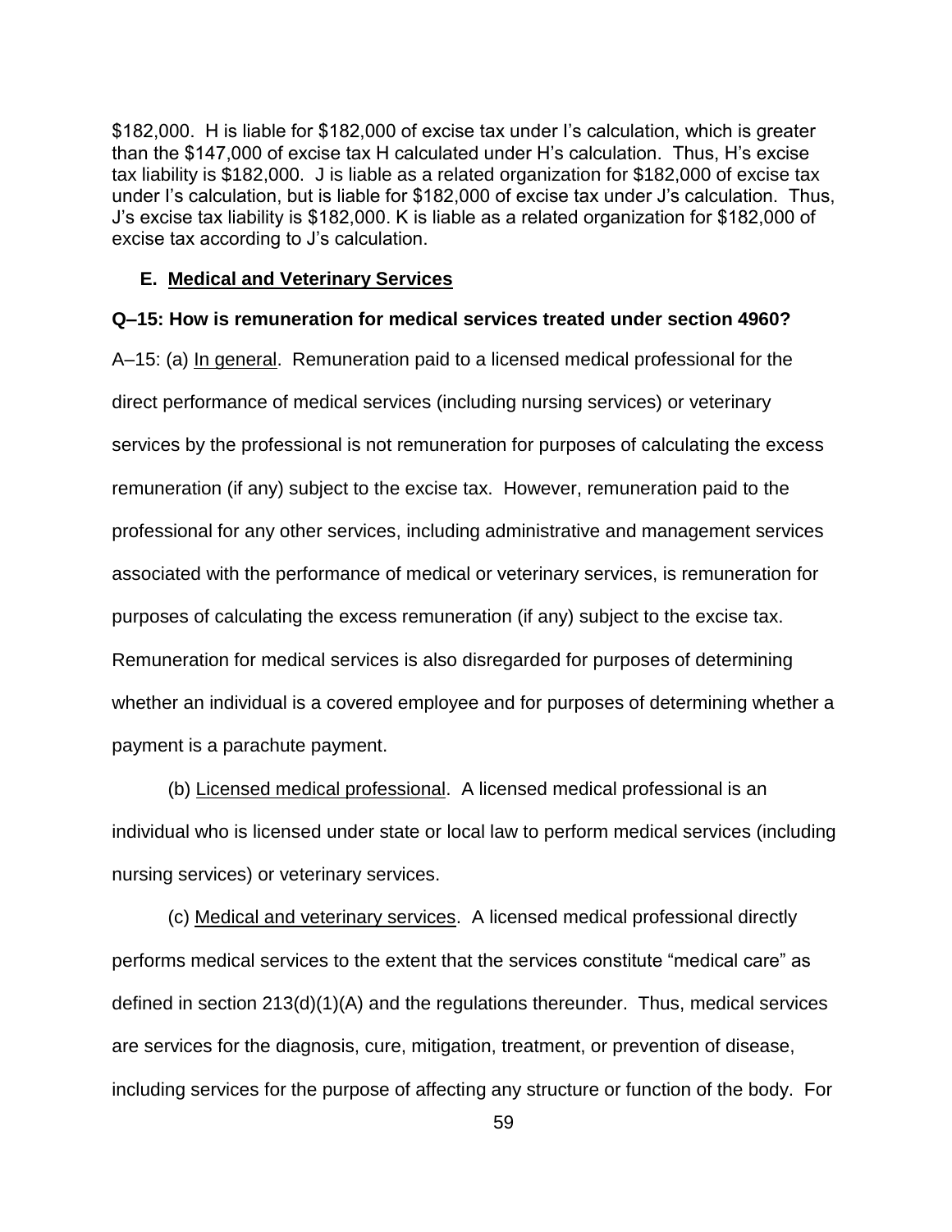$182,000. H is liable for $182,000 of excise tax under I's calculation, which is greater than the $147,000 of excise tax H calculated under H's calculation. Thus, H's excise tax liability is $182,000. J is liable as a related organization for $182,000 of excise tax under I's calculation, but is liable for $182,000 of excise tax under J's calculation. Thus, J's excise tax liability is $182,000. K is liable as a related organization for $182,000 of excise tax according to J's calculation.

### E. Medical and Veterinary Services

**Q–15: How is remuneration for medical services treated under section 4960?**

A–15: (a) In general. Remuneration paid to a licensed medical professional for the direct performance of medical services (including nursing services) or veterinary services by the professional is not remuneration for purposes of calculating the excess remuneration (if any) subject to the excise tax. However, remuneration paid to the professional for any other services, including administrative and management services associated with the performance of medical or veterinary services, is remuneration for purposes of calculating the excess remuneration (if any) subject to the excise tax. Remuneration for medical services is also disregarded for purposes of determining whether an individual is a covered employee and for purposes of determining whether a payment is a parachute payment.

(b) Licensed medical professional. A licensed medical professional is an individual who is licensed under state or local law to perform medical services (including nursing services) or veterinary services.

(c) Medical and veterinary services. A licensed medical professional directly performs medical services to the extent that the services constitute "medical care" as defined in section 213(d)(1)(A) and the regulations thereunder. Thus, medical services are services for the diagnosis, cure, mitigation, treatment, or prevention of disease, including services for the purpose of affecting any structure or function of the body. For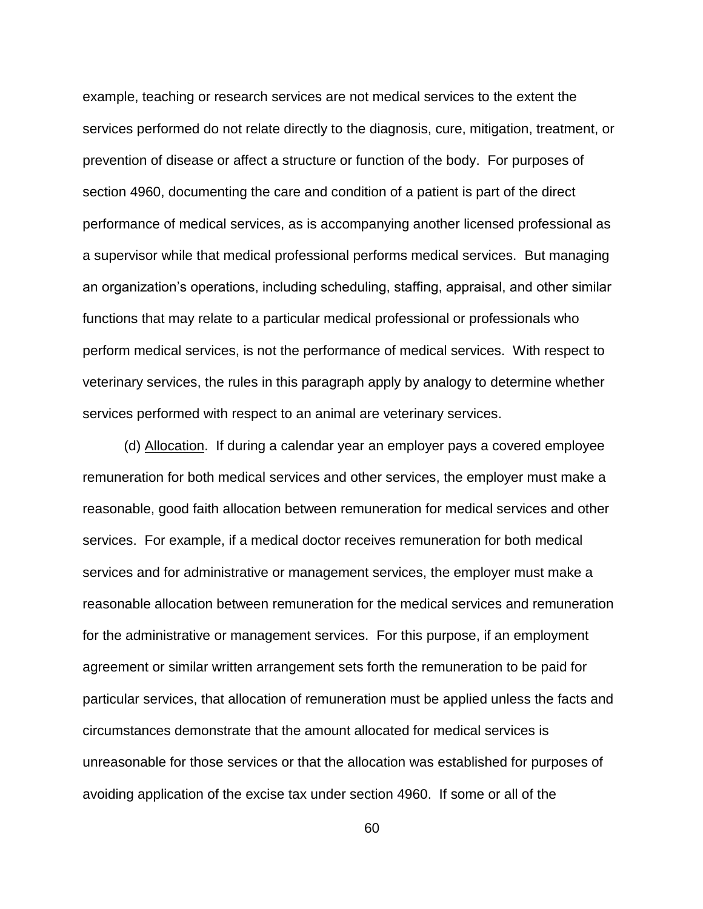example, teaching or research services are not medical services to the extent the services performed do not relate directly to the diagnosis, cure, mitigation, treatment, or prevention of disease or affect a structure or function of the body. For purposes of section 4960, documenting the care and condition of a patient is part of the direct performance of medical services, as is accompanying another licensed professional as a supervisor while that medical professional performs medical services. But managing an organization's operations, including scheduling, staffing, appraisal, and other similar functions that may relate to a particular medical professional or professionals who perform medical services, is not the performance of medical services. With respect to veterinary services, the rules in this paragraph apply by analogy to determine whether services performed with respect to an animal are veterinary services.

(d) Allocation. If during a calendar year an employer pays a covered employee remuneration for both medical services and other services, the employer must make a reasonable, good faith allocation between remuneration for medical services and other services. For example, if a medical doctor receives remuneration for both medical services and for administrative or management services, the employer must make a reasonable allocation between remuneration for the medical services and remuneration for the administrative or management services. For this purpose, if an employment agreement or similar written arrangement sets forth the remuneration to be paid for particular services, that allocation of remuneration must be applied unless the facts and circumstances demonstrate that the amount allocated for medical services is unreasonable for those services or that the allocation was established for purposes of avoiding application of the excise tax under section 4960. If some or all of the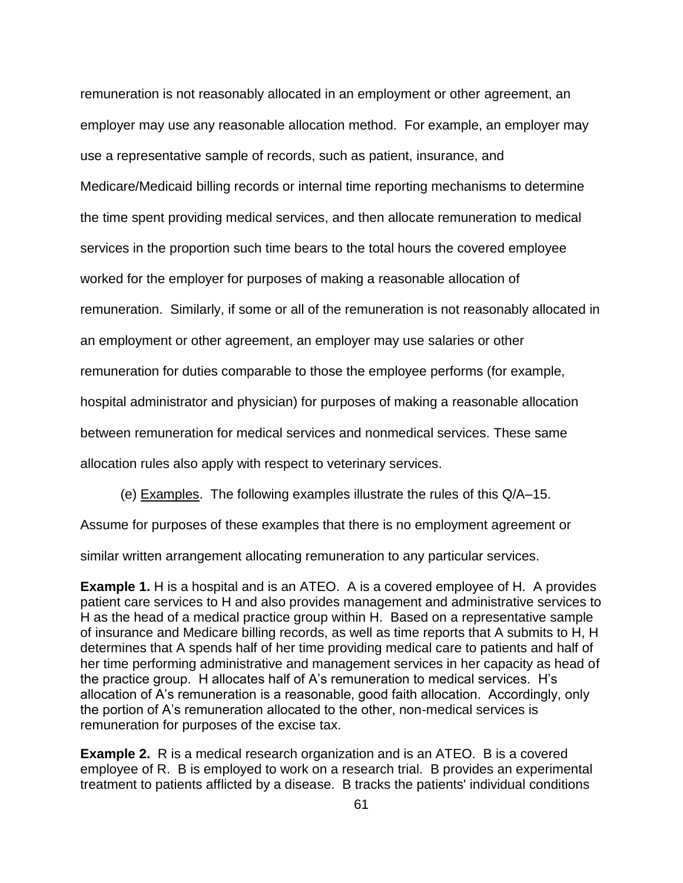remuneration is not reasonably allocated in an employment or other agreement, an employer may use any reasonable allocation method. For example, an employer may use a representative sample of records, such as patient, insurance, and Medicare/Medicaid billing records or internal time reporting mechanisms to determine the time spent providing medical services, and then allocate remuneration to medical services in the proportion such time bears to the total hours the covered employee worked for the employer for purposes of making a reasonable allocation of remuneration. Similarly, if some or all of the remuneration is not reasonably allocated in an employment or other agreement, an employer may use salaries or other remuneration for duties comparable to those the employee performs (for example, hospital administrator and physician) for purposes of making a reasonable allocation between remuneration for medical services and nonmedical services. These same allocation rules also apply with respect to veterinary services.

(e) Examples. The following examples illustrate the rules of this Q/A–15. Assume for purposes of these examples that there is no employment agreement or similar written arrangement allocating remuneration to any particular services.

**Example 1.** H is a hospital and is an ATEO. A is a covered employee of H. A provides patient care services to H and also provides management and administrative services to H as the head of a medical practice group within H. Based on a representative sample of insurance and Medicare billing records, as well as time reports that A submits to H, H determines that A spends half of her time providing medical care to patients and half of her time performing administrative and management services in her capacity as head of the practice group. H allocates half of A's remuneration to medical services. H's allocation of A's remuneration is a reasonable, good faith allocation. Accordingly, only the portion of A's remuneration allocated to the other, non-medical services is remuneration for purposes of the excise tax.

**Example 2.** R is a medical research organization and is an ATEO. B is a covered employee of R. B is employed to work on a research trial. B provides an experimental treatment to patients afflicted by a disease. B tracks the patients' individual conditions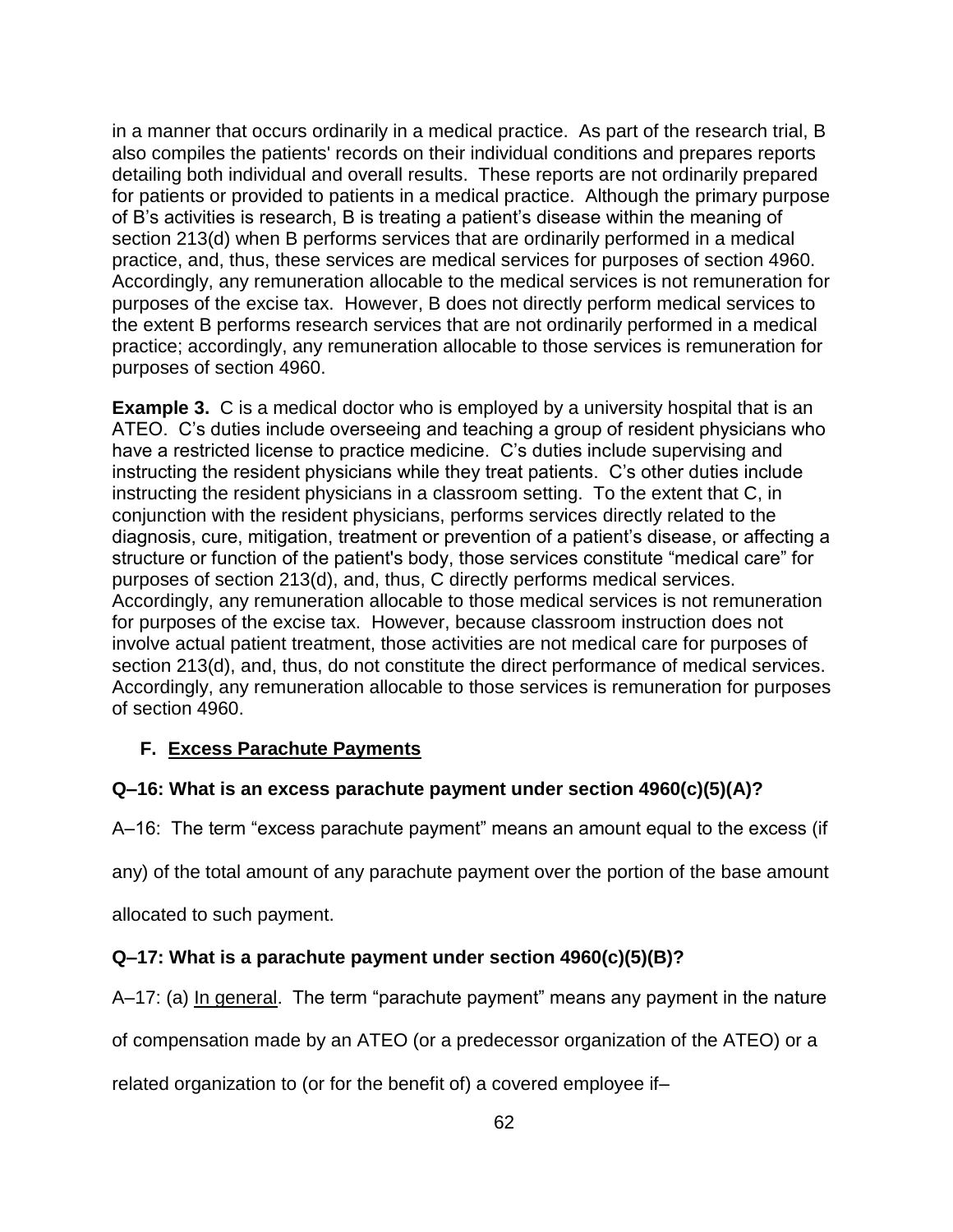in a manner that occurs ordinarily in a medical practice. As part of the research trial, B also compiles the patients' records on their individual conditions and prepares reports detailing both individual and overall results. These reports are not ordinarily prepared for patients or provided to patients in a medical practice. Although the primary purpose of B's activities is research, B is treating a patient's disease within the meaning of section 213(d) when B performs services that are ordinarily performed in a medical practice, and, thus, these services are medical services for purposes of section 4960. Accordingly, any remuneration allocable to the medical services is not remuneration for purposes of the excise tax. However, B does not directly perform medical services to the extent B performs research services that are not ordinarily performed in a medical practice; accordingly, any remuneration allocable to those services is remuneration for purposes of section 4960.

**Example 3.** C is a medical doctor who is employed by a university hospital that is an ATEO. C's duties include overseeing and teaching a group of resident physicians who have a restricted license to practice medicine. C's duties include supervising and instructing the resident physicians while they treat patients. C's other duties include instructing the resident physicians in a classroom setting. To the extent that C, in conjunction with the resident physicians, performs services directly related to the diagnosis, cure, mitigation, treatment or prevention of a patient's disease, or affecting a structure or function of the patient's body, those services constitute "medical care" for purposes of section 213(d), and, thus, C directly performs medical services. Accordingly, any remuneration allocable to those medical services is not remuneration for purposes of the excise tax. However, because classroom instruction does not involve actual patient treatment, those activities are not medical care for purposes of section 213(d), and, thus, do not constitute the direct performance of medical services. Accordingly, any remuneration allocable to those services is remuneration for purposes of section 4960.

### F. Excess Parachute Payments

**Q–16: What is an excess parachute payment under section 4960(c)(5)(A)?**

A–16: The term "excess parachute payment" means an amount equal to the excess (if any) of the total amount of any parachute payment over the portion of the base amount allocated to such payment.

**Q–17: What is a parachute payment under section 4960(c)(5)(B)?**

A–17: (a) In general. The term "parachute payment" means any payment in the nature of compensation made by an ATEO (or a predecessor organization of the ATEO) or a related organization to (or for the benefit of) a covered employee if–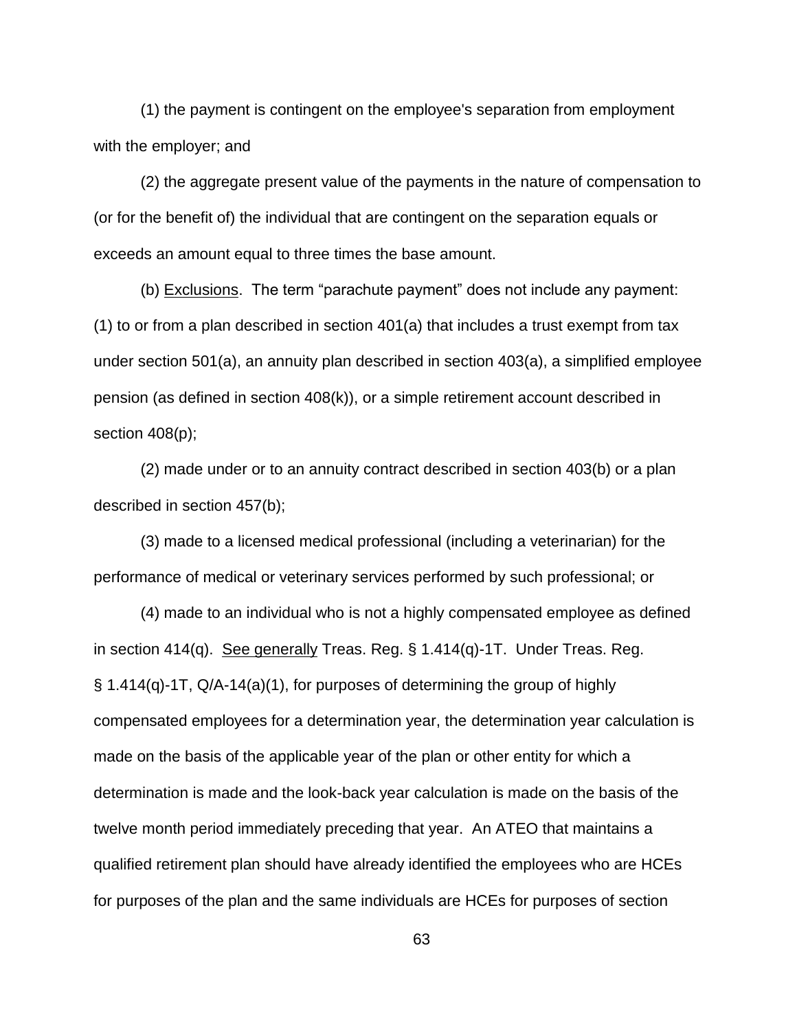(1) the payment is contingent on the employee's separation from employment with the employer; and

(2) the aggregate present value of the payments in the nature of compensation to (or for the benefit of) the individual that are contingent on the separation equals or exceeds an amount equal to three times the base amount.

(b) Exclusions. The term "parachute payment" does not include any payment: (1) to or from a plan described in section 401(a) that includes a trust exempt from tax under section 501(a), an annuity plan described in section 403(a), a simplified employee pension (as defined in section 408(k)), or a simple retirement account described in section 408(p);

(2) made under or to an annuity contract described in section 403(b) or a plan described in section 457(b);

(3) made to a licensed medical professional (including a veterinarian) for the performance of medical or veterinary services performed by such professional; or

(4) made to an individual who is not a highly compensated employee as defined in section 414(q). See generally Treas. Reg. § 1.414(q)-1T. Under Treas. Reg. § 1.414(q)-1T, Q/A-14(a)(1), for purposes of determining the group of highly compensated employees for a determination year, the determination year calculation is made on the basis of the applicable year of the plan or other entity for which a determination is made and the look-back year calculation is made on the basis of the twelve month period immediately preceding that year. An ATEO that maintains a qualified retirement plan should have already identified the employees who are HCEs for purposes of the plan and the same individuals are HCEs for purposes of section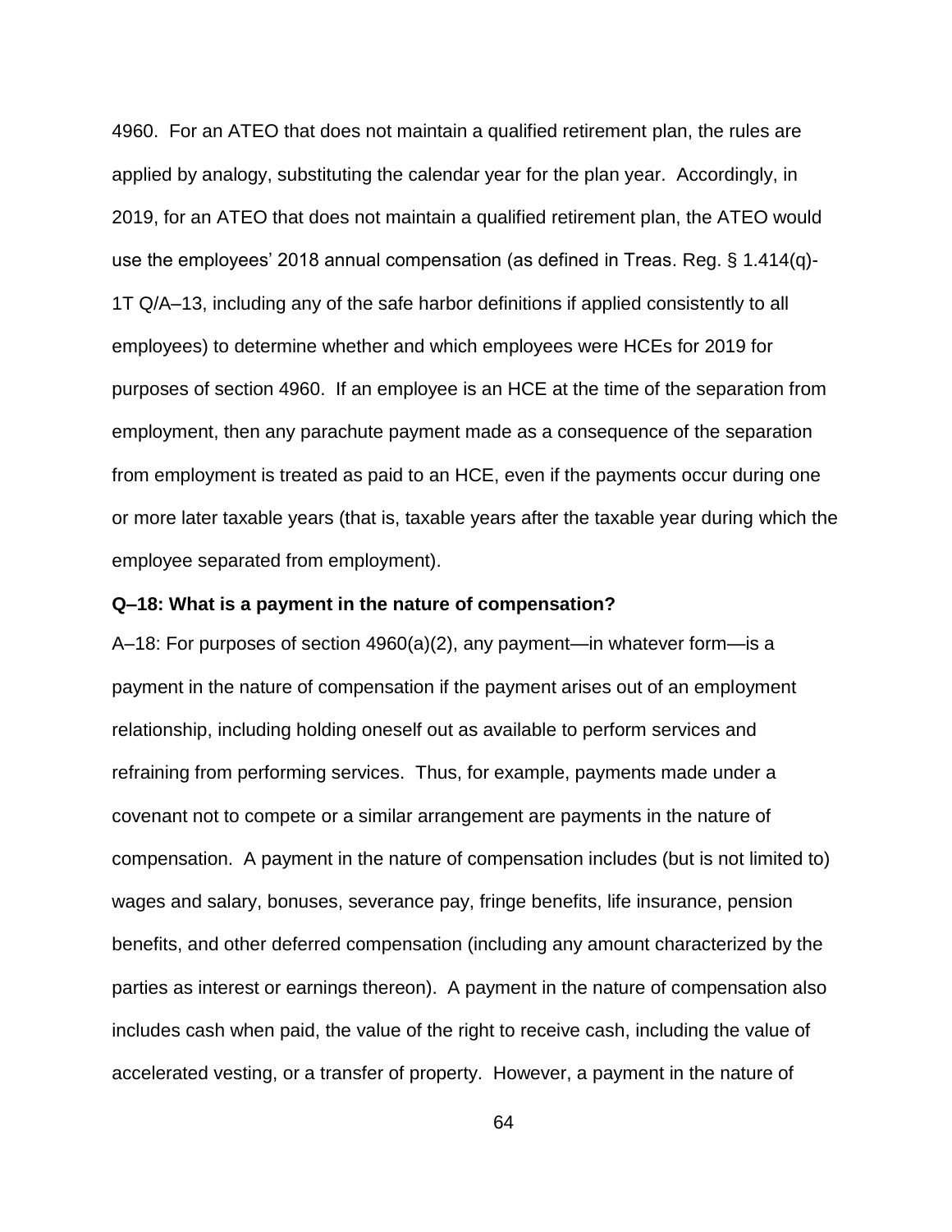4960. For an ATEO that does not maintain a qualified retirement plan, the rules are applied by analogy, substituting the calendar year for the plan year. Accordingly, in 2019, for an ATEO that does not maintain a qualified retirement plan, the ATEO would use the employees' 2018 annual compensation (as defined in Treas. Reg. § 1.414(q)-1T Q/A–13, including any of the safe harbor definitions if applied consistently to all employees) to determine whether and which employees were HCEs for 2019 for purposes of section 4960. If an employee is an HCE at the time of the separation from employment, then any parachute payment made as a consequence of the separation from employment is treated as paid to an HCE, even if the payments occur during one or more later taxable years (that is, taxable years after the taxable year during which the employee separated from employment).

**Q–18: What is a payment in the nature of compensation?**

A–18: For purposes of section 4960(a)(2), any payment—in whatever form—is a payment in the nature of compensation if the payment arises out of an employment relationship, including holding oneself out as available to perform services and refraining from performing services. Thus, for example, payments made under a covenant not to compete or a similar arrangement are payments in the nature of compensation. A payment in the nature of compensation includes (but is not limited to) wages and salary, bonuses, severance pay, fringe benefits, life insurance, pension benefits, and other deferred compensation (including any amount characterized by the parties as interest or earnings thereon). A payment in the nature of compensation also includes cash when paid, the value of the right to receive cash, including the value of accelerated vesting, or a transfer of property. However, a payment in the nature of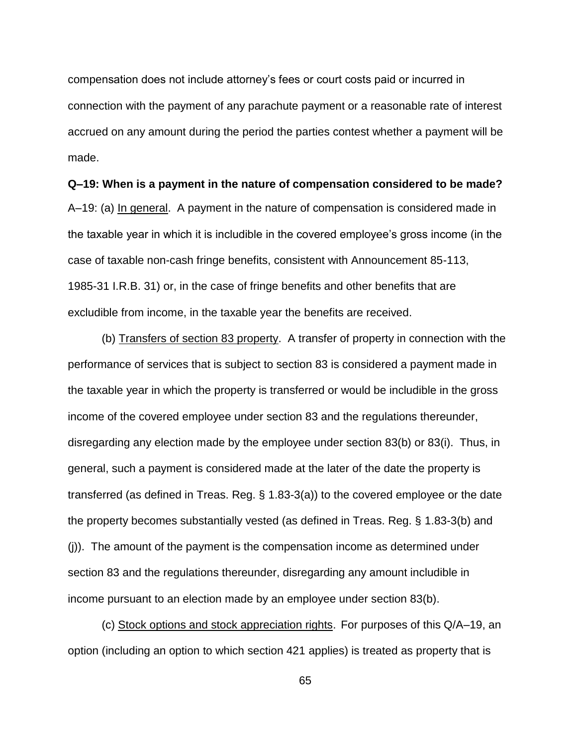compensation does not include attorney's fees or court costs paid or incurred in connection with the payment of any parachute payment or a reasonable rate of interest accrued on any amount during the period the parties contest whether a payment will be made.

**Q–19: When is a payment in the nature of compensation considered to be made?**

A–19: (a) In general. A payment in the nature of compensation is considered made in the taxable year in which it is includible in the covered employee's gross income (in the case of taxable non-cash fringe benefits, consistent with Announcement 85-113, 1985-31 I.R.B. 31) or, in the case of fringe benefits and other benefits that are excludible from income, in the taxable year the benefits are received.

(b) Transfers of section 83 property. A transfer of property in connection with the performance of services that is subject to section 83 is considered a payment made in the taxable year in which the property is transferred or would be includible in the gross income of the covered employee under section 83 and the regulations thereunder, disregarding any election made by the employee under section 83(b) or 83(i). Thus, in general, such a payment is considered made at the later of the date the property is transferred (as defined in Treas. Reg. § 1.83-3(a)) to the covered employee or the date the property becomes substantially vested (as defined in Treas. Reg. § 1.83-3(b) and (j)). The amount of the payment is the compensation income as determined under section 83 and the regulations thereunder, disregarding any amount includible in income pursuant to an election made by an employee under section 83(b).

(c) Stock options and stock appreciation rights. For purposes of this Q/A–19, an option (including an option to which section 421 applies) is treated as property that is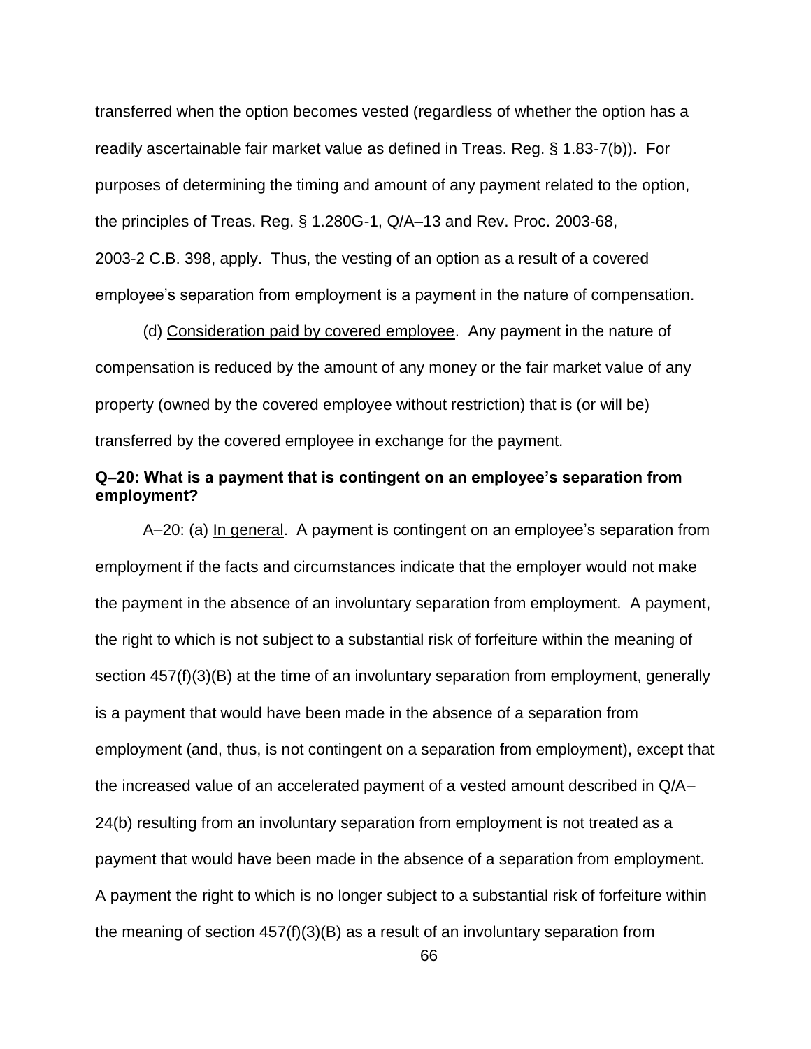transferred when the option becomes vested (regardless of whether the option has a readily ascertainable fair market value as defined in Treas. Reg. § 1.83-7(b)). For purposes of determining the timing and amount of any payment related to the option, the principles of Treas. Reg. § 1.280G-1, Q/A–13 and Rev. Proc. 2003-68, 2003-2 C.B. 398, apply. Thus, the vesting of an option as a result of a covered employee's separation from employment is a payment in the nature of compensation.

(d) Consideration paid by covered employee. Any payment in the nature of compensation is reduced by the amount of any money or the fair market value of any property (owned by the covered employee without restriction) that is (or will be) transferred by the covered employee in exchange for the payment.

**Q–20: What is a payment that is contingent on an employee's separation from employment?**

A–20: (a) In general. A payment is contingent on an employee's separation from employment if the facts and circumstances indicate that the employer would not make the payment in the absence of an involuntary separation from employment. A payment, the right to which is not subject to a substantial risk of forfeiture within the meaning of section 457(f)(3)(B) at the time of an involuntary separation from employment, generally is a payment that would have been made in the absence of a separation from employment (and, thus, is not contingent on a separation from employment), except that the increased value of an accelerated payment of a vested amount described in Q/A–24(b) resulting from an involuntary separation from employment is not treated as a payment that would have been made in the absence of a separation from employment. A payment the right to which is no longer subject to a substantial risk of forfeiture within the meaning of section 457(f)(3)(B) as a result of an involuntary separation from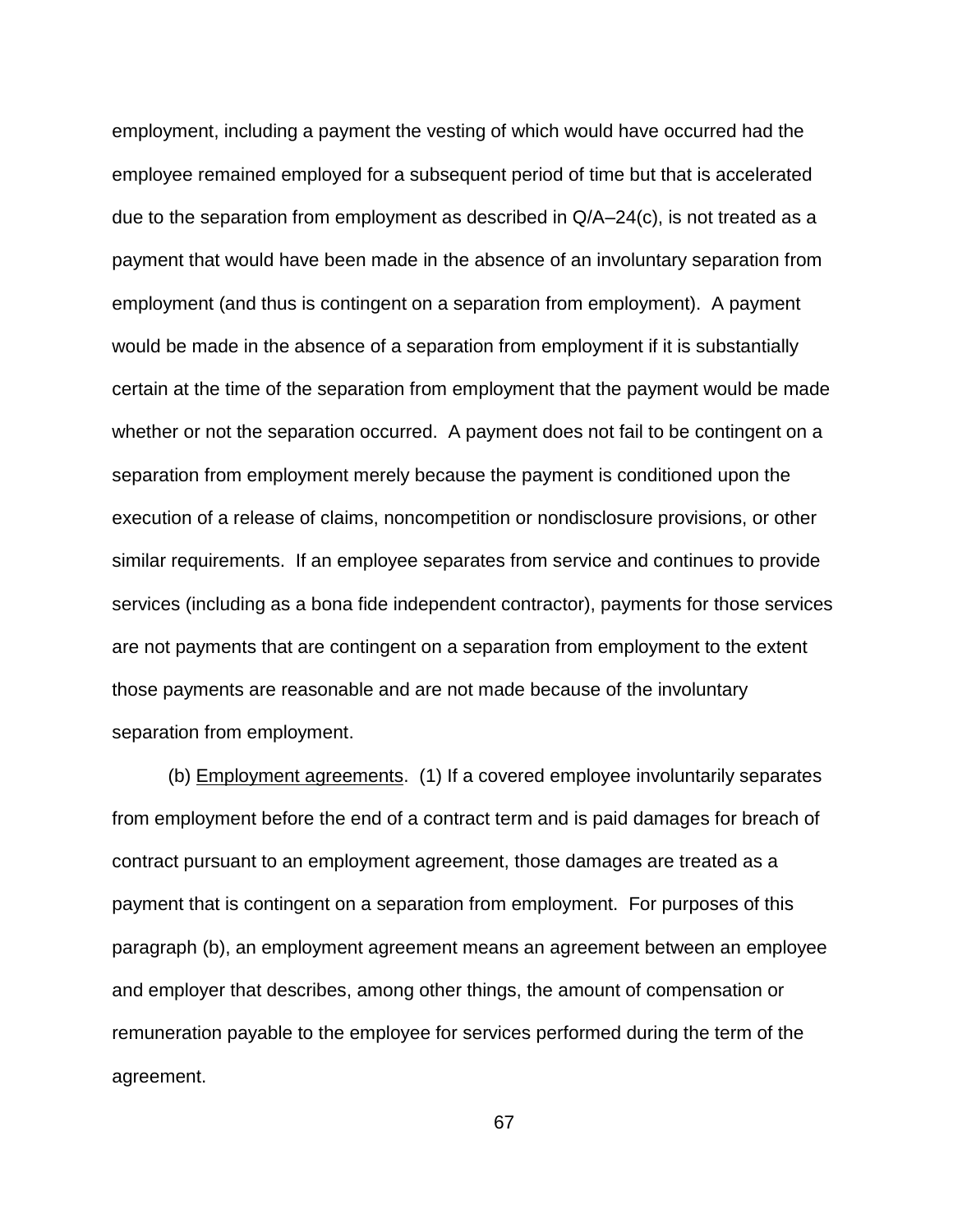employment, including a payment the vesting of which would have occurred had the employee remained employed for a subsequent period of time but that is accelerated due to the separation from employment as described in Q/A–24(c), is not treated as a payment that would have been made in the absence of an involuntary separation from employment (and thus is contingent on a separation from employment). A payment would be made in the absence of a separation from employment if it is substantially certain at the time of the separation from employment that the payment would be made whether or not the separation occurred. A payment does not fail to be contingent on a separation from employment merely because the payment is conditioned upon the execution of a release of claims, noncompetition or nondisclosure provisions, or other similar requirements. If an employee separates from service and continues to provide services (including as a bona fide independent contractor), payments for those services are not payments that are contingent on a separation from employment to the extent those payments are reasonable and are not made because of the involuntary separation from employment.

(b) Employment agreements. (1) If a covered employee involuntarily separates from employment before the end of a contract term and is paid damages for breach of contract pursuant to an employment agreement, those damages are treated as a payment that is contingent on a separation from employment. For purposes of this paragraph (b), an employment agreement means an agreement between an employee and employer that describes, among other things, the amount of compensation or remuneration payable to the employee for services performed during the term of the agreement.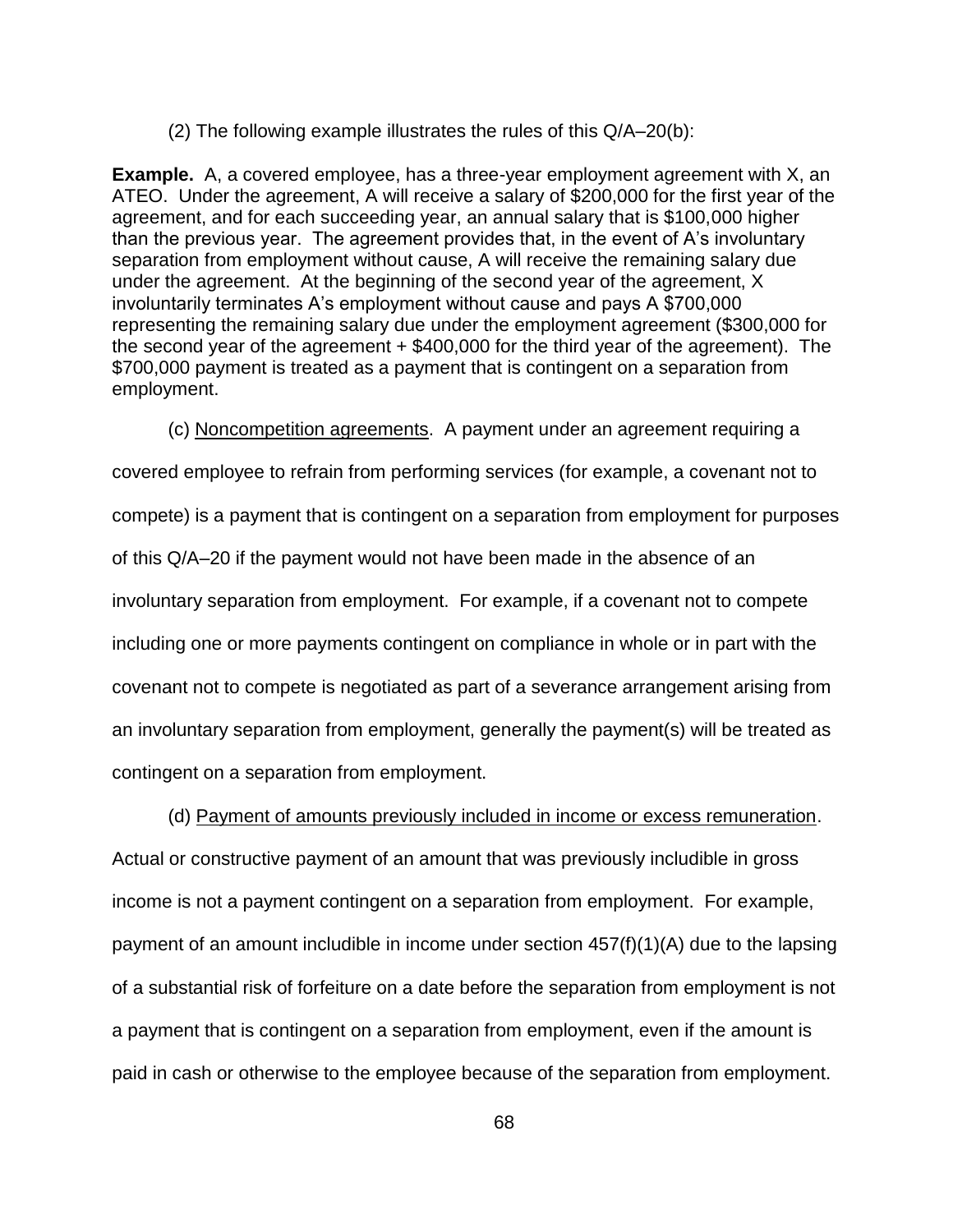(2) The following example illustrates the rules of this Q/A–20(b):

**Example.** A, a covered employee, has a three-year employment agreement with X, an ATEO. Under the agreement, A will receive a salary of $200,000 for the first year of the agreement, and for each succeeding year, an annual salary that is $100,000 higher than the previous year. The agreement provides that, in the event of A's involuntary separation from employment without cause, A will receive the remaining salary due under the agreement. At the beginning of the second year of the agreement, X involuntarily terminates A's employment without cause and pays A $700,000 representing the remaining salary due under the employment agreement ($300,000 for the second year of the agreement + $400,000 for the third year of the agreement). The $700,000 payment is treated as a payment that is contingent on a separation from employment.

(c) Noncompetition agreements. A payment under an agreement requiring a covered employee to refrain from performing services (for example, a covenant not to compete) is a payment that is contingent on a separation from employment for purposes of this Q/A–20 if the payment would not have been made in the absence of an involuntary separation from employment. For example, if a covenant not to compete including one or more payments contingent on compliance in whole or in part with the covenant not to compete is negotiated as part of a severance arrangement arising from an involuntary separation from employment, generally the payment(s) will be treated as contingent on a separation from employment.

(d) Payment of amounts previously included in income or excess remuneration. Actual or constructive payment of an amount that was previously includible in gross income is not a payment contingent on a separation from employment. For example, payment of an amount includible in income under section 457(f)(1)(A) due to the lapsing of a substantial risk of forfeiture on a date before the separation from employment is not a payment that is contingent on a separation from employment, even if the amount is paid in cash or otherwise to the employee because of the separation from employment.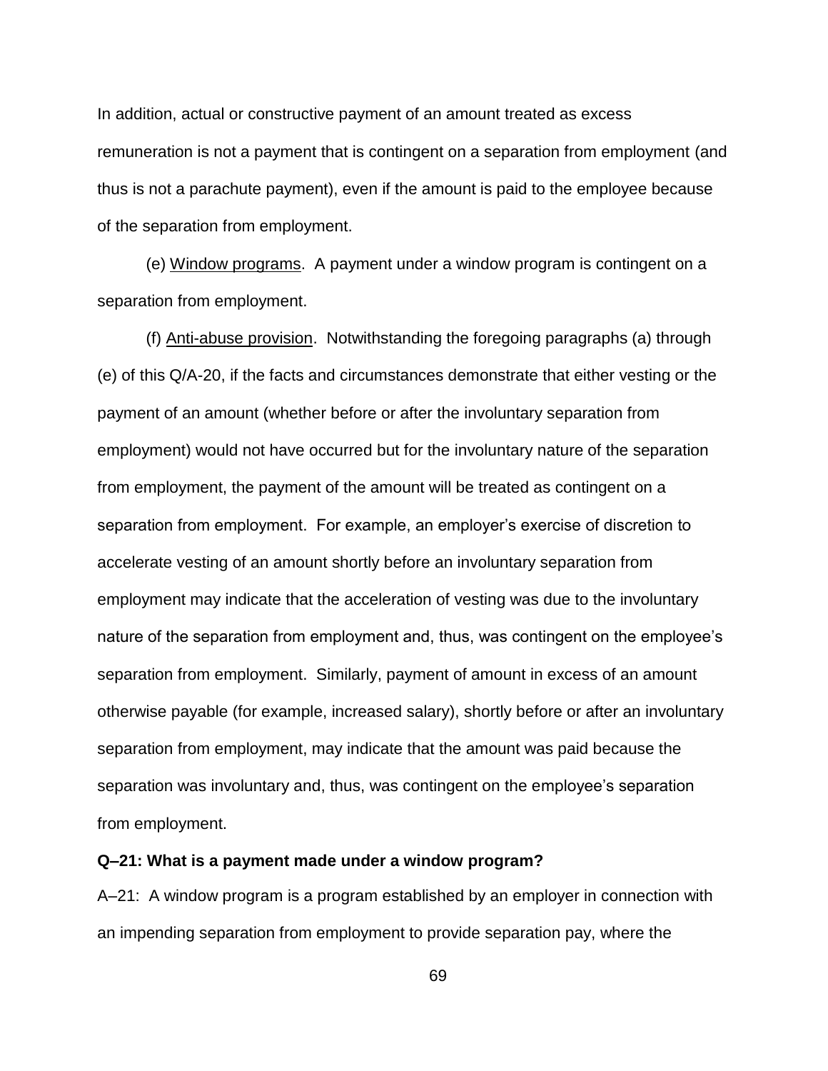In addition, actual or constructive payment of an amount treated as excess remuneration is not a payment that is contingent on a separation from employment (and thus is not a parachute payment), even if the amount is paid to the employee because of the separation from employment.

(e) Window programs. A payment under a window program is contingent on a separation from employment.

(f) Anti-abuse provision. Notwithstanding the foregoing paragraphs (a) through (e) of this Q/A-20, if the facts and circumstances demonstrate that either vesting or the payment of an amount (whether before or after the involuntary separation from employment) would not have occurred but for the involuntary nature of the separation from employment, the payment of the amount will be treated as contingent on a separation from employment. For example, an employer's exercise of discretion to accelerate vesting of an amount shortly before an involuntary separation from employment may indicate that the acceleration of vesting was due to the involuntary nature of the separation from employment and, thus, was contingent on the employee's separation from employment. Similarly, payment of amount in excess of an amount otherwise payable (for example, increased salary), shortly before or after an involuntary separation from employment, may indicate that the amount was paid because the separation was involuntary and, thus, was contingent on the employee's separation from employment.

**Q–21: What is a payment made under a window program?**

A–21: A window program is a program established by an employer in connection with an impending separation from employment to provide separation pay, where the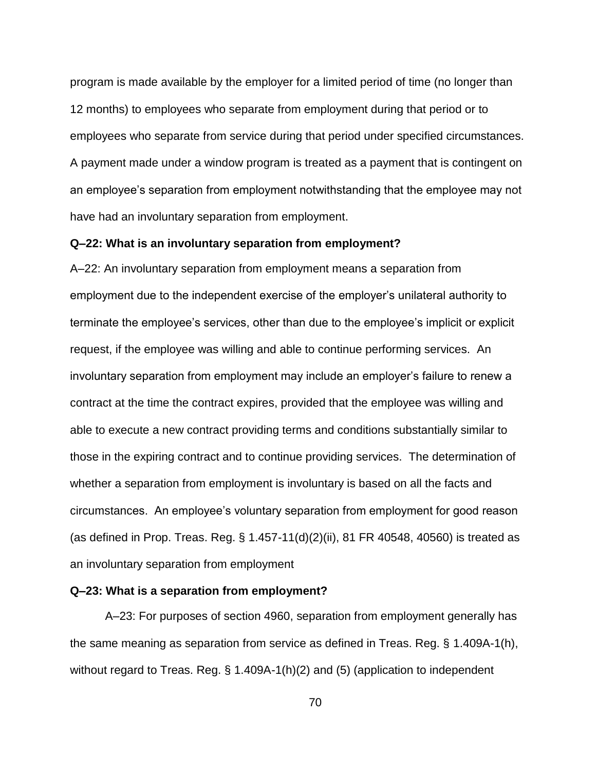program is made available by the employer for a limited period of time (no longer than 12 months) to employees who separate from employment during that period or to employees who separate from service during that period under specified circumstances. A payment made under a window program is treated as a payment that is contingent on an employee's separation from employment notwithstanding that the employee may not have had an involuntary separation from employment.

**Q–22: What is an involuntary separation from employment?**

A–22: An involuntary separation from employment means a separation from employment due to the independent exercise of the employer's unilateral authority to terminate the employee's services, other than due to the employee's implicit or explicit request, if the employee was willing and able to continue performing services. An involuntary separation from employment may include an employer's failure to renew a contract at the time the contract expires, provided that the employee was willing and able to execute a new contract providing terms and conditions substantially similar to those in the expiring contract and to continue providing services. The determination of whether a separation from employment is involuntary is based on all the facts and circumstances. An employee's voluntary separation from employment for good reason (as defined in Prop. Treas. Reg. § 1.457-11(d)(2)(ii), 81 FR 40548, 40560) is treated as an involuntary separation from employment

**Q–23: What is a separation from employment?**

A–23: For purposes of section 4960, separation from employment generally has the same meaning as separation from service as defined in Treas. Reg. § 1.409A-1(h), without regard to Treas. Reg. § 1.409A-1(h)(2) and (5) (application to independent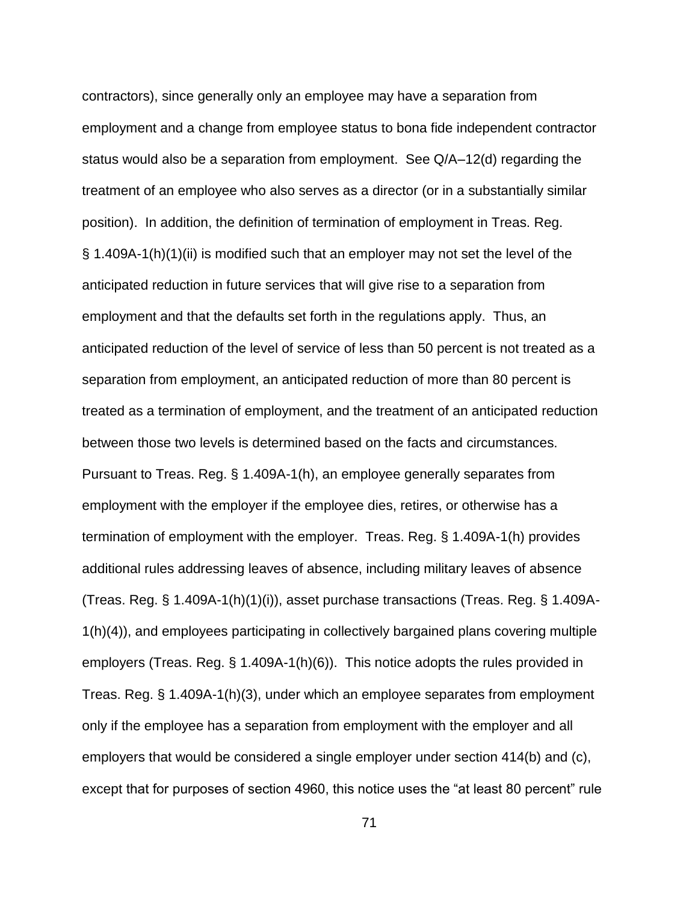contractors), since generally only an employee may have a separation from employment and a change from employee status to bona fide independent contractor status would also be a separation from employment. See Q/A–12(d) regarding the treatment of an employee who also serves as a director (or in a substantially similar position). In addition, the definition of termination of employment in Treas. Reg. § 1.409A-1(h)(1)(ii) is modified such that an employer may not set the level of the anticipated reduction in future services that will give rise to a separation from employment and that the defaults set forth in the regulations apply. Thus, an anticipated reduction of the level of service of less than 50 percent is not treated as a separation from employment, an anticipated reduction of more than 80 percent is treated as a termination of employment, and the treatment of an anticipated reduction between those two levels is determined based on the facts and circumstances. Pursuant to Treas. Reg. § 1.409A-1(h), an employee generally separates from employment with the employer if the employee dies, retires, or otherwise has a termination of employment with the employer. Treas. Reg. § 1.409A-1(h) provides additional rules addressing leaves of absence, including military leaves of absence (Treas. Reg. § 1.409A-1(h)(1)(i)), asset purchase transactions (Treas. Reg. § 1.409A-1(h)(4)), and employees participating in collectively bargained plans covering multiple employers (Treas. Reg. § 1.409A-1(h)(6)). This notice adopts the rules provided in Treas. Reg. § 1.409A-1(h)(3), under which an employee separates from employment only if the employee has a separation from employment with the employer and all employers that would be considered a single employer under section 414(b) and (c), except that for purposes of section 4960, this notice uses the "at least 80 percent" rule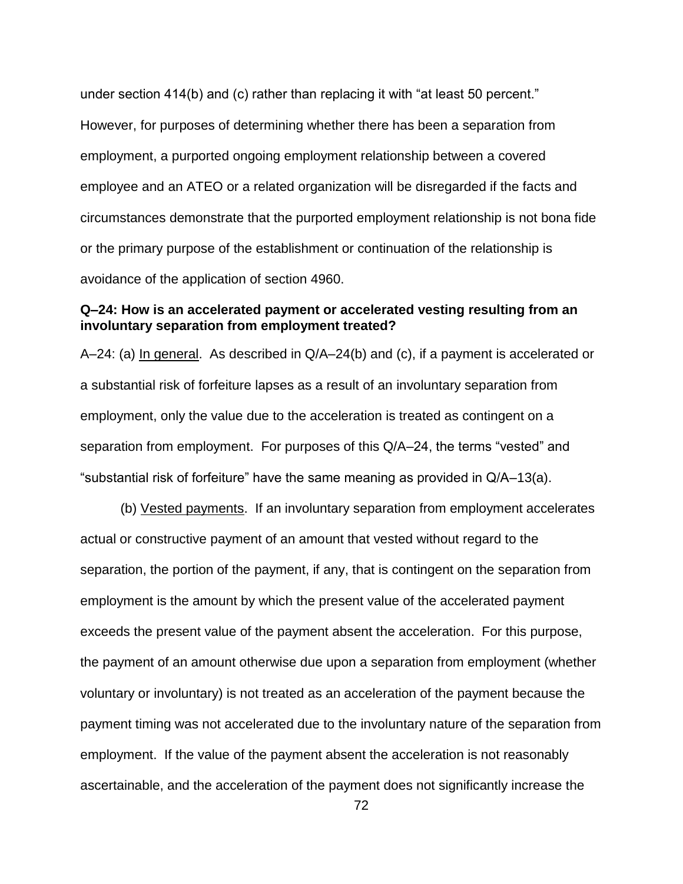under section 414(b) and (c) rather than replacing it with "at least 50 percent." However, for purposes of determining whether there has been a separation from employment, a purported ongoing employment relationship between a covered employee and an ATEO or a related organization will be disregarded if the facts and circumstances demonstrate that the purported employment relationship is not bona fide or the primary purpose of the establishment or continuation of the relationship is avoidance of the application of section 4960.

**Q–24: How is an accelerated payment or accelerated vesting resulting from an involuntary separation from employment treated?**

A–24: (a) In general. As described in Q/A–24(b) and (c), if a payment is accelerated or a substantial risk of forfeiture lapses as a result of an involuntary separation from employment, only the value due to the acceleration is treated as contingent on a separation from employment. For purposes of this Q/A–24, the terms "vested" and "substantial risk of forfeiture" have the same meaning as provided in Q/A–13(a).

(b) Vested payments. If an involuntary separation from employment accelerates actual or constructive payment of an amount that vested without regard to the separation, the portion of the payment, if any, that is contingent on the separation from employment is the amount by which the present value of the accelerated payment exceeds the present value of the payment absent the acceleration. For this purpose, the payment of an amount otherwise due upon a separation from employment (whether voluntary or involuntary) is not treated as an acceleration of the payment because the payment timing was not accelerated due to the involuntary nature of the separation from employment. If the value of the payment absent the acceleration is not reasonably ascertainable, and the acceleration of the payment does not significantly increase the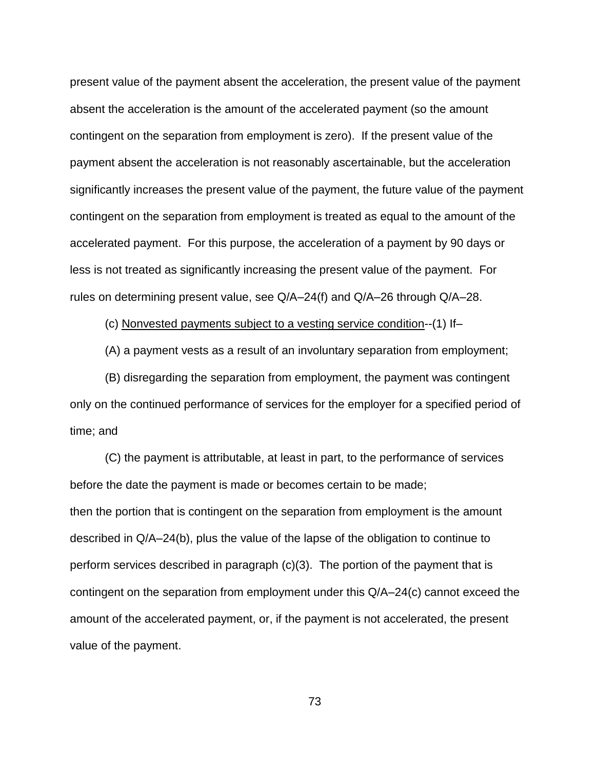present value of the payment absent the acceleration, the present value of the payment absent the acceleration is the amount of the accelerated payment (so the amount contingent on the separation from employment is zero). If the present value of the payment absent the acceleration is not reasonably ascertainable, but the acceleration significantly increases the present value of the payment, the future value of the payment contingent on the separation from employment is treated as equal to the amount of the accelerated payment. For this purpose, the acceleration of a payment by 90 days or less is not treated as significantly increasing the present value of the payment. For rules on determining present value, see Q/A–24(f) and Q/A–26 through Q/A–28.

(c) Nonvested payments subject to a vesting service condition--(1) If–

(A) a payment vests as a result of an involuntary separation from employment;

(B) disregarding the separation from employment, the payment was contingent only on the continued performance of services for the employer for a specified period of time; and

(C) the payment is attributable, at least in part, to the performance of services before the date the payment is made or becomes certain to be made;

then the portion that is contingent on the separation from employment is the amount described in Q/A–24(b), plus the value of the lapse of the obligation to continue to perform services described in paragraph (c)(3). The portion of the payment that is contingent on the separation from employment under this Q/A–24(c) cannot exceed the amount of the accelerated payment, or, if the payment is not accelerated, the present value of the payment.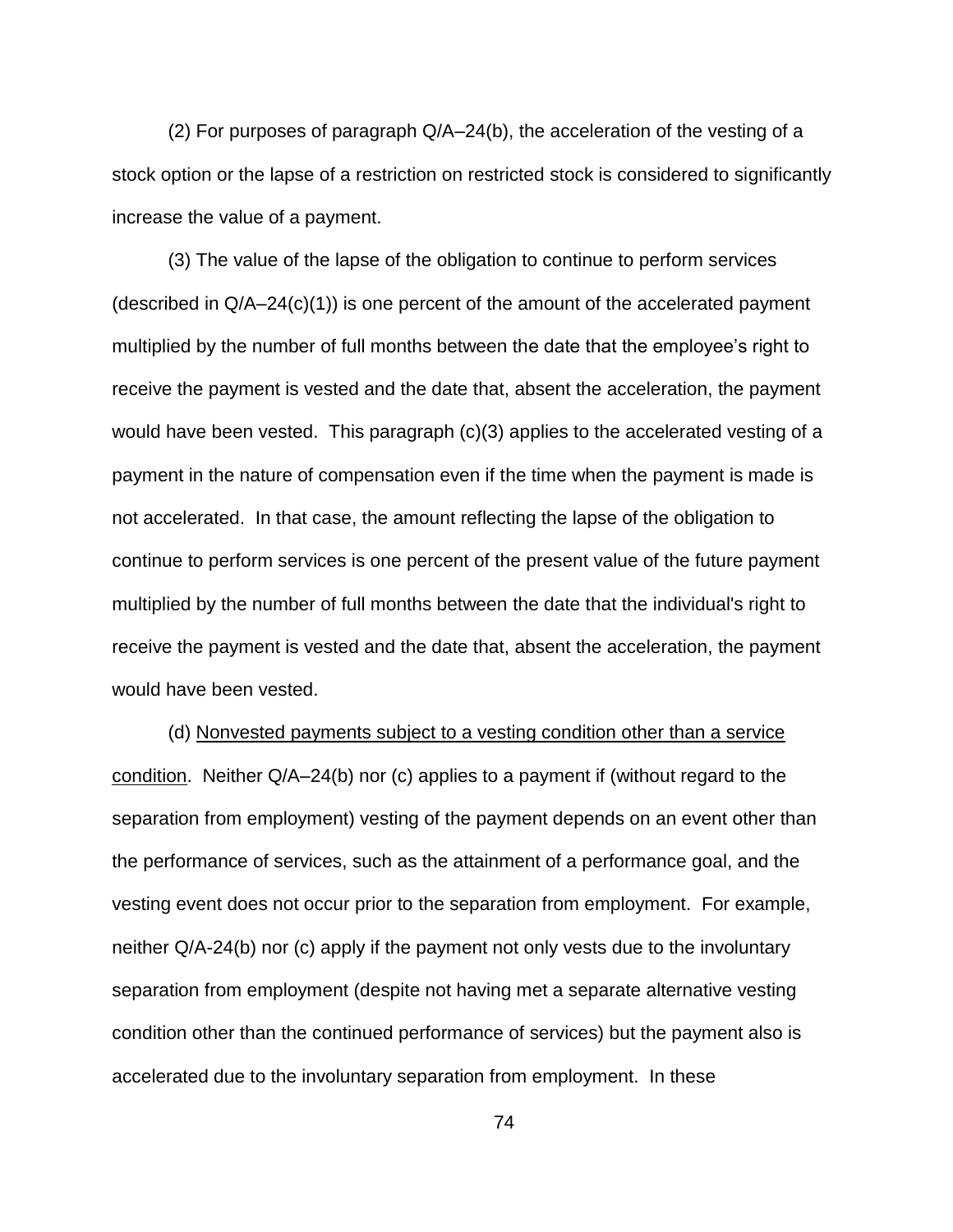(2) For purposes of paragraph Q/A–24(b), the acceleration of the vesting of a stock option or the lapse of a restriction on restricted stock is considered to significantly increase the value of a payment.

(3) The value of the lapse of the obligation to continue to perform services (described in Q/A–24(c)(1)) is one percent of the amount of the accelerated payment multiplied by the number of full months between the date that the employee's right to receive the payment is vested and the date that, absent the acceleration, the payment would have been vested. This paragraph (c)(3) applies to the accelerated vesting of a payment in the nature of compensation even if the time when the payment is made is not accelerated. In that case, the amount reflecting the lapse of the obligation to continue to perform services is one percent of the present value of the future payment multiplied by the number of full months between the date that the individual's right to receive the payment is vested and the date that, absent the acceleration, the payment would have been vested.

(d) <u>Nonvested payments subject to a vesting condition other than a service condition</u>. Neither Q/A–24(b) nor (c) applies to a payment if (without regard to the separation from employment) vesting of the payment depends on an event other than the performance of services, such as the attainment of a performance goal, and the vesting event does not occur prior to the separation from employment. For example, neither Q/A-24(b) nor (c) apply if the payment not only vests due to the involuntary separation from employment (despite not having met a separate alternative vesting condition other than the continued performance of services) but the payment also is accelerated due to the involuntary separation from employment. In these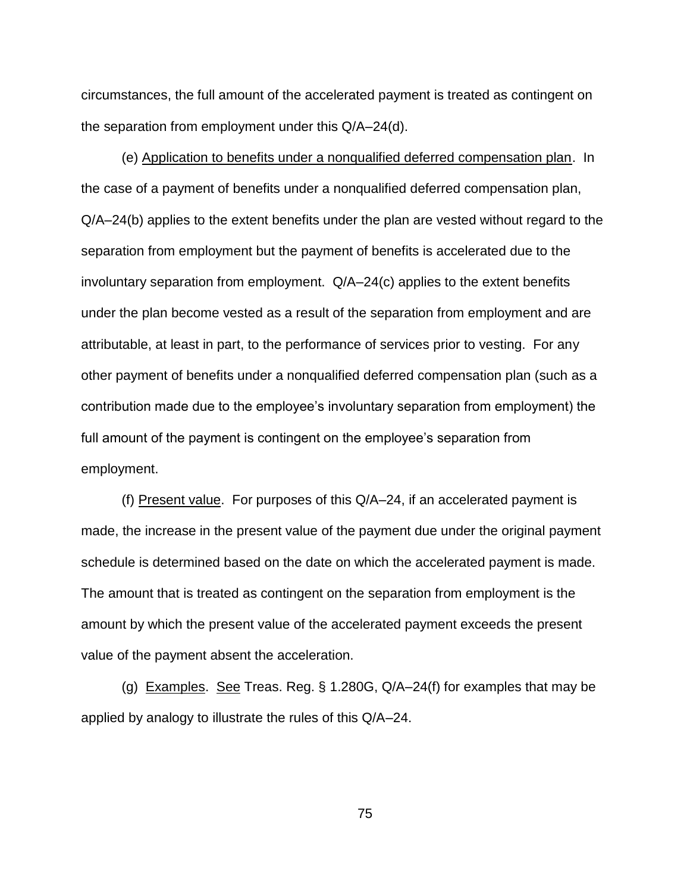circumstances, the full amount of the accelerated payment is treated as contingent on the separation from employment under this Q/A–24(d).

(e) Application to benefits under a nonqualified deferred compensation plan. In the case of a payment of benefits under a nonqualified deferred compensation plan, Q/A–24(b) applies to the extent benefits under the plan are vested without regard to the separation from employment but the payment of benefits is accelerated due to the involuntary separation from employment. Q/A–24(c) applies to the extent benefits under the plan become vested as a result of the separation from employment and are attributable, at least in part, to the performance of services prior to vesting. For any other payment of benefits under a nonqualified deferred compensation plan (such as a contribution made due to the employee's involuntary separation from employment) the full amount of the payment is contingent on the employee's separation from employment.

(f) Present value. For purposes of this Q/A–24, if an accelerated payment is made, the increase in the present value of the payment due under the original payment schedule is determined based on the date on which the accelerated payment is made. The amount that is treated as contingent on the separation from employment is the amount by which the present value of the accelerated payment exceeds the present value of the payment absent the acceleration.

(g) Examples. See Treas. Reg. § 1.280G, Q/A–24(f) for examples that may be applied by analogy to illustrate the rules of this Q/A–24.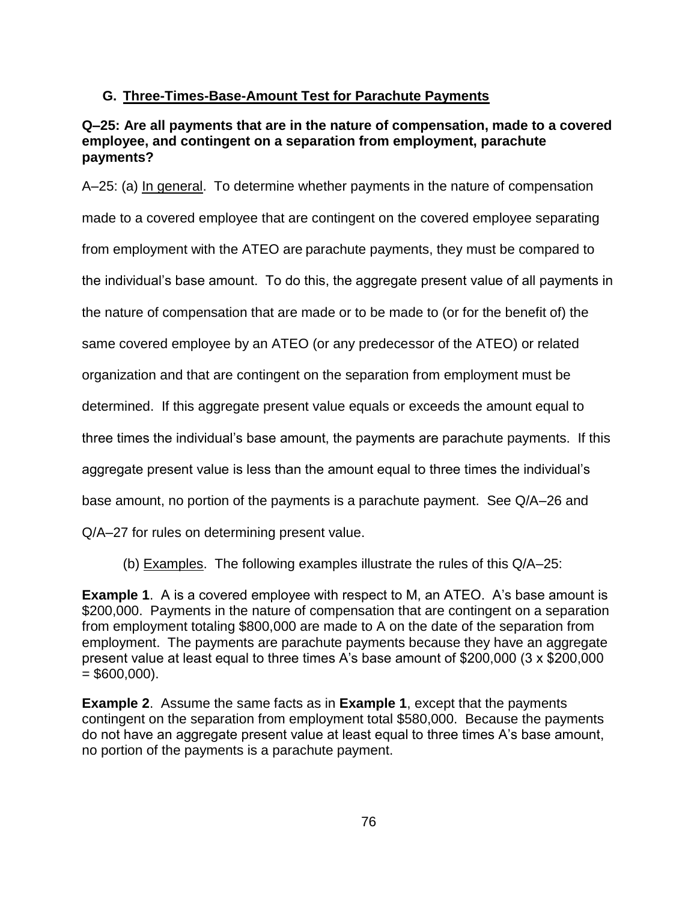## G. Three-Times-Base-Amount Test for Parachute Payments

**Q–25: Are all payments that are in the nature of compensation, made to a covered employee, and contingent on a separation from employment, parachute payments?**

A–25: (a) In general. To determine whether payments in the nature of compensation made to a covered employee that are contingent on the covered employee separating from employment with the ATEO are parachute payments, they must be compared to the individual's base amount. To do this, the aggregate present value of all payments in the nature of compensation that are made or to be made to (or for the benefit of) the same covered employee by an ATEO (or any predecessor of the ATEO) or related organization and that are contingent on the separation from employment must be determined. If this aggregate present value equals or exceeds the amount equal to three times the individual's base amount, the payments are parachute payments. If this aggregate present value is less than the amount equal to three times the individual's base amount, no portion of the payments is a parachute payment. See Q/A–26 and Q/A–27 for rules on determining present value.

(b) Examples. The following examples illustrate the rules of this Q/A–25:

**Example 1**. A is a covered employee with respect to M, an ATEO. A's base amount is $200,000. Payments in the nature of compensation that are contingent on a separation from employment totaling $800,000 are made to A on the date of the separation from employment. The payments are parachute payments because they have an aggregate present value at least equal to three times A's base amount of $200,000 (3 x $200,000 = $600,000).

**Example 2**. Assume the same facts as in **Example 1**, except that the payments contingent on the separation from employment total $580,000. Because the payments do not have an aggregate present value at least equal to three times A's base amount, no portion of the payments is a parachute payment.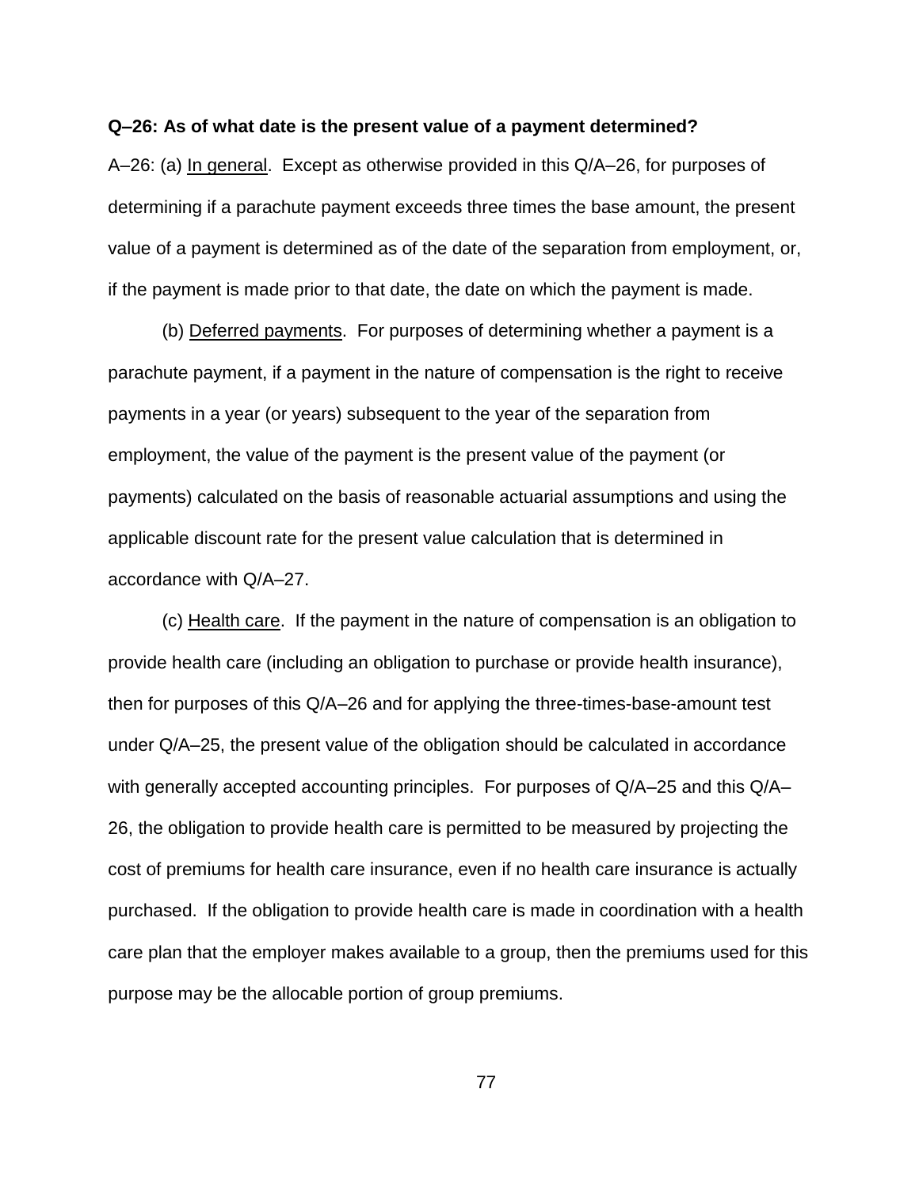**Q–26: As of what date is the present value of a payment determined?**

A–26: (a) In general. Except as otherwise provided in this Q/A–26, for purposes of determining if a parachute payment exceeds three times the base amount, the present value of a payment is determined as of the date of the separation from employment, or, if the payment is made prior to that date, the date on which the payment is made.

(b) Deferred payments. For purposes of determining whether a payment is a parachute payment, if a payment in the nature of compensation is the right to receive payments in a year (or years) subsequent to the year of the separation from employment, the value of the payment is the present value of the payment (or payments) calculated on the basis of reasonable actuarial assumptions and using the applicable discount rate for the present value calculation that is determined in accordance with Q/A–27.

(c) Health care. If the payment in the nature of compensation is an obligation to provide health care (including an obligation to purchase or provide health insurance), then for purposes of this Q/A–26 and for applying the three-times-base-amount test under Q/A–25, the present value of the obligation should be calculated in accordance with generally accepted accounting principles. For purposes of Q/A–25 and this Q/A–26, the obligation to provide health care is permitted to be measured by projecting the cost of premiums for health care insurance, even if no health care insurance is actually purchased. If the obligation to provide health care is made in coordination with a health care plan that the employer makes available to a group, then the premiums used for this purpose may be the allocable portion of group premiums.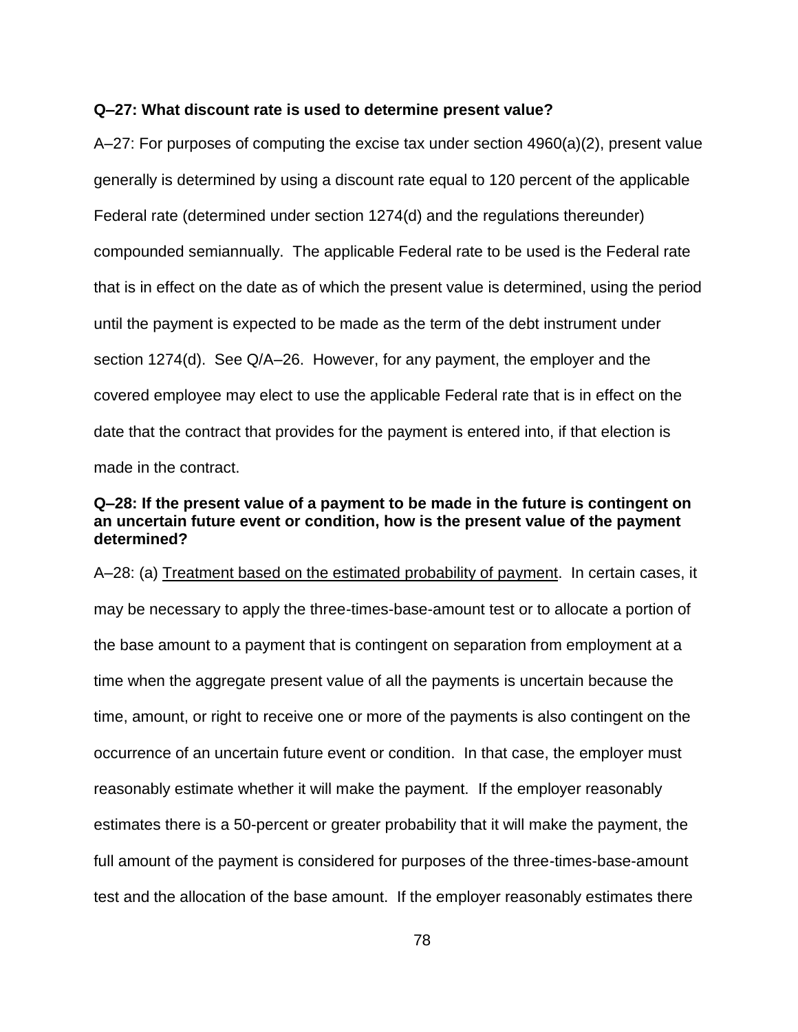**Q–27: What discount rate is used to determine present value?**

A–27: For purposes of computing the excise tax under section 4960(a)(2), present value generally is determined by using a discount rate equal to 120 percent of the applicable Federal rate (determined under section 1274(d) and the regulations thereunder) compounded semiannually. The applicable Federal rate to be used is the Federal rate that is in effect on the date as of which the present value is determined, using the period until the payment is expected to be made as the term of the debt instrument under section 1274(d). See Q/A–26. However, for any payment, the employer and the covered employee may elect to use the applicable Federal rate that is in effect on the date that the contract that provides for the payment is entered into, if that election is made in the contract.

**Q–28: If the present value of a payment to be made in the future is contingent on an uncertain future event or condition, how is the present value of the payment determined?**

A–28: (a) <u>Treatment based on the estimated probability of payment</u>. In certain cases, it may be necessary to apply the three-times-base-amount test or to allocate a portion of the base amount to a payment that is contingent on separation from employment at a time when the aggregate present value of all the payments is uncertain because the time, amount, or right to receive one or more of the payments is also contingent on the occurrence of an uncertain future event or condition. In that case, the employer must reasonably estimate whether it will make the payment. If the employer reasonably estimates there is a 50-percent or greater probability that it will make the payment, the full amount of the payment is considered for purposes of the three-times-base-amount test and the allocation of the base amount. If the employer reasonably estimates there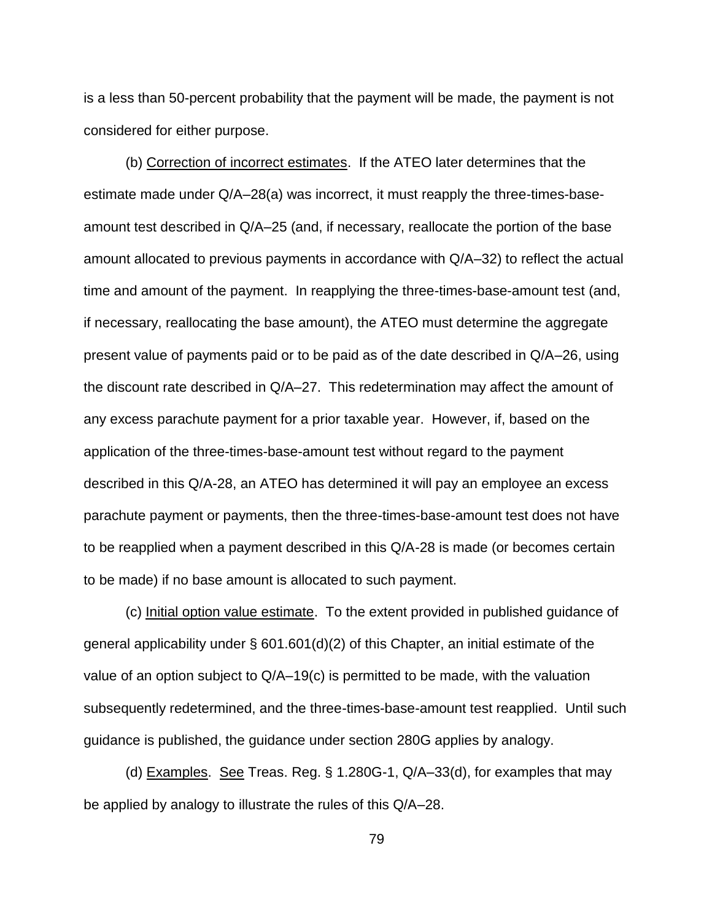is a less than 50-percent probability that the payment will be made, the payment is not considered for either purpose.

(b) Correction of incorrect estimates. If the ATEO later determines that the estimate made under Q/A–28(a) was incorrect, it must reapply the three-times-base-amount test described in Q/A–25 (and, if necessary, reallocate the portion of the base amount allocated to previous payments in accordance with Q/A–32) to reflect the actual time and amount of the payment. In reapplying the three-times-base-amount test (and, if necessary, reallocating the base amount), the ATEO must determine the aggregate present value of payments paid or to be paid as of the date described in Q/A–26, using the discount rate described in Q/A–27. This redetermination may affect the amount of any excess parachute payment for a prior taxable year. However, if, based on the application of the three-times-base-amount test without regard to the payment described in this Q/A-28, an ATEO has determined it will pay an employee an excess parachute payment or payments, then the three-times-base-amount test does not have to be reapplied when a payment described in this Q/A-28 is made (or becomes certain to be made) if no base amount is allocated to such payment.

(c) Initial option value estimate. To the extent provided in published guidance of general applicability under § 601.601(d)(2) of this Chapter, an initial estimate of the value of an option subject to Q/A–19(c) is permitted to be made, with the valuation subsequently redetermined, and the three-times-base-amount test reapplied. Until such guidance is published, the guidance under section 280G applies by analogy.

(d) Examples. See Treas. Reg. § 1.280G-1, Q/A–33(d), for examples that may be applied by analogy to illustrate the rules of this Q/A–28.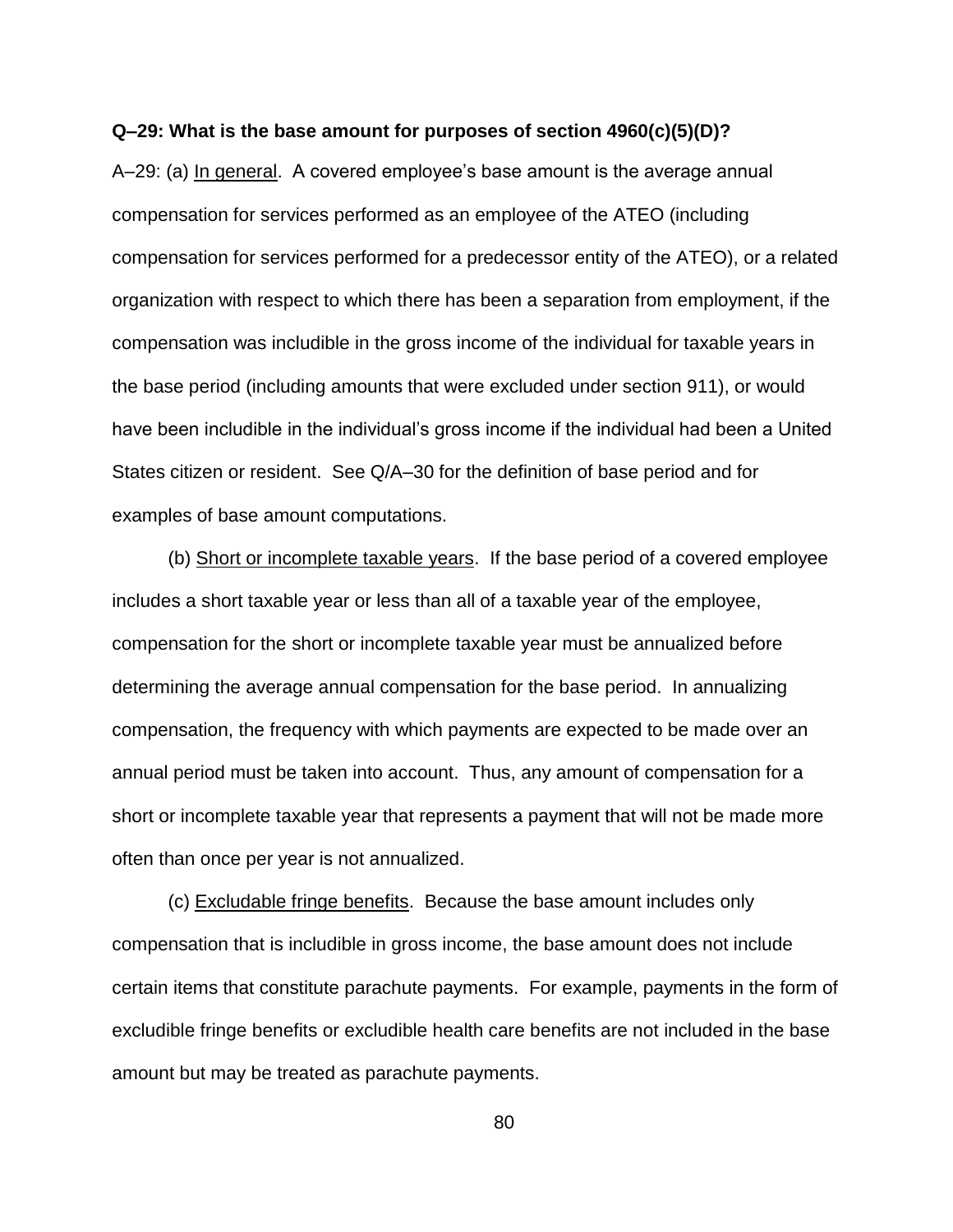**Q–29: What is the base amount for purposes of section 4960(c)(5)(D)?**

A–29: (a) In general. A covered employee's base amount is the average annual compensation for services performed as an employee of the ATEO (including compensation for services performed for a predecessor entity of the ATEO), or a related organization with respect to which there has been a separation from employment, if the compensation was includible in the gross income of the individual for taxable years in the base period (including amounts that were excluded under section 911), or would have been includible in the individual's gross income if the individual had been a United States citizen or resident. See Q/A–30 for the definition of base period and for examples of base amount computations.

(b) Short or incomplete taxable years. If the base period of a covered employee includes a short taxable year or less than all of a taxable year of the employee, compensation for the short or incomplete taxable year must be annualized before determining the average annual compensation for the base period. In annualizing compensation, the frequency with which payments are expected to be made over an annual period must be taken into account. Thus, any amount of compensation for a short or incomplete taxable year that represents a payment that will not be made more often than once per year is not annualized.

(c) Excludable fringe benefits. Because the base amount includes only compensation that is includible in gross income, the base amount does not include certain items that constitute parachute payments. For example, payments in the form of excludible fringe benefits or excludible health care benefits are not included in the base amount but may be treated as parachute payments.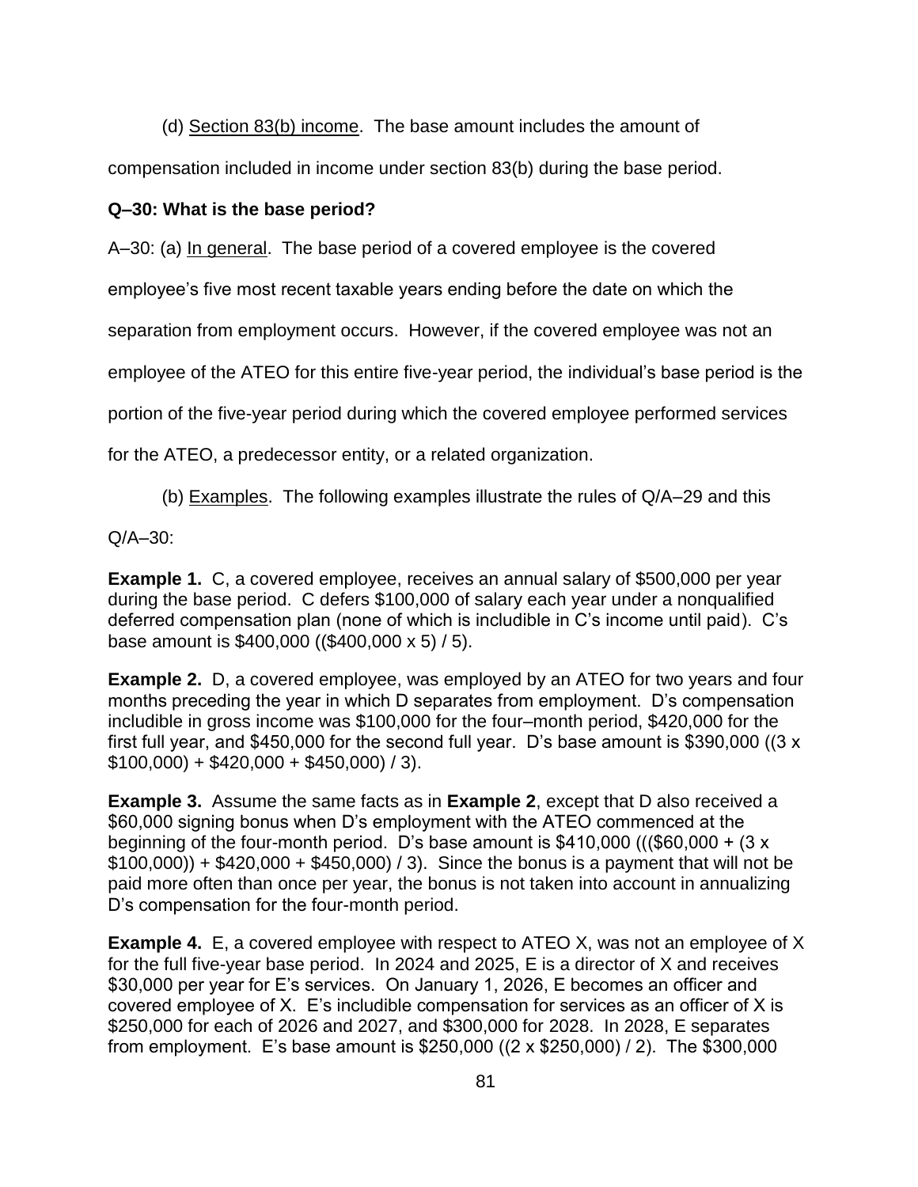(d) Section 83(b) income. The base amount includes the amount of compensation included in income under section 83(b) during the base period.

**Q–30: What is the base period?**

A–30: (a) In general. The base period of a covered employee is the covered employee's five most recent taxable years ending before the date on which the separation from employment occurs. However, if the covered employee was not an employee of the ATEO for this entire five-year period, the individual's base period is the portion of the five-year period during which the covered employee performed services for the ATEO, a predecessor entity, or a related organization.

(b) Examples. The following examples illustrate the rules of Q/A–29 and this Q/A–30:

**Example 1.** C, a covered employee, receives an annual salary of $500,000 per year during the base period. C defers $100,000 of salary each year under a nonqualified deferred compensation plan (none of which is includible in C's income until paid). C's base amount is $400,000 (($400,000 x 5) / 5).

**Example 2.** D, a covered employee, was employed by an ATEO for two years and four months preceding the year in which D separates from employment. D's compensation includible in gross income was $100,000 for the four–month period, $420,000 for the first full year, and $450,000 for the second full year. D's base amount is $390,000 ((3 x $100,000) + $420,000 + $450,000) / 3).

**Example 3.** Assume the same facts as in **Example 2**, except that D also received a $60,000 signing bonus when D's employment with the ATEO commenced at the beginning of the four-month period. D's base amount is $410,000 ((($60,000 + (3 x $100,000)) + $420,000 + $450,000) / 3). Since the bonus is a payment that will not be paid more often than once per year, the bonus is not taken into account in annualizing D's compensation for the four-month period.

**Example 4.** E, a covered employee with respect to ATEO X, was not an employee of X for the full five-year base period. In 2024 and 2025, E is a director of X and receives $30,000 per year for E's services. On January 1, 2026, E becomes an officer and covered employee of X. E's includible compensation for services as an officer of X is $250,000 for each of 2026 and 2027, and $300,000 for 2028. In 2028, E separates from employment. E's base amount is $250,000 ((2 x $250,000) / 2). The $300,000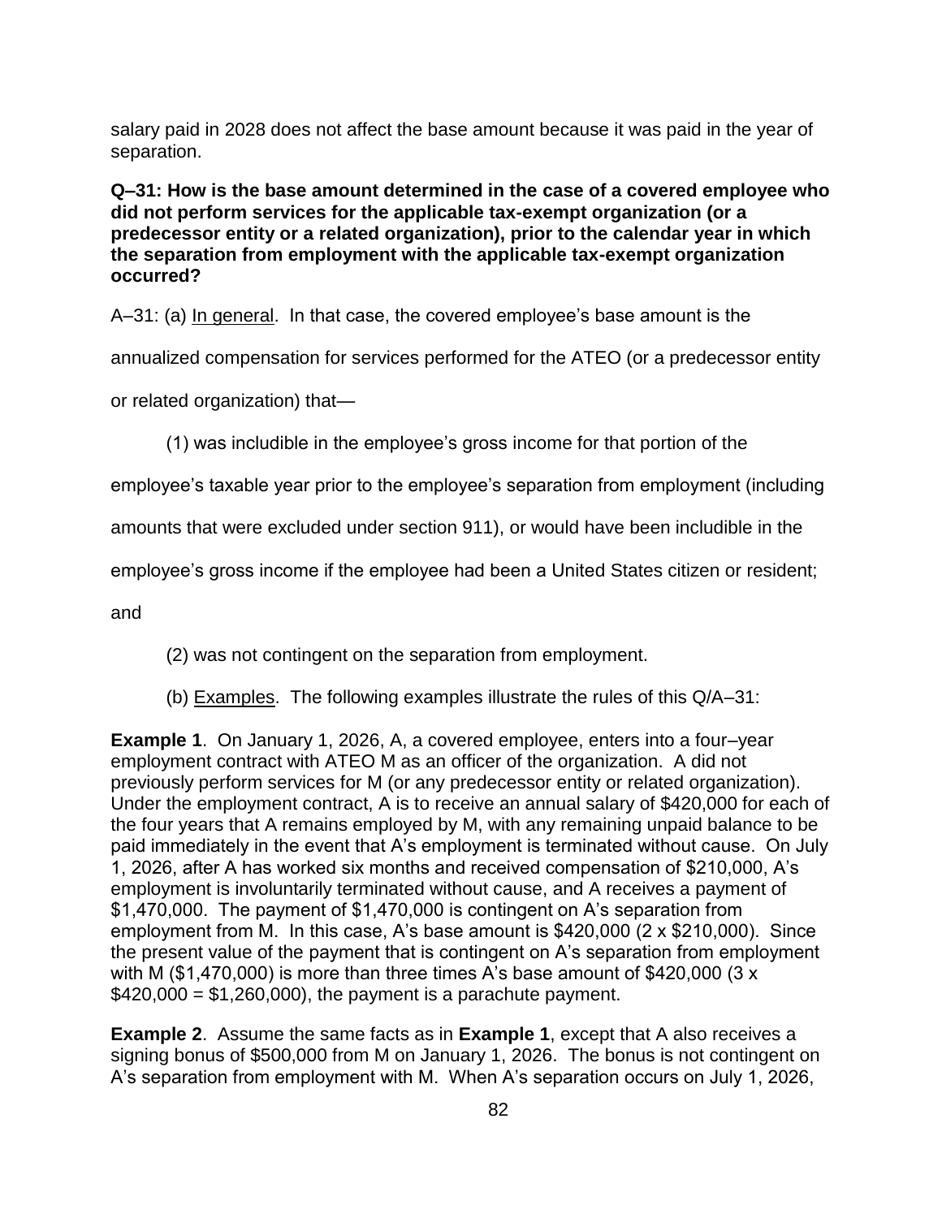salary paid in 2028 does not affect the base amount because it was paid in the year of separation.

**Q–31: How is the base amount determined in the case of a covered employee who did not perform services for the applicable tax-exempt organization (or a predecessor entity or a related organization), prior to the calendar year in which the separation from employment with the applicable tax-exempt organization occurred?**

A–31: (a) In general. In that case, the covered employee's base amount is the annualized compensation for services performed for the ATEO (or a predecessor entity or related organization) that—

(1) was includible in the employee's gross income for that portion of the employee's taxable year prior to the employee's separation from employment (including amounts that were excluded under section 911), or would have been includible in the employee's gross income if the employee had been a United States citizen or resident; and

(2) was not contingent on the separation from employment.

(b) Examples. The following examples illustrate the rules of this Q/A–31:

**Example 1**. On January 1, 2026, A, a covered employee, enters into a four–year employment contract with ATEO M as an officer of the organization. A did not previously perform services for M (or any predecessor entity or related organization). Under the employment contract, A is to receive an annual salary of $420,000 for each of the four years that A remains employed by M, with any remaining unpaid balance to be paid immediately in the event that A's employment is terminated without cause. On July 1, 2026, after A has worked six months and received compensation of $210,000, A's employment is involuntarily terminated without cause, and A receives a payment of $1,470,000. The payment of $1,470,000 is contingent on A's separation from employment from M. In this case, A's base amount is $420,000 (2 x $210,000). Since the present value of the payment that is contingent on A's separation from employment with M ($1,470,000) is more than three times A's base amount of $420,000 (3 x $420,000 = $1,260,000), the payment is a parachute payment.

**Example 2**. Assume the same facts as in **Example 1**, except that A also receives a signing bonus of $500,000 from M on January 1, 2026. The bonus is not contingent on A's separation from employment with M. When A's separation occurs on July 1, 2026,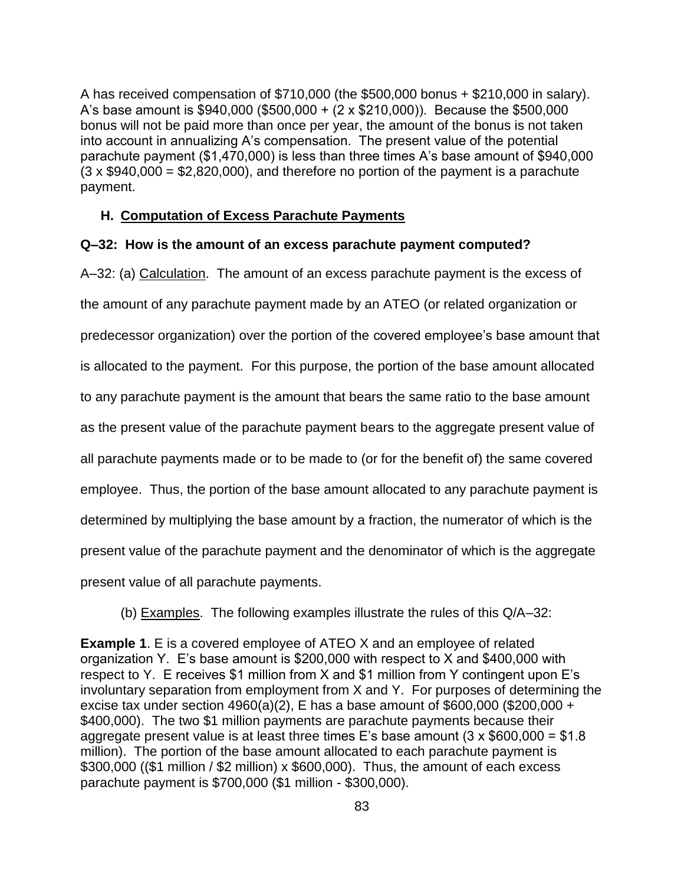A has received compensation of $710,000 (the $500,000 bonus + $210,000 in salary). A's base amount is $940,000 ($500,000 + (2 x $210,000)). Because the $500,000 bonus will not be paid more than once per year, the amount of the bonus is not taken into account in annualizing A's compensation. The present value of the potential parachute payment ($1,470,000) is less than three times A's base amount of $940,000 (3 x $940,000 = $2,820,000), and therefore no portion of the payment is a parachute payment.

### H. <u>Computation of Excess Parachute Payments</u>

**Q–32: How is the amount of an excess parachute payment computed?**

A–32: (a) <u>Calculation</u>. The amount of an excess parachute payment is the excess of the amount of any parachute payment made by an ATEO (or related organization or predecessor organization) over the portion of the covered employee's base amount that is allocated to the payment. For this purpose, the portion of the base amount allocated to any parachute payment is the amount that bears the same ratio to the base amount as the present value of the parachute payment bears to the aggregate present value of all parachute payments made or to be made to (or for the benefit of) the same covered employee. Thus, the portion of the base amount allocated to any parachute payment is determined by multiplying the base amount by a fraction, the numerator of which is the present value of the parachute payment and the denominator of which is the aggregate present value of all parachute payments.

(b) <u>Examples</u>. The following examples illustrate the rules of this Q/A–32:

**Example 1**. E is a covered employee of ATEO X and an employee of related organization Y. E's base amount is $200,000 with respect to X and $400,000 with respect to Y. E receives $1 million from X and $1 million from Y contingent upon E's involuntary separation from employment from X and Y. For purposes of determining the excise tax under section 4960(a)(2), E has a base amount of $600,000 ($200,000 + $400,000). The two $1 million payments are parachute payments because their aggregate present value is at least three times E's base amount (3 x $600,000 = $1.8 million). The portion of the base amount allocated to each parachute payment is $300,000 (($1 million / $2 million) x $600,000). Thus, the amount of each excess parachute payment is $700,000 ($1 million - $300,000).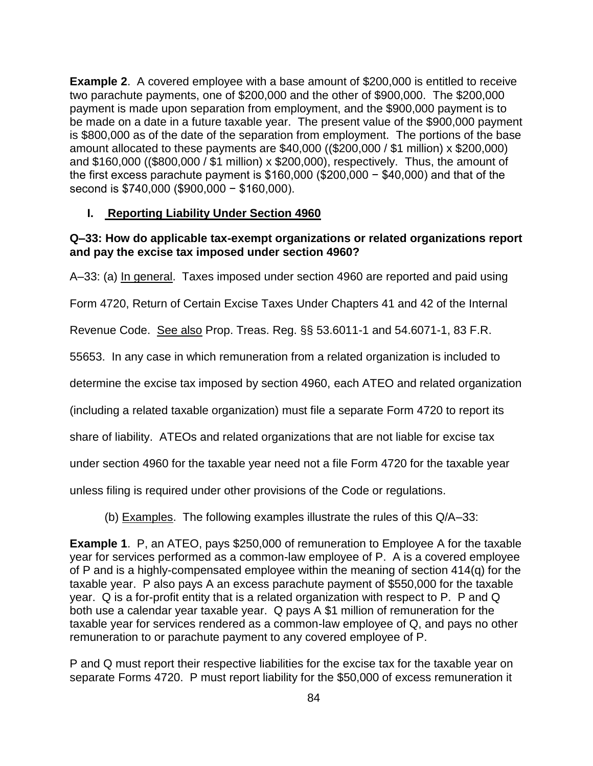**Example 2**. A covered employee with a base amount of \$200,000 is entitled to receive two parachute payments, one of \$200,000 and the other of \$900,000. The \$200,000 payment is made upon separation from employment, and the \$900,000 payment is to be made on a date in a future taxable year. The present value of the \$900,000 payment is \$800,000 as of the date of the separation from employment. The portions of the base amount allocated to these payments are \$40,000 ((\$200,000 / \$1 million) x \$200,000) and \$160,000 ((\$800,000 / \$1 million) x \$200,000), respectively. Thus, the amount of the first excess parachute payment is \$160,000 (\$200,000 − \$40,000) and that of the second is \$740,000 (\$900,000 − \$160,000).

## I. Reporting Liability Under Section 4960

**Q–33: How do applicable tax-exempt organizations or related organizations report and pay the excise tax imposed under section 4960?**

A–33: (a) In general. Taxes imposed under section 4960 are reported and paid using Form 4720, Return of Certain Excise Taxes Under Chapters 41 and 42 of the Internal Revenue Code. See also Prop. Treas. Reg. §§ 53.6011-1 and 54.6071-1, 83 F.R. 55653. In any case in which remuneration from a related organization is included to determine the excise tax imposed by section 4960, each ATEO and related organization (including a related taxable organization) must file a separate Form 4720 to report its share of liability. ATEOs and related organizations that are not liable for excise tax under section 4960 for the taxable year need not a file Form 4720 for the taxable year unless filing is required under other provisions of the Code or regulations.

(b) Examples. The following examples illustrate the rules of this Q/A–33:

**Example 1**. P, an ATEO, pays \$250,000 of remuneration to Employee A for the taxable year for services performed as a common-law employee of P. A is a covered employee of P and is a highly-compensated employee within the meaning of section 414(q) for the taxable year. P also pays A an excess parachute payment of \$550,000 for the taxable year. Q is a for-profit entity that is a related organization with respect to P. P and Q both use a calendar year taxable year. Q pays A \$1 million of remuneration for the taxable year for services rendered as a common-law employee of Q, and pays no other remuneration to or parachute payment to any covered employee of P.

P and Q must report their respective liabilities for the excise tax for the taxable year on separate Forms 4720. P must report liability for the \$50,000 of excess remuneration it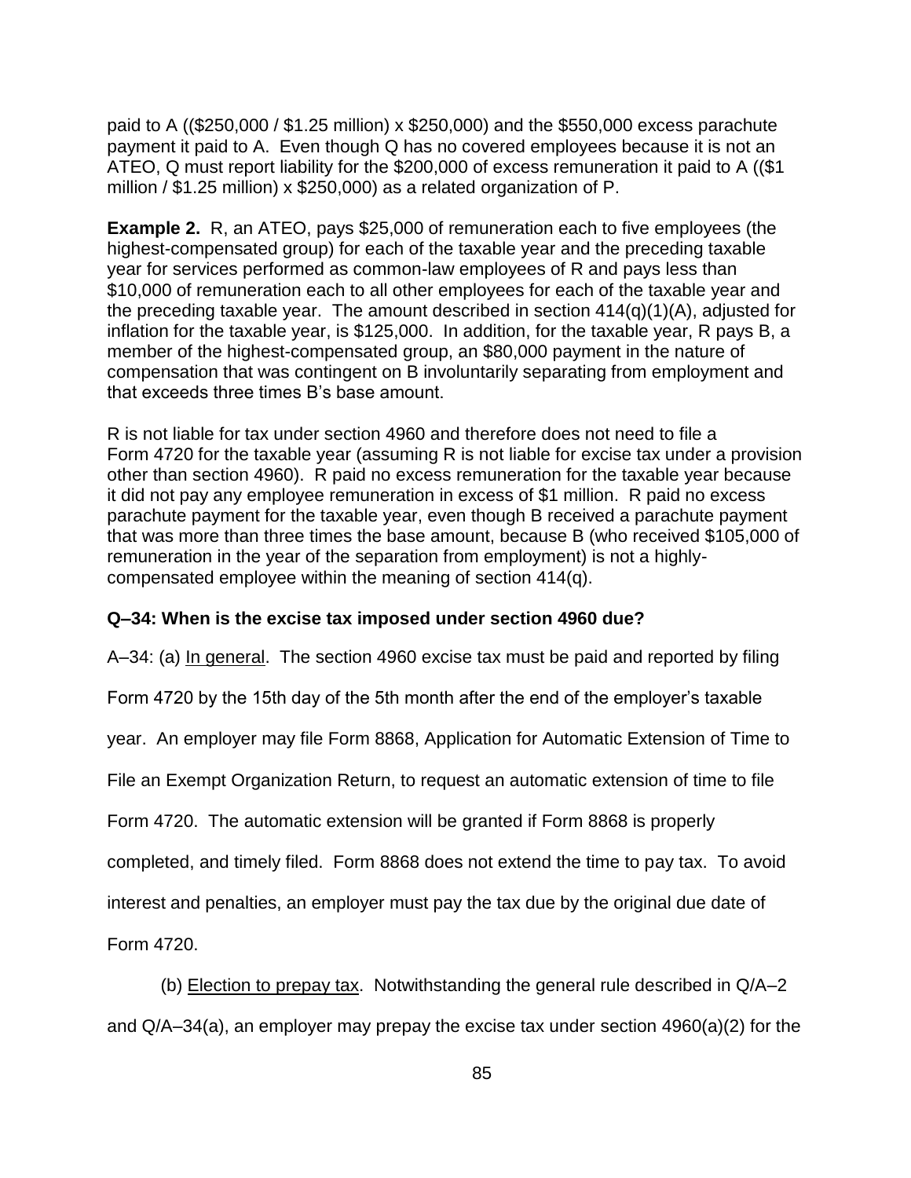paid to A (($250,000 / $1.25 million) x $250,000) and the $550,000 excess parachute payment it paid to A. Even though Q has no covered employees because it is not an ATEO, Q must report liability for the $200,000 of excess remuneration it paid to A (($1 million / $1.25 million) x $250,000) as a related organization of P.

**Example 2.** R, an ATEO, pays $25,000 of remuneration each to five employees (the highest-compensated group) for each of the taxable year and the preceding taxable year for services performed as common-law employees of R and pays less than $10,000 of remuneration each to all other employees for each of the taxable year and the preceding taxable year. The amount described in section 414(q)(1)(A), adjusted for inflation for the taxable year, is $125,000. In addition, for the taxable year, R pays B, a member of the highest-compensated group, an $80,000 payment in the nature of compensation that was contingent on B involuntarily separating from employment and that exceeds three times B's base amount.

R is not liable for tax under section 4960 and therefore does not need to file a Form 4720 for the taxable year (assuming R is not liable for excise tax under a provision other than section 4960). R paid no excess remuneration for the taxable year because it did not pay any employee remuneration in excess of $1 million. R paid no excess parachute payment for the taxable year, even though B received a parachute payment that was more than three times the base amount, because B (who received $105,000 of remuneration in the year of the separation from employment) is not a highly-compensated employee within the meaning of section 414(q).

**Q–34: When is the excise tax imposed under section 4960 due?**

A–34: (a) In general. The section 4960 excise tax must be paid and reported by filing Form 4720 by the 15th day of the 5th month after the end of the employer's taxable year. An employer may file Form 8868, Application for Automatic Extension of Time to File an Exempt Organization Return, to request an automatic extension of time to file Form 4720. The automatic extension will be granted if Form 8868 is properly completed, and timely filed. Form 8868 does not extend the time to pay tax. To avoid interest and penalties, an employer must pay the tax due by the original due date of Form 4720.

(b) Election to prepay tax. Notwithstanding the general rule described in Q/A–2 and Q/A–34(a), an employer may prepay the excise tax under section 4960(a)(2) for the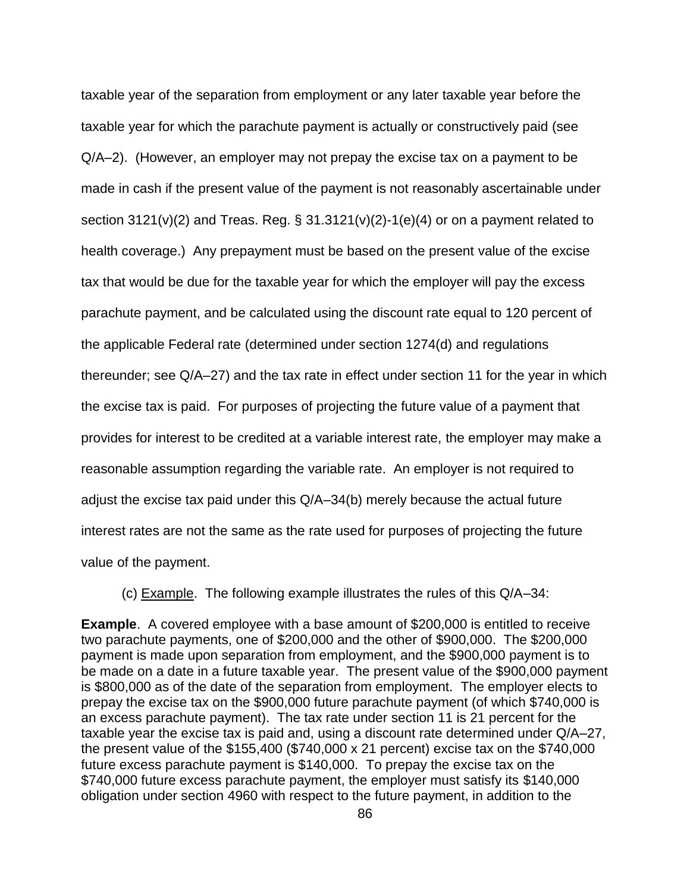taxable year of the separation from employment or any later taxable year before the taxable year for which the parachute payment is actually or constructively paid (see Q/A–2). (However, an employer may not prepay the excise tax on a payment to be made in cash if the present value of the payment is not reasonably ascertainable under section 3121(v)(2) and Treas. Reg. § 31.3121(v)(2)-1(e)(4) or on a payment related to health coverage.) Any prepayment must be based on the present value of the excise tax that would be due for the taxable year for which the employer will pay the excess parachute payment, and be calculated using the discount rate equal to 120 percent of the applicable Federal rate (determined under section 1274(d) and regulations thereunder; see Q/A–27) and the tax rate in effect under section 11 for the year in which the excise tax is paid. For purposes of projecting the future value of a payment that provides for interest to be credited at a variable interest rate, the employer may make a reasonable assumption regarding the variable rate. An employer is not required to adjust the excise tax paid under this Q/A–34(b) merely because the actual future interest rates are not the same as the rate used for purposes of projecting the future value of the payment.

(c) Example. The following example illustrates the rules of this Q/A–34:

**Example**. A covered employee with a base amount of $200,000 is entitled to receive two parachute payments, one of $200,000 and the other of $900,000. The $200,000 payment is made upon separation from employment, and the $900,000 payment is to be made on a date in a future taxable year. The present value of the $900,000 payment is $800,000 as of the date of the separation from employment. The employer elects to prepay the excise tax on the $900,000 future parachute payment (of which $740,000 is an excess parachute payment). The tax rate under section 11 is 21 percent for the taxable year the excise tax is paid and, using a discount rate determined under Q/A–27, the present value of the $155,400 ($740,000 x 21 percent) excise tax on the $740,000 future excess parachute payment is $140,000. To prepay the excise tax on the $740,000 future excess parachute payment, the employer must satisfy its $140,000 obligation under section 4960 with respect to the future payment, in addition to the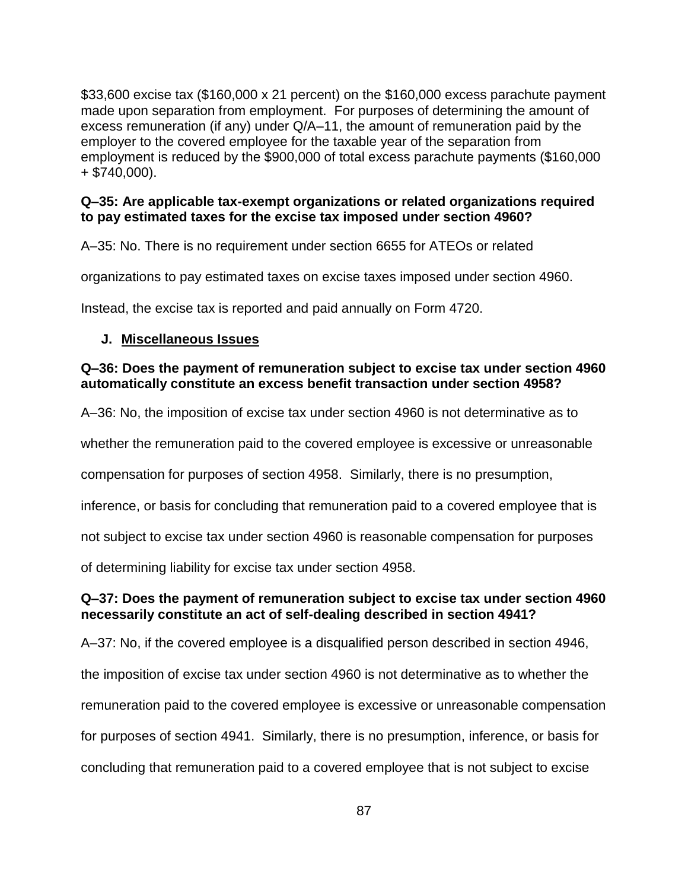$33,600 excise tax ($160,000 x 21 percent) on the $160,000 excess parachute payment made upon separation from employment. For purposes of determining the amount of excess remuneration (if any) under Q/A–11, the amount of remuneration paid by the employer to the covered employee for the taxable year of the separation from employment is reduced by the $900,000 of total excess parachute payments ($160,000 + $740,000).

**Q–35: Are applicable tax-exempt organizations or related organizations required to pay estimated taxes for the excise tax imposed under section 4960?**

A–35: No. There is no requirement under section 6655 for ATEOs or related organizations to pay estimated taxes on excise taxes imposed under section 4960. Instead, the excise tax is reported and paid annually on Form 4720.

## J. Miscellaneous Issues

**Q–36: Does the payment of remuneration subject to excise tax under section 4960 automatically constitute an excess benefit transaction under section 4958?**

A–36: No, the imposition of excise tax under section 4960 is not determinative as to whether the remuneration paid to the covered employee is excessive or unreasonable compensation for purposes of section 4958. Similarly, there is no presumption, inference, or basis for concluding that remuneration paid to a covered employee that is not subject to excise tax under section 4960 is reasonable compensation for purposes of determining liability for excise tax under section 4958.

**Q–37: Does the payment of remuneration subject to excise tax under section 4960 necessarily constitute an act of self-dealing described in section 4941?**

A–37: No, if the covered employee is a disqualified person described in section 4946, the imposition of excise tax under section 4960 is not determinative as to whether the remuneration paid to the covered employee is excessive or unreasonable compensation for purposes of section 4941. Similarly, there is no presumption, inference, or basis for concluding that remuneration paid to a covered employee that is not subject to excise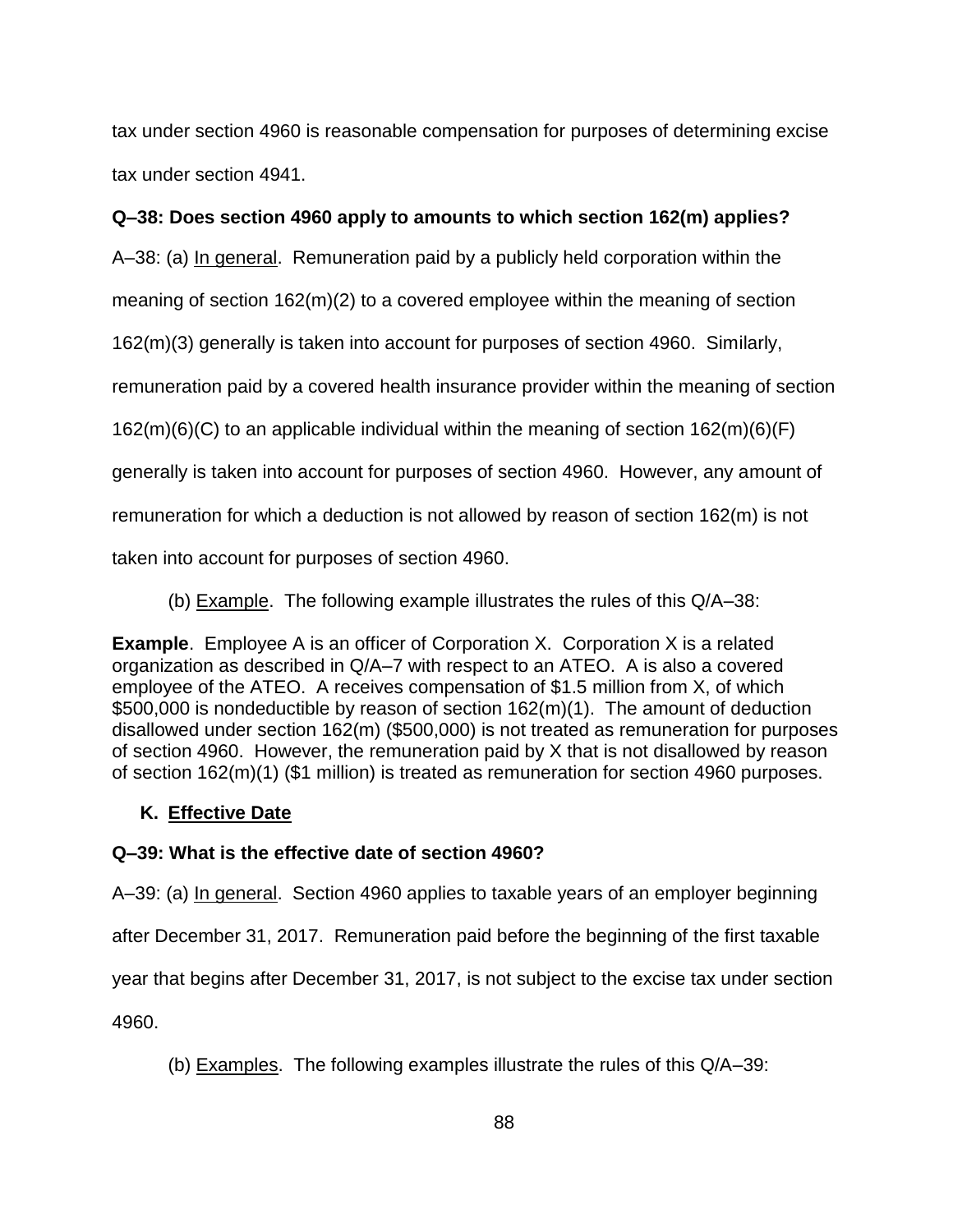tax under section 4960 is reasonable compensation for purposes of determining excise tax under section 4941.

**Q–38: Does section 4960 apply to amounts to which section 162(m) applies?**

A–38: (a) In general. Remuneration paid by a publicly held corporation within the meaning of section 162(m)(2) to a covered employee within the meaning of section 162(m)(3) generally is taken into account for purposes of section 4960. Similarly, remuneration paid by a covered health insurance provider within the meaning of section 162(m)(6)(C) to an applicable individual within the meaning of section 162(m)(6)(F) generally is taken into account for purposes of section 4960. However, any amount of remuneration for which a deduction is not allowed by reason of section 162(m) is not taken into account for purposes of section 4960.

(b) Example. The following example illustrates the rules of this Q/A–38:

**Example**. Employee A is an officer of Corporation X. Corporation X is a related organization as described in Q/A–7 with respect to an ATEO. A is also a covered employee of the ATEO. A receives compensation of $1.5 million from X, of which $500,000 is nondeductible by reason of section 162(m)(1). The amount of deduction disallowed under section 162(m) ($500,000) is not treated as remuneration for purposes of section 4960. However, the remuneration paid by X that is not disallowed by reason of section 162(m)(1) ($1 million) is treated as remuneration for section 4960 purposes.

## K. Effective Date

**Q–39: What is the effective date of section 4960?**

A–39: (a) In general. Section 4960 applies to taxable years of an employer beginning after December 31, 2017. Remuneration paid before the beginning of the first taxable year that begins after December 31, 2017, is not subject to the excise tax under section 4960.

(b) Examples. The following examples illustrate the rules of this Q/A–39: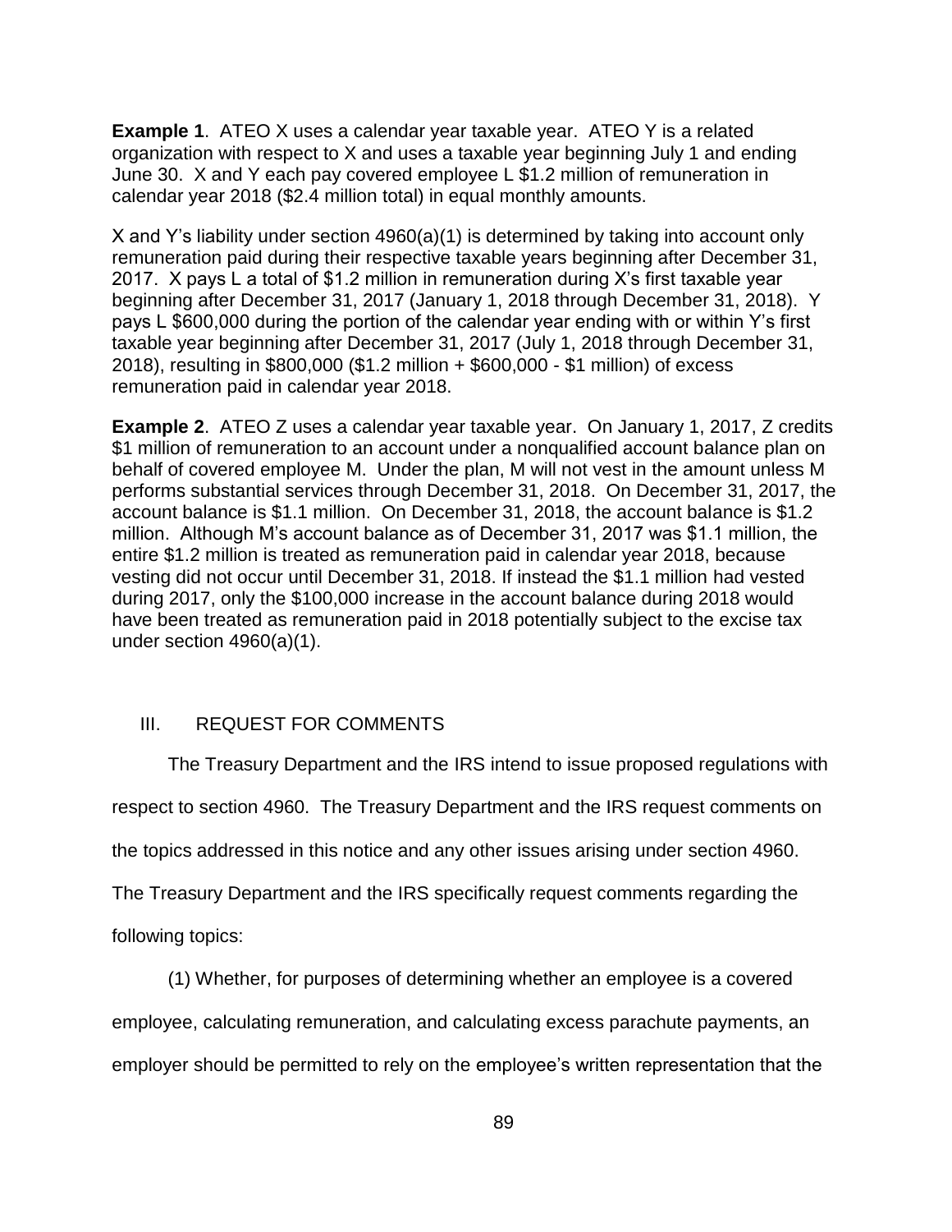**Example 1**. ATEO X uses a calendar year taxable year. ATEO Y is a related organization with respect to X and uses a taxable year beginning July 1 and ending June 30. X and Y each pay covered employee L $1.2 million of remuneration in calendar year 2018 ($2.4 million total) in equal monthly amounts.

X and Y's liability under section 4960(a)(1) is determined by taking into account only remuneration paid during their respective taxable years beginning after December 31, 2017. X pays L a total of $1.2 million in remuneration during X's first taxable year beginning after December 31, 2017 (January 1, 2018 through December 31, 2018). Y pays L $600,000 during the portion of the calendar year ending with or within Y's first taxable year beginning after December 31, 2017 (July 1, 2018 through December 31, 2018), resulting in $800,000 ($1.2 million + $600,000 - $1 million) of excess remuneration paid in calendar year 2018.

**Example 2**. ATEO Z uses a calendar year taxable year. On January 1, 2017, Z credits $1 million of remuneration to an account under a nonqualified account balance plan on behalf of covered employee M. Under the plan, M will not vest in the amount unless M performs substantial services through December 31, 2018. On December 31, 2017, the account balance is $1.1 million. On December 31, 2018, the account balance is $1.2 million. Although M's account balance as of December 31, 2017 was $1.1 million, the entire $1.2 million is treated as remuneration paid in calendar year 2018, because vesting did not occur until December 31, 2018. If instead the $1.1 million had vested during 2017, only the $100,000 increase in the account balance during 2018 would have been treated as remuneration paid in 2018 potentially subject to the excise tax under section 4960(a)(1).

## III. REQUEST FOR COMMENTS

The Treasury Department and the IRS intend to issue proposed regulations with respect to section 4960. The Treasury Department and the IRS request comments on the topics addressed in this notice and any other issues arising under section 4960. The Treasury Department and the IRS specifically request comments regarding the following topics:

(1) Whether, for purposes of determining whether an employee is a covered employee, calculating remuneration, and calculating excess parachute payments, an employer should be permitted to rely on the employee's written representation that the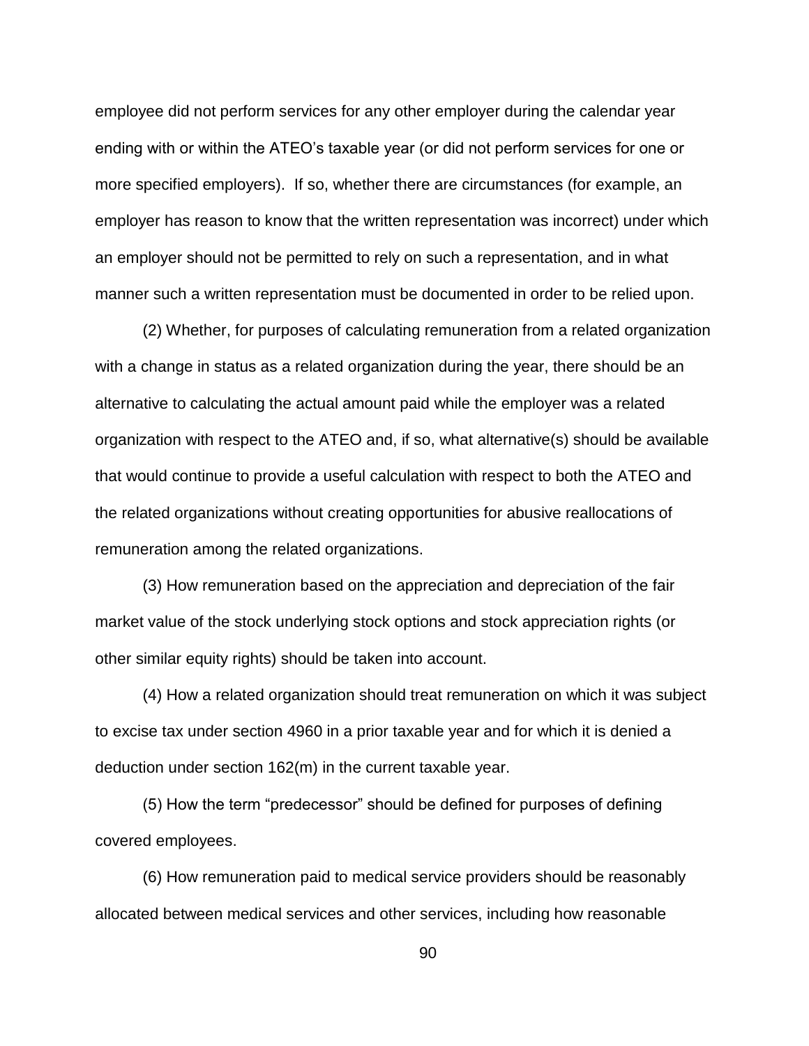employee did not perform services for any other employer during the calendar year ending with or within the ATEO's taxable year (or did not perform services for one or more specified employers). If so, whether there are circumstances (for example, an employer has reason to know that the written representation was incorrect) under which an employer should not be permitted to rely on such a representation, and in what manner such a written representation must be documented in order to be relied upon.

(2) Whether, for purposes of calculating remuneration from a related organization with a change in status as a related organization during the year, there should be an alternative to calculating the actual amount paid while the employer was a related organization with respect to the ATEO and, if so, what alternative(s) should be available that would continue to provide a useful calculation with respect to both the ATEO and the related organizations without creating opportunities for abusive reallocations of remuneration among the related organizations.

(3) How remuneration based on the appreciation and depreciation of the fair market value of the stock underlying stock options and stock appreciation rights (or other similar equity rights) should be taken into account.

(4) How a related organization should treat remuneration on which it was subject to excise tax under section 4960 in a prior taxable year and for which it is denied a deduction under section 162(m) in the current taxable year.

(5) How the term "predecessor" should be defined for purposes of defining covered employees.

(6) How remuneration paid to medical service providers should be reasonably allocated between medical services and other services, including how reasonable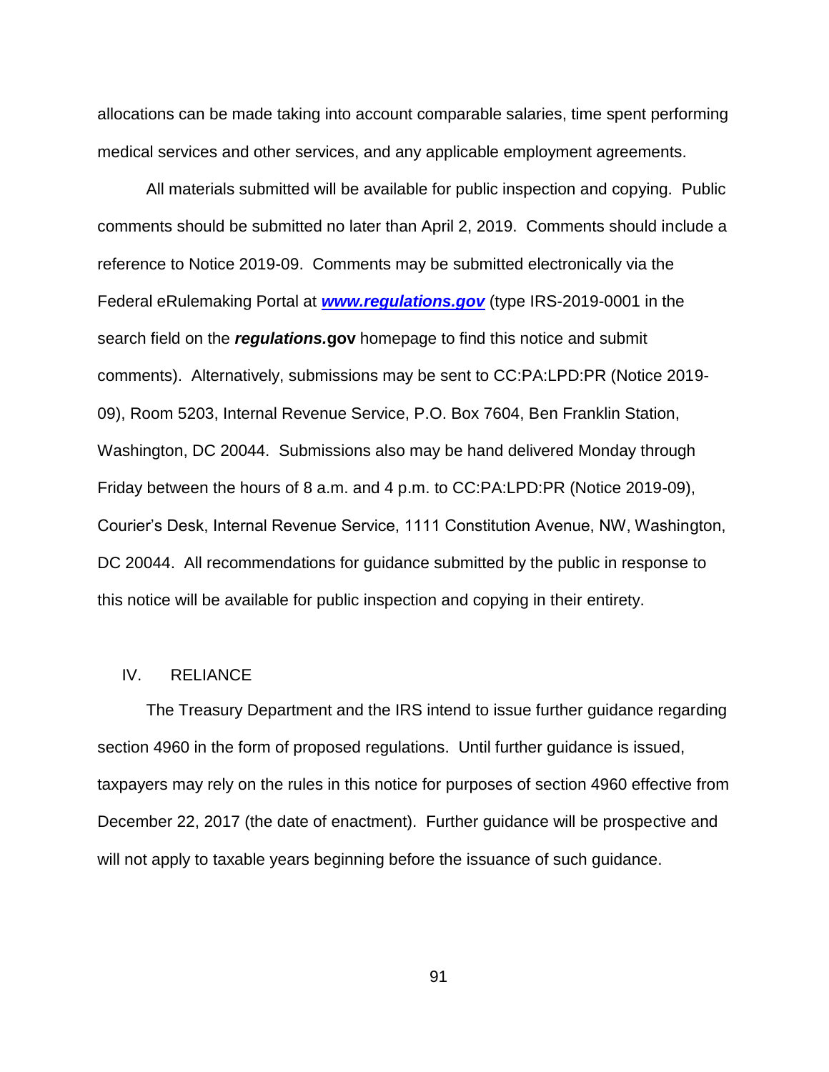allocations can be made taking into account comparable salaries, time spent performing medical services and other services, and any applicable employment agreements.

All materials submitted will be available for public inspection and copying. Public comments should be submitted no later than April 2, 2019. Comments should include a reference to Notice 2019-09. Comments may be submitted electronically via the Federal eRulemaking Portal at ***www.regulations.gov*** (type IRS-2019-0001 in the search field on the ***regulations.*gov** homepage to find this notice and submit comments). Alternatively, submissions may be sent to CC:PA:LPD:PR (Notice 2019-09), Room 5203, Internal Revenue Service, P.O. Box 7604, Ben Franklin Station, Washington, DC 20044. Submissions also may be hand delivered Monday through Friday between the hours of 8 a.m. and 4 p.m. to CC:PA:LPD:PR (Notice 2019-09), Courier's Desk, Internal Revenue Service, 1111 Constitution Avenue, NW, Washington, DC 20044. All recommendations for guidance submitted by the public in response to this notice will be available for public inspection and copying in their entirety.

## IV. RELIANCE

The Treasury Department and the IRS intend to issue further guidance regarding section 4960 in the form of proposed regulations. Until further guidance is issued, taxpayers may rely on the rules in this notice for purposes of section 4960 effective from December 22, 2017 (the date of enactment). Further guidance will be prospective and will not apply to taxable years beginning before the issuance of such guidance.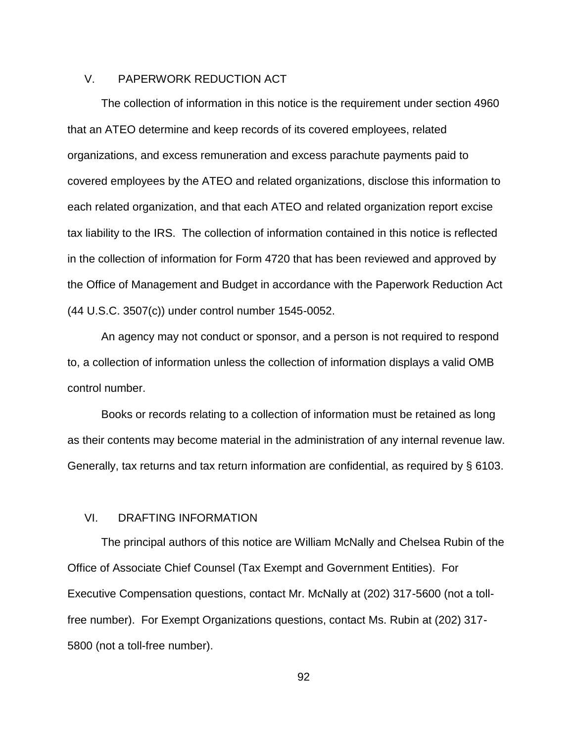## V. PAPERWORK REDUCTION ACT

The collection of information in this notice is the requirement under section 4960 that an ATEO determine and keep records of its covered employees, related organizations, and excess remuneration and excess parachute payments paid to covered employees by the ATEO and related organizations, disclose this information to each related organization, and that each ATEO and related organization report excise tax liability to the IRS. The collection of information contained in this notice is reflected in the collection of information for Form 4720 that has been reviewed and approved by the Office of Management and Budget in accordance with the Paperwork Reduction Act (44 U.S.C. 3507(c)) under control number 1545-0052.

An agency may not conduct or sponsor, and a person is not required to respond to, a collection of information unless the collection of information displays a valid OMB control number.

Books or records relating to a collection of information must be retained as long as their contents may become material in the administration of any internal revenue law. Generally, tax returns and tax return information are confidential, as required by § 6103.

## VI. DRAFTING INFORMATION

The principal authors of this notice are William McNally and Chelsea Rubin of the Office of Associate Chief Counsel (Tax Exempt and Government Entities). For Executive Compensation questions, contact Mr. McNally at (202) 317-5600 (not a toll-free number). For Exempt Organizations questions, contact Ms. Rubin at (202) 317-5800 (not a toll-free number).